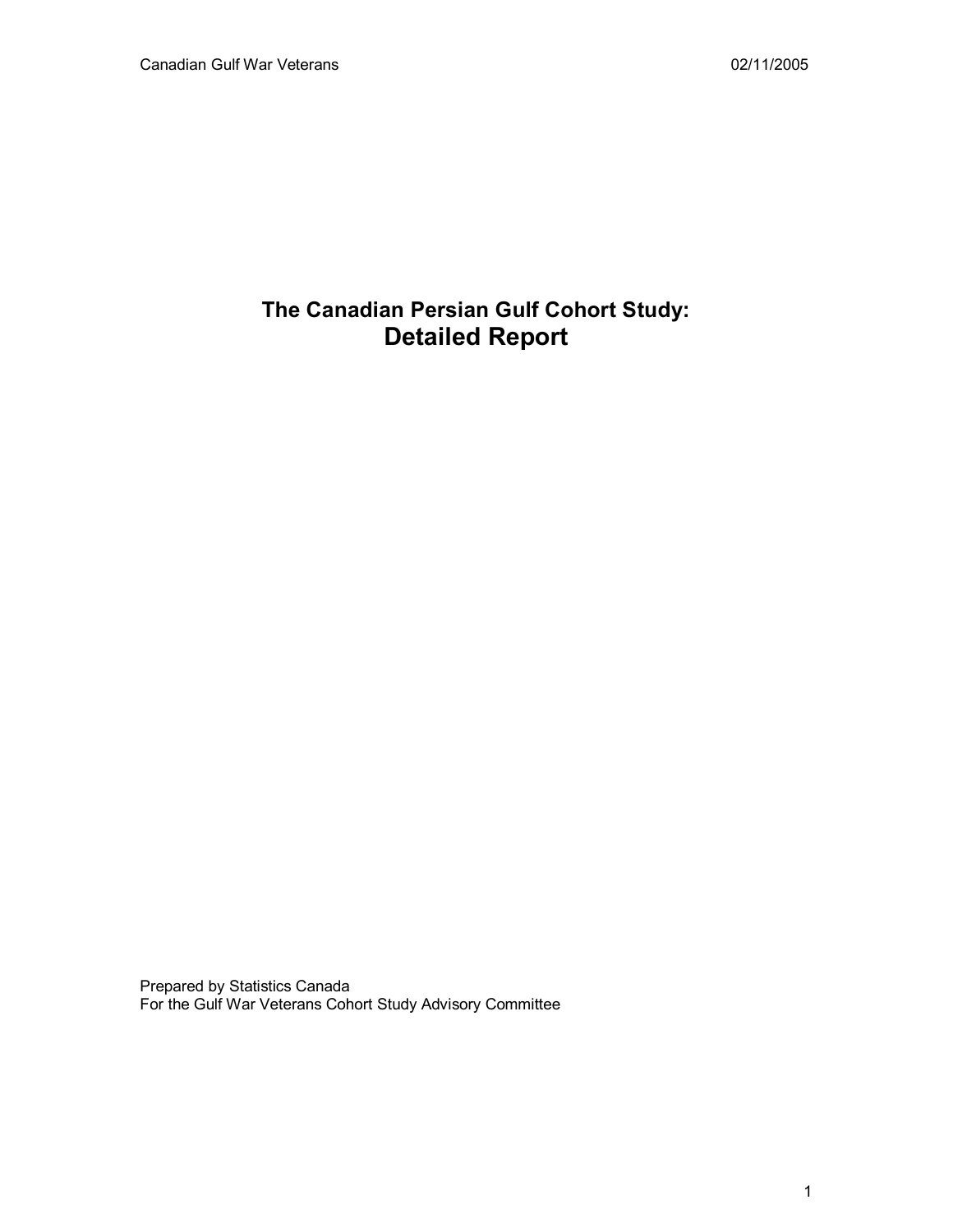# The Canadian Persian Gulf Cohort Study:
# Detailed Report

Prepared by Statistics Canada
For the Gulf War Veterans Cohort Study Advisory Committee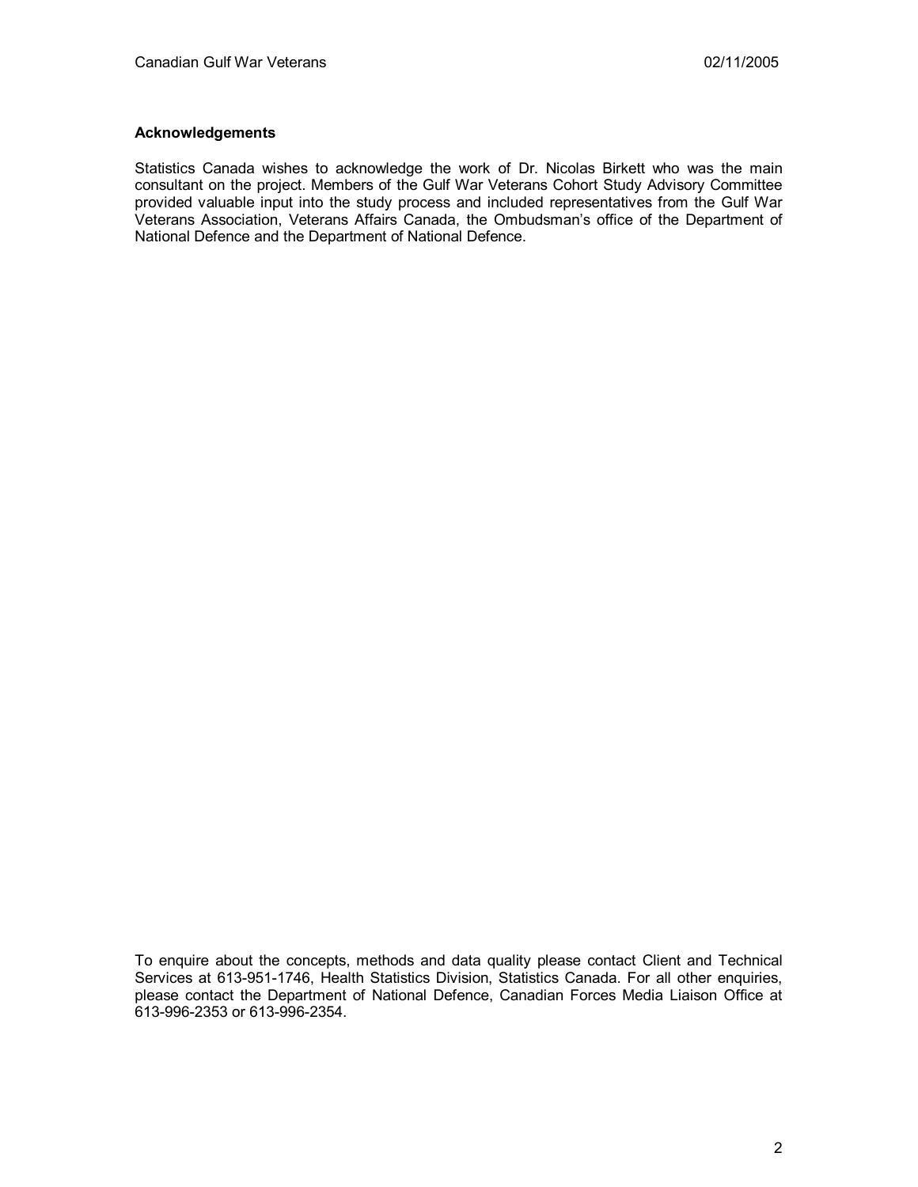**Acknowledgements**

Statistics Canada wishes to acknowledge the work of Dr. Nicolas Birkett who was the main consultant on the project. Members of the Gulf War Veterans Cohort Study Advisory Committee provided valuable input into the study process and included representatives from the Gulf War Veterans Association, Veterans Affairs Canada, the Ombudsman's office of the Department of National Defence and the Department of National Defence.

To enquire about the concepts, methods and data quality please contact Client and Technical Services at 613-951-1746, Health Statistics Division, Statistics Canada. For all other enquiries, please contact the Department of National Defence, Canadian Forces Media Liaison Office at 613-996-2353 or 613-996-2354.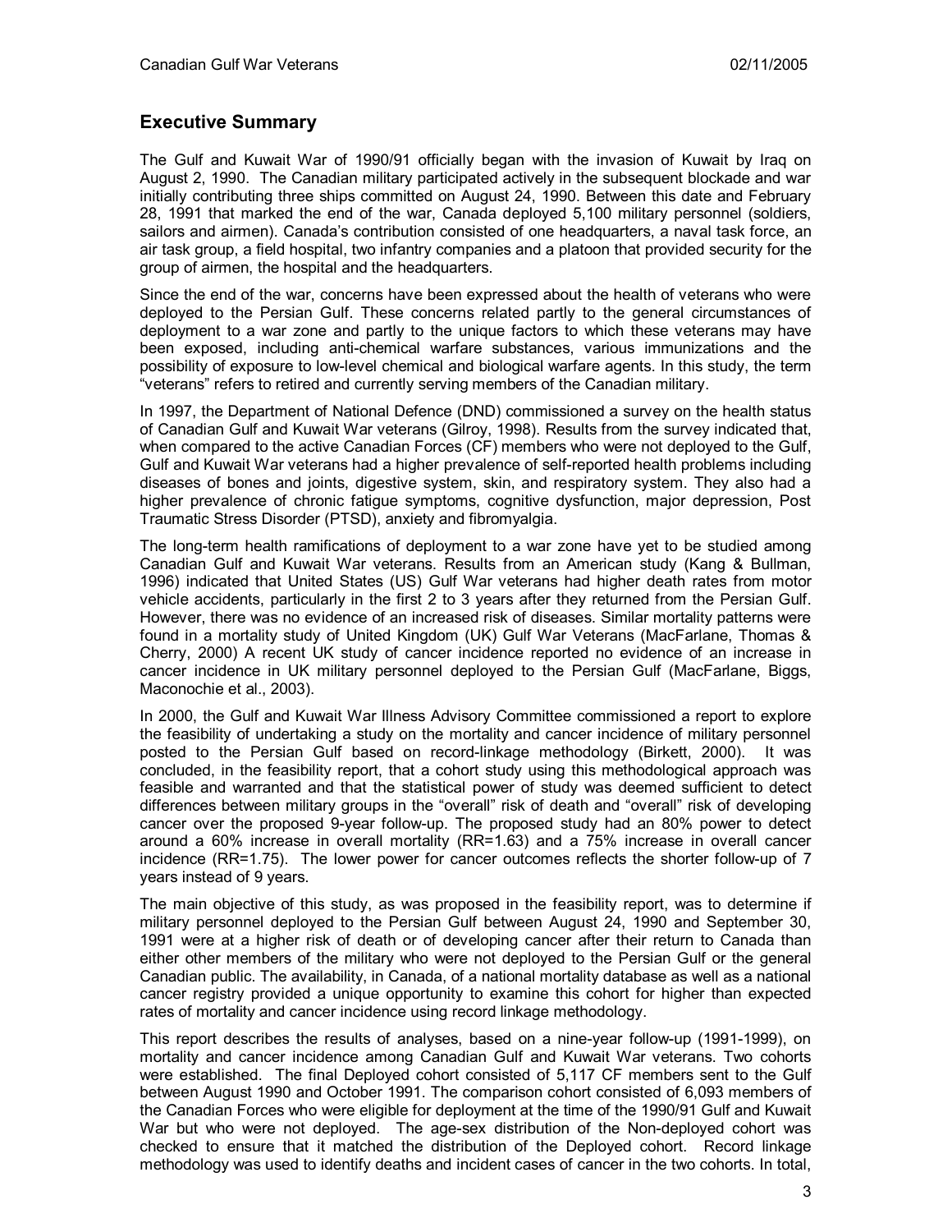## Executive Summary

The Gulf and Kuwait War of 1990/91 officially began with the invasion of Kuwait by Iraq on August 2, 1990. The Canadian military participated actively in the subsequent blockade and war initially contributing three ships committed on August 24, 1990. Between this date and February 28, 1991 that marked the end of the war, Canada deployed 5,100 military personnel (soldiers, sailors and airmen). Canada's contribution consisted of one headquarters, a naval task force, an air task group, a field hospital, two infantry companies and a platoon that provided security for the group of airmen, the hospital and the headquarters.

Since the end of the war, concerns have been expressed about the health of veterans who were deployed to the Persian Gulf. These concerns related partly to the general circumstances of deployment to a war zone and partly to the unique factors to which these veterans may have been exposed, including anti-chemical warfare substances, various immunizations and the possibility of exposure to low-level chemical and biological warfare agents. In this study, the term "veterans" refers to retired and currently serving members of the Canadian military.

In 1997, the Department of National Defence (DND) commissioned a survey on the health status of Canadian Gulf and Kuwait War veterans (Gilroy, 1998). Results from the survey indicated that, when compared to the active Canadian Forces (CF) members who were not deployed to the Gulf, Gulf and Kuwait War veterans had a higher prevalence of self-reported health problems including diseases of bones and joints, digestive system, skin, and respiratory system. They also had a higher prevalence of chronic fatigue symptoms, cognitive dysfunction, major depression, Post Traumatic Stress Disorder (PTSD), anxiety and fibromyalgia.

The long-term health ramifications of deployment to a war zone have yet to be studied among Canadian Gulf and Kuwait War veterans. Results from an American study (Kang & Bullman, 1996) indicated that United States (US) Gulf War veterans had higher death rates from motor vehicle accidents, particularly in the first 2 to 3 years after they returned from the Persian Gulf. However, there was no evidence of an increased risk of diseases. Similar mortality patterns were found in a mortality study of United Kingdom (UK) Gulf War Veterans (MacFarlane, Thomas & Cherry, 2000) A recent UK study of cancer incidence reported no evidence of an increase in cancer incidence in UK military personnel deployed to the Persian Gulf (MacFarlane, Biggs, Maconochie et al., 2003).

In 2000, the Gulf and Kuwait War Illness Advisory Committee commissioned a report to explore the feasibility of undertaking a study on the mortality and cancer incidence of military personnel posted to the Persian Gulf based on record-linkage methodology (Birkett, 2000). It was concluded, in the feasibility report, that a cohort study using this methodological approach was feasible and warranted and that the statistical power of study was deemed sufficient to detect differences between military groups in the "overall" risk of death and "overall" risk of developing cancer over the proposed 9-year follow-up. The proposed study had an 80% power to detect around a 60% increase in overall mortality (RR=1.63) and a 75% increase in overall cancer incidence (RR=1.75). The lower power for cancer outcomes reflects the shorter follow-up of 7 years instead of 9 years.

The main objective of this study, as was proposed in the feasibility report, was to determine if military personnel deployed to the Persian Gulf between August 24, 1990 and September 30, 1991 were at a higher risk of death or of developing cancer after their return to Canada than either other members of the military who were not deployed to the Persian Gulf or the general Canadian public. The availability, in Canada, of a national mortality database as well as a national cancer registry provided a unique opportunity to examine this cohort for higher than expected rates of mortality and cancer incidence using record linkage methodology.

This report describes the results of analyses, based on a nine-year follow-up (1991-1999), on mortality and cancer incidence among Canadian Gulf and Kuwait War veterans. Two cohorts were established. The final Deployed cohort consisted of 5,117 CF members sent to the Gulf between August 1990 and October 1991. The comparison cohort consisted of 6,093 members of the Canadian Forces who were eligible for deployment at the time of the 1990/91 Gulf and Kuwait War but who were not deployed. The age-sex distribution of the Non-deployed cohort was checked to ensure that it matched the distribution of the Deployed cohort. Record linkage methodology was used to identify deaths and incident cases of cancer in the two cohorts. In total,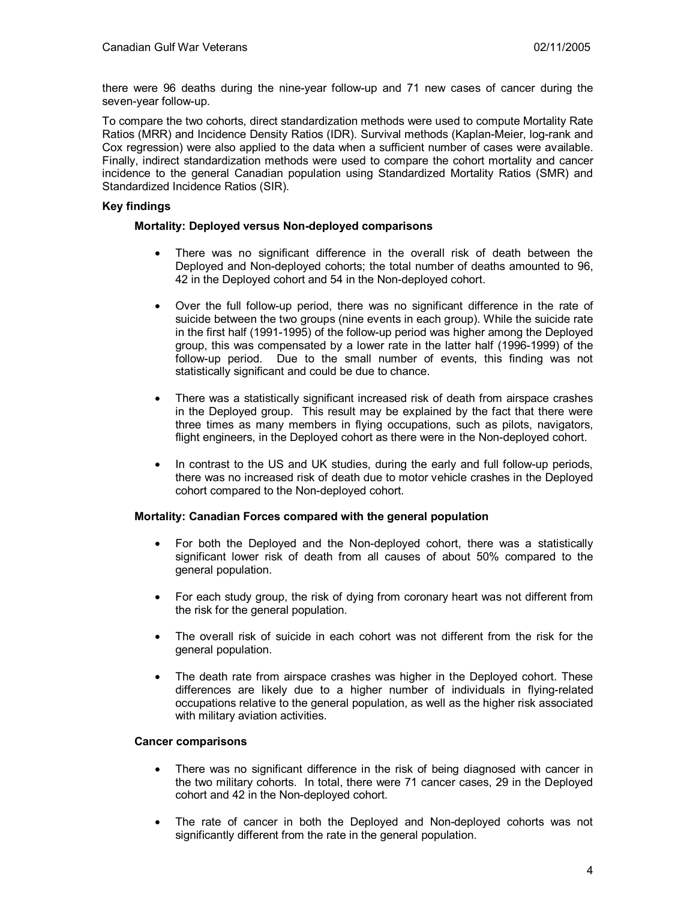there were 96 deaths during the nine-year follow-up and 71 new cases of cancer during the seven-year follow-up.

To compare the two cohorts, direct standardization methods were used to compute Mortality Rate Ratios (MRR) and Incidence Density Ratios (IDR). Survival methods (Kaplan-Meier, log-rank and Cox regression) were also applied to the data when a sufficient number of cases were available. Finally, indirect standardization methods were used to compare the cohort mortality and cancer incidence to the general Canadian population using Standardized Mortality Ratios (SMR) and Standardized Incidence Ratios (SIR).

**Key findings**

**Mortality: Deployed versus Non-deployed comparisons**

- There was no significant difference in the overall risk of death between the Deployed and Non-deployed cohorts; the total number of deaths amounted to 96, 42 in the Deployed cohort and 54 in the Non-deployed cohort.

- Over the full follow-up period, there was no significant difference in the rate of suicide between the two groups (nine events in each group). While the suicide rate in the first half (1991-1995) of the follow-up period was higher among the Deployed group, this was compensated by a lower rate in the latter half (1996-1999) of the follow-up period. Due to the small number of events, this finding was not statistically significant and could be due to chance.

- There was a statistically significant increased risk of death from airspace crashes in the Deployed group. This result may be explained by the fact that there were three times as many members in flying occupations, such as pilots, navigators, flight engineers, in the Deployed cohort as there were in the Non-deployed cohort.

- In contrast to the US and UK studies, during the early and full follow-up periods, there was no increased risk of death due to motor vehicle crashes in the Deployed cohort compared to the Non-deployed cohort.

**Mortality: Canadian Forces compared with the general population**

- For both the Deployed and the Non-deployed cohort, there was a statistically significant lower risk of death from all causes of about 50% compared to the general population.

- For each study group, the risk of dying from coronary heart was not different from the risk for the general population.

- The overall risk of suicide in each cohort was not different from the risk for the general population.

- The death rate from airspace crashes was higher in the Deployed cohort. These differences are likely due to a higher number of individuals in flying-related occupations relative to the general population, as well as the higher risk associated with military aviation activities.

**Cancer comparisons**

- There was no significant difference in the risk of being diagnosed with cancer in the two military cohorts. In total, there were 71 cancer cases, 29 in the Deployed cohort and 42 in the Non-deployed cohort.

- The rate of cancer in both the Deployed and Non-deployed cohorts was not significantly different from the rate in the general population.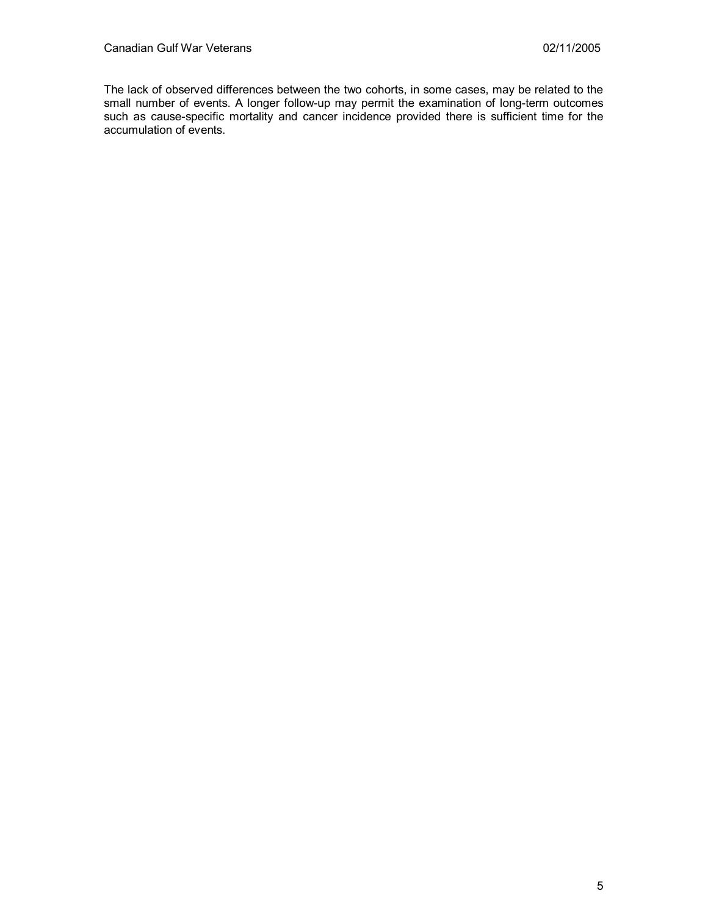The lack of observed differences between the two cohorts, in some cases, may be related to the small number of events. A longer follow-up may permit the examination of long-term outcomes such as cause-specific mortality and cancer incidence provided there is sufficient time for the accumulation of events.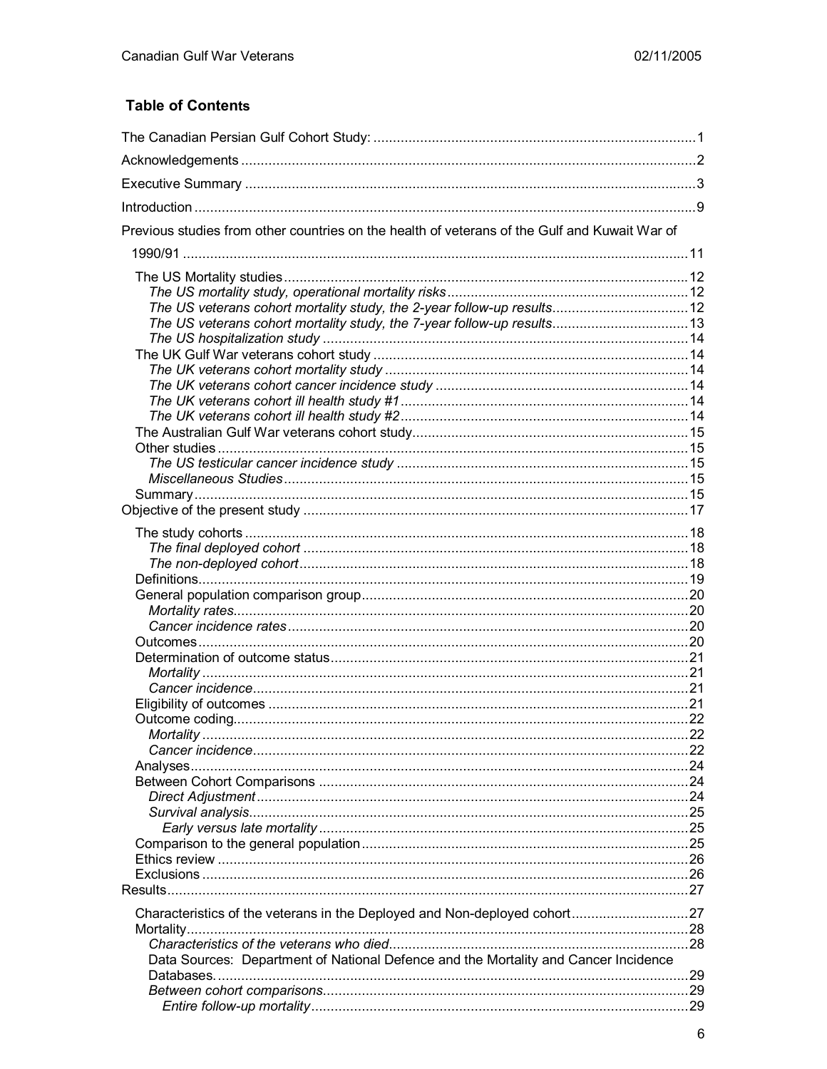## Table of Contents

The Canadian Persian Gulf Cohort Study: ..... 1

Acknowledgements ..... 2

Executive Summary ..... 3

Introduction ..... 9

Previous studies from other countries on the health of veterans of the Gulf and Kuwait War of 1990/91 ..... 11

- The US Mortality studies ..... 12
  - *The US mortality study, operational mortality risks* ..... 12
  - *The US veterans cohort mortality study, the 2-year follow-up results* ..... 12
  - *The US veterans cohort mortality study, the 7-year follow-up results* ..... 13
  - *The US hospitalization study* ..... 14
- The UK Gulf War veterans cohort study ..... 14
  - *The UK veterans cohort mortality study* ..... 14
  - *The UK veterans cohort cancer incidence study* ..... 14
  - *The UK veterans cohort ill health study #1* ..... 14
  - *The UK veterans cohort ill health study #2* ..... 14
- The Australian Gulf War veterans cohort study ..... 15
- Other studies ..... 15
  - *The US testicular cancer incidence study* ..... 15
  - *Miscellaneous Studies* ..... 15
- Summary ..... 15

Objective of the present study ..... 17

- The study cohorts ..... 18
  - *The final deployed cohort* ..... 18
  - *The non-deployed cohort* ..... 18
- Definitions ..... 19
- General population comparison group ..... 20
  - *Mortality rates* ..... 20
  - *Cancer incidence rates* ..... 20
- Outcomes ..... 20
- Determination of outcome status ..... 21
  - *Mortality* ..... 21
  - *Cancer incidence* ..... 21
- Eligibility of outcomes ..... 21
- Outcome coding ..... 22
  - *Mortality* ..... 22
  - *Cancer incidence* ..... 22
- Analyses ..... 24
- Between Cohort Comparisons ..... 24
  - *Direct Adjustment* ..... 24
  - *Survival analysis* ..... 25
    - *Early versus late mortality* ..... 25
- Comparison to the general population ..... 25
- Ethics review ..... 26
- Exclusions ..... 26

Results ..... 27

- Characteristics of the veterans in the Deployed and Non-deployed cohort ..... 27
- Mortality ..... 28
  - *Characteristics of the veterans who died* ..... 28
  - Data Sources: Department of National Defence and the Mortality and Cancer Incidence Databases. ..... 29
  - *Between cohort comparisons* ..... 29
    - *Entire follow-up mortality* ..... 29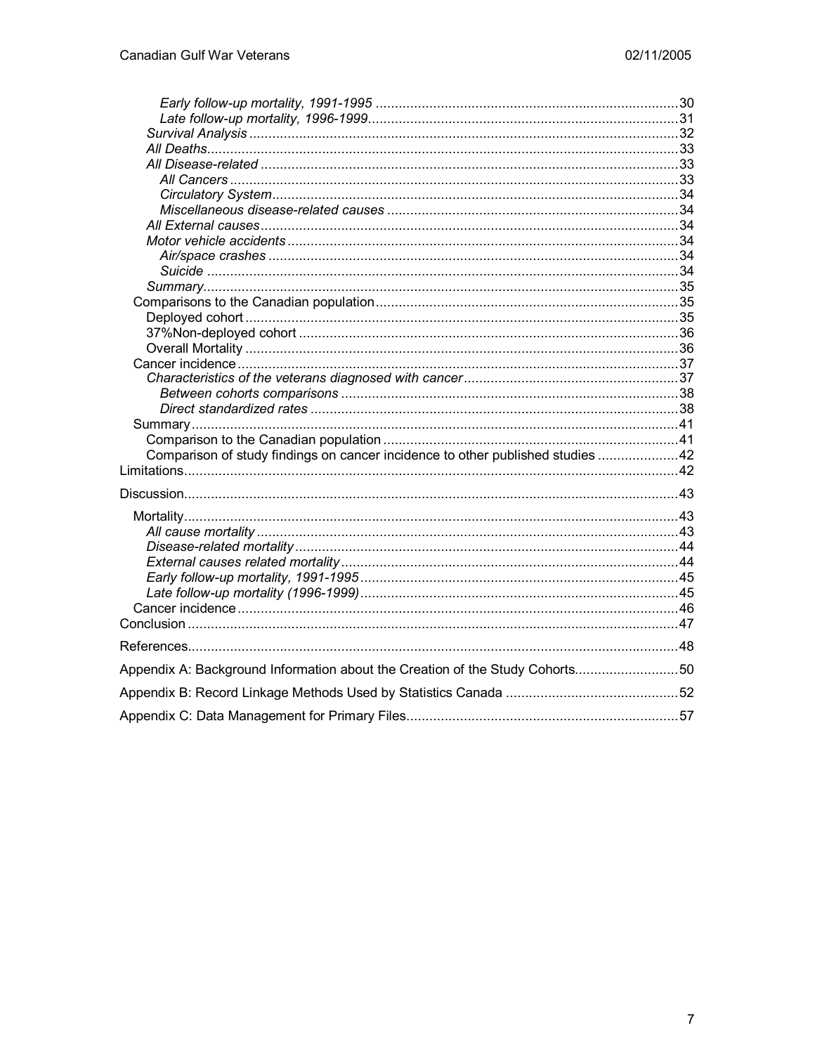*Early follow-up mortality, 1991-1995* ..... 30
*Late follow-up mortality, 1996-1999* ..... 31
*Survival Analysis* ..... 32
*All Deaths* ..... 33
*All Disease-related* ..... 33
*All Cancers* ..... 33
*Circulatory System* ..... 34
*Miscellaneous disease-related causes* ..... 34
*All External causes* ..... 34
*Motor vehicle accidents* ..... 34
*Air/space crashes* ..... 34
*Suicide* ..... 34
*Summary* ..... 35
Comparisons to the Canadian population ..... 35
Deployed cohort ..... 35
37%Non-deployed cohort ..... 36
Overall Mortality ..... 36
Cancer incidence ..... 37
*Characteristics of the veterans diagnosed with cancer* ..... 37
*Between cohorts comparisons* ..... 38
*Direct standardized rates* ..... 38
Summary ..... 41
Comparison to the Canadian population ..... 41
Comparison of study findings on cancer incidence to other published studies ..... 42
Limitations ..... 42

Discussion ..... 43

Mortality ..... 43
*All cause mortality* ..... 43
*Disease-related mortality* ..... 44
*External causes related mortality* ..... 44
*Early follow-up mortality, 1991-1995* ..... 45
*Late follow-up mortality (1996-1999)* ..... 45
Cancer incidence ..... 46
Conclusion ..... 47

References ..... 48

Appendix A: Background Information about the Creation of the Study Cohorts ..... 50

Appendix B: Record Linkage Methods Used by Statistics Canada ..... 52

Appendix C: Data Management for Primary Files ..... 57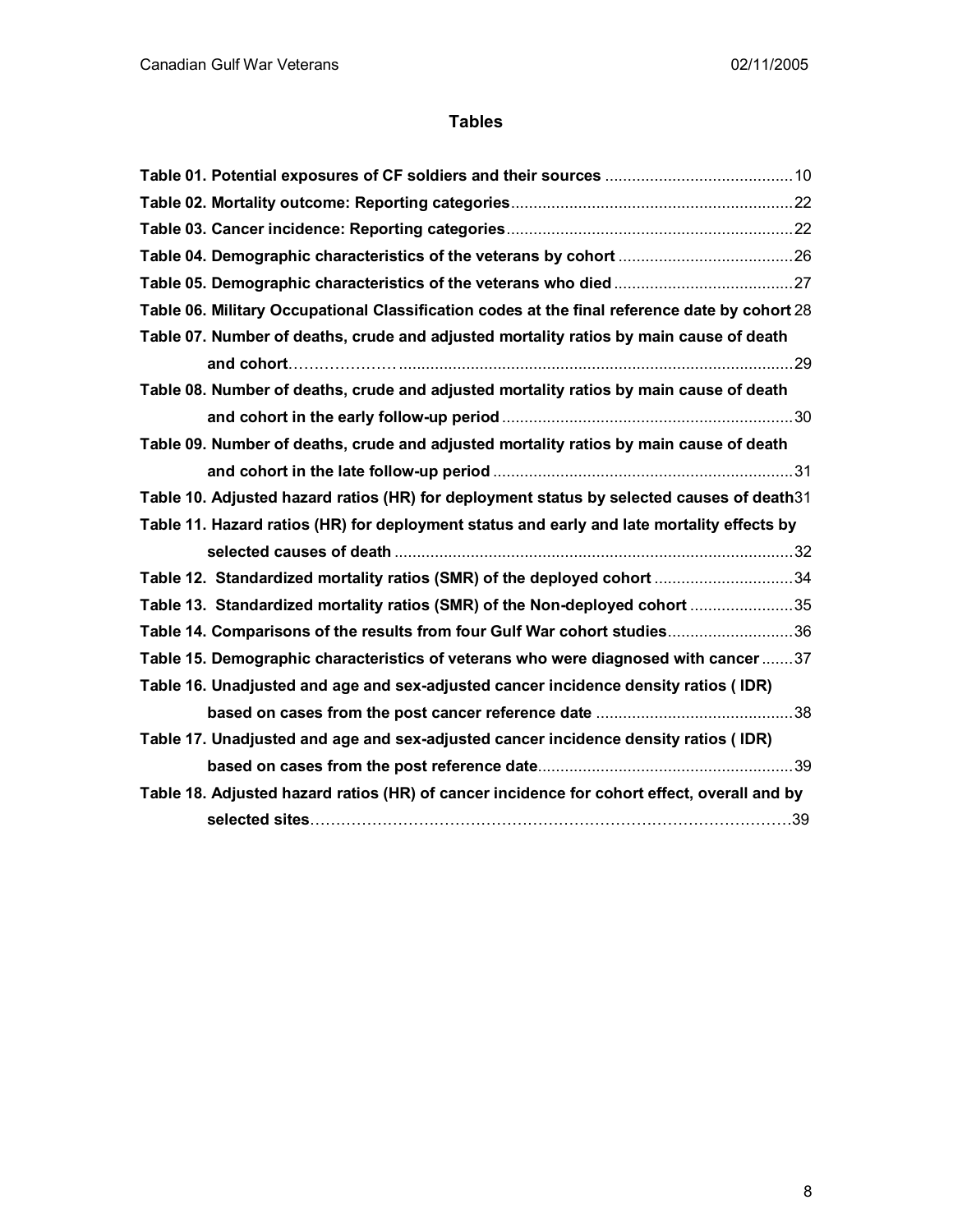# Tables

**Table 01. Potential exposures of CF soldiers and their sources** .......... 10

**Table 02. Mortality outcome: Reporting categories** .......... 22

**Table 03. Cancer incidence: Reporting categories** .......... 22

**Table 04. Demographic characteristics of the veterans by cohort** .......... 26

**Table 05. Demographic characteristics of the veterans who died** .......... 27

**Table 06. Military Occupational Classification codes at the final reference date by cohort** 28

**Table 07. Number of deaths, crude and adjusted mortality ratios by main cause of death and cohort** .......... 29

**Table 08. Number of deaths, crude and adjusted mortality ratios by main cause of death and cohort in the early follow-up period** .......... 30

**Table 09. Number of deaths, crude and adjusted mortality ratios by main cause of death and cohort in the late follow-up period** .......... 31

**Table 10. Adjusted hazard ratios (HR) for deployment status by selected causes of death** 31

**Table 11. Hazard ratios (HR) for deployment status and early and late mortality effects by selected causes of death** .......... 32

**Table 12. Standardized mortality ratios (SMR) of the deployed cohort** .......... 34

**Table 13. Standardized mortality ratios (SMR) of the Non-deployed cohort** .......... 35

**Table 14. Comparisons of the results from four Gulf War cohort studies** .......... 36

**Table 15. Demographic characteristics of veterans who were diagnosed with cancer** .......... 37

**Table 16. Unadjusted and age and sex-adjusted cancer incidence density ratios ( IDR) based on cases from the post cancer reference date** .......... 38

**Table 17. Unadjusted and age and sex-adjusted cancer incidence density ratios ( IDR) based on cases from the post reference date** .......... 39

**Table 18. Adjusted hazard ratios (HR) of cancer incidence for cohort effect, overall and by selected sites** .......... 39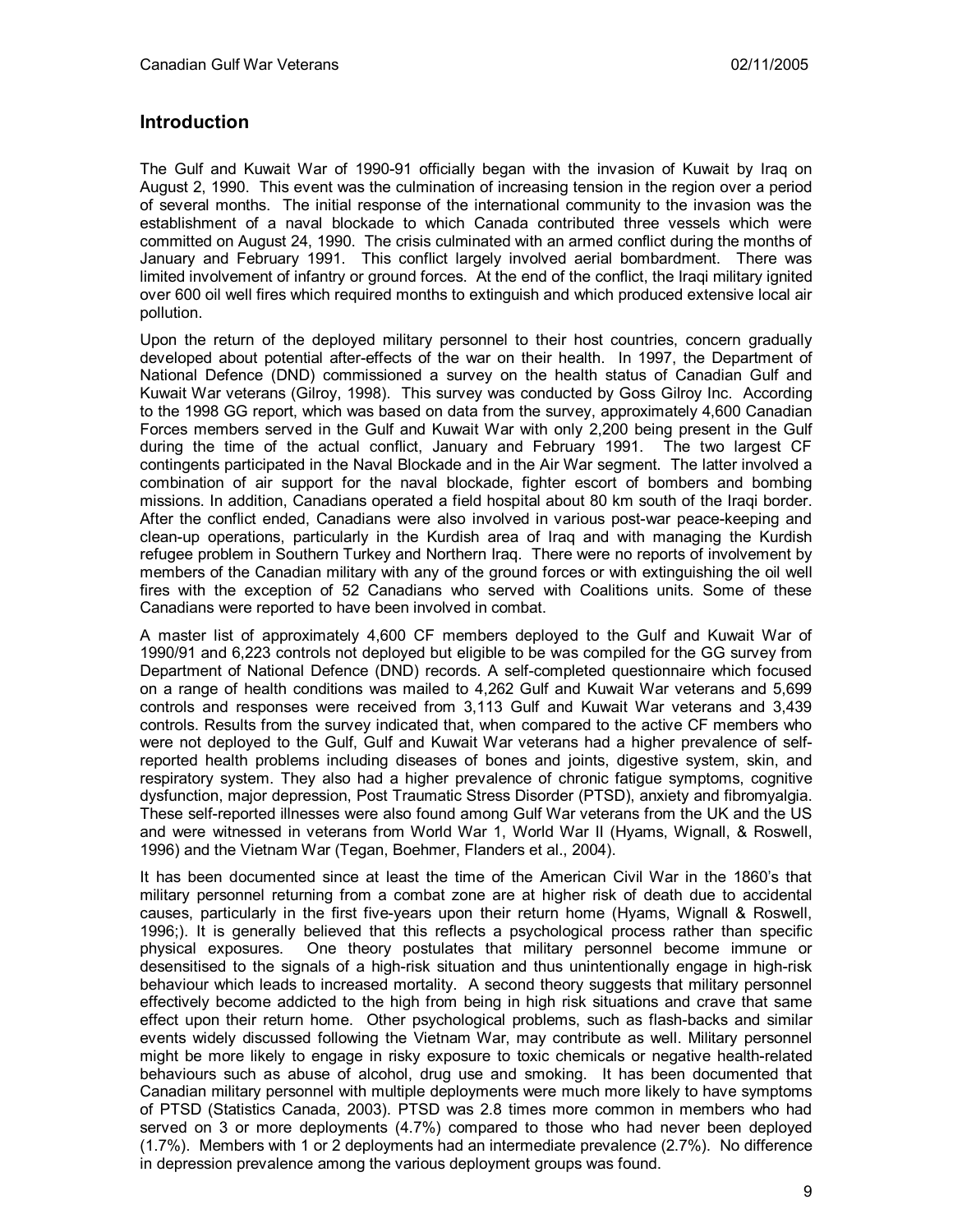## Introduction

The Gulf and Kuwait War of 1990-91 officially began with the invasion of Kuwait by Iraq on August 2, 1990. This event was the culmination of increasing tension in the region over a period of several months. The initial response of the international community to the invasion was the establishment of a naval blockade to which Canada contributed three vessels which were committed on August 24, 1990. The crisis culminated with an armed conflict during the months of January and February 1991. This conflict largely involved aerial bombardment. There was limited involvement of infantry or ground forces. At the end of the conflict, the Iraqi military ignited over 600 oil well fires which required months to extinguish and which produced extensive local air pollution.

Upon the return of the deployed military personnel to their host countries, concern gradually developed about potential after-effects of the war on their health. In 1997, the Department of National Defence (DND) commissioned a survey on the health status of Canadian Gulf and Kuwait War veterans (Gilroy, 1998). This survey was conducted by Goss Gilroy Inc. According to the 1998 GG report, which was based on data from the survey, approximately 4,600 Canadian Forces members served in the Gulf and Kuwait War with only 2,200 being present in the Gulf during the time of the actual conflict, January and February 1991. The two largest CF contingents participated in the Naval Blockade and in the Air War segment. The latter involved a combination of air support for the naval blockade, fighter escort of bombers and bombing missions. In addition, Canadians operated a field hospital about 80 km south of the Iraqi border. After the conflict ended, Canadians were also involved in various post-war peace-keeping and clean-up operations, particularly in the Kurdish area of Iraq and with managing the Kurdish refugee problem in Southern Turkey and Northern Iraq. There were no reports of involvement by members of the Canadian military with any of the ground forces or with extinguishing the oil well fires with the exception of 52 Canadians who served with Coalitions units. Some of these Canadians were reported to have been involved in combat.

A master list of approximately 4,600 CF members deployed to the Gulf and Kuwait War of 1990/91 and 6,223 controls not deployed but eligible to be was compiled for the GG survey from Department of National Defence (DND) records. A self-completed questionnaire which focused on a range of health conditions was mailed to 4,262 Gulf and Kuwait War veterans and 5,699 controls and responses were received from 3,113 Gulf and Kuwait War veterans and 3,439 controls. Results from the survey indicated that, when compared to the active CF members who were not deployed to the Gulf, Gulf and Kuwait War veterans had a higher prevalence of self-reported health problems including diseases of bones and joints, digestive system, skin, and respiratory system. They also had a higher prevalence of chronic fatigue symptoms, cognitive dysfunction, major depression, Post Traumatic Stress Disorder (PTSD), anxiety and fibromyalgia. These self-reported illnesses were also found among Gulf War veterans from the UK and the US and were witnessed in veterans from World War 1, World War II (Hyams, Wignall, & Roswell, 1996) and the Vietnam War (Tegan, Boehmer, Flanders et al., 2004).

It has been documented since at least the time of the American Civil War in the 1860's that military personnel returning from a combat zone are at higher risk of death due to accidental causes, particularly in the first five-years upon their return home (Hyams, Wignall & Roswell, 1996;). It is generally believed that this reflects a psychological process rather than specific physical exposures. One theory postulates that military personnel become immune or desensitised to the signals of a high-risk situation and thus unintentionally engage in high-risk behaviour which leads to increased mortality. A second theory suggests that military personnel effectively become addicted to the high from being in high risk situations and crave that same effect upon their return home. Other psychological problems, such as flash-backs and similar events widely discussed following the Vietnam War, may contribute as well. Military personnel might be more likely to engage in risky exposure to toxic chemicals or negative health-related behaviours such as abuse of alcohol, drug use and smoking. It has been documented that Canadian military personnel with multiple deployments were much more likely to have symptoms of PTSD (Statistics Canada, 2003). PTSD was 2.8 times more common in members who had served on 3 or more deployments (4.7%) compared to those who had never been deployed (1.7%). Members with 1 or 2 deployments had an intermediate prevalence (2.7%). No difference in depression prevalence among the various deployment groups was found.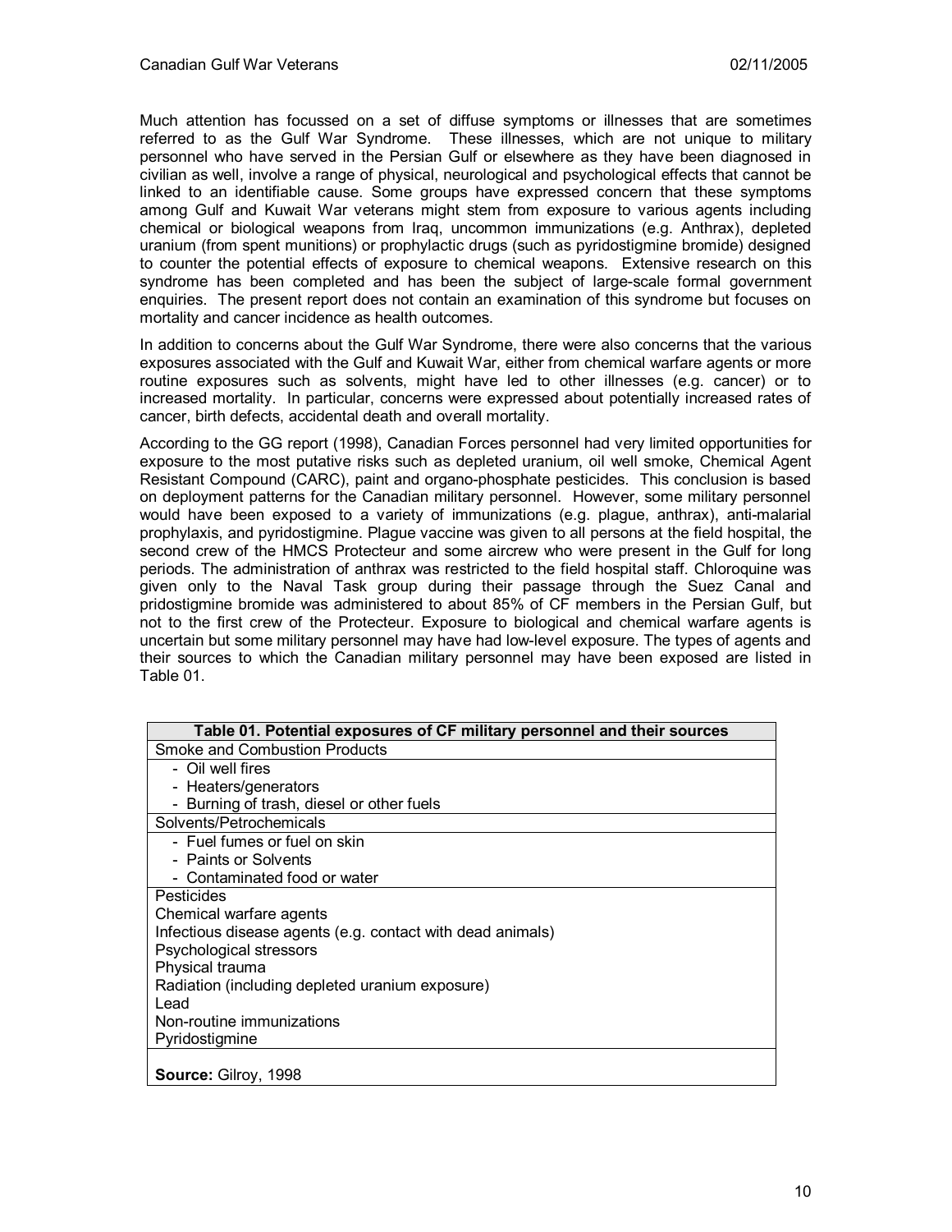Much attention has focussed on a set of diffuse symptoms or illnesses that are sometimes referred to as the Gulf War Syndrome. These illnesses, which are not unique to military personnel who have served in the Persian Gulf or elsewhere as they have been diagnosed in civilian as well, involve a range of physical, neurological and psychological effects that cannot be linked to an identifiable cause. Some groups have expressed concern that these symptoms among Gulf and Kuwait War veterans might stem from exposure to various agents including chemical or biological weapons from Iraq, uncommon immunizations (e.g. Anthrax), depleted uranium (from spent munitions) or prophylactic drugs (such as pyridostigmine bromide) designed to counter the potential effects of exposure to chemical weapons. Extensive research on this syndrome has been completed and has been the subject of large-scale formal government enquiries. The present report does not contain an examination of this syndrome but focuses on mortality and cancer incidence as health outcomes.

In addition to concerns about the Gulf War Syndrome, there were also concerns that the various exposures associated with the Gulf and Kuwait War, either from chemical warfare agents or more routine exposures such as solvents, might have led to other illnesses (e.g. cancer) or to increased mortality. In particular, concerns were expressed about potentially increased rates of cancer, birth defects, accidental death and overall mortality.

According to the GG report (1998), Canadian Forces personnel had very limited opportunities for exposure to the most putative risks such as depleted uranium, oil well smoke, Chemical Agent Resistant Compound (CARC), paint and organo-phosphate pesticides. This conclusion is based on deployment patterns for the Canadian military personnel. However, some military personnel would have been exposed to a variety of immunizations (e.g. plague, anthrax), anti-malarial prophylaxis, and pyridostigmine. Plague vaccine was given to all persons at the field hospital, the second crew of the HMCS Protecteur and some aircrew who were present in the Gulf for long periods. The administration of anthrax was restricted to the field hospital staff. Chloroquine was given only to the Naval Task group during their passage through the Suez Canal and pridostigmine bromide was administered to about 85% of CF members in the Persian Gulf, but not to the first crew of the Protecteur. Exposure to biological and chemical warfare agents is uncertain but some military personnel may have had low-level exposure. The types of agents and their sources to which the Canadian military personnel may have been exposed are listed in Table 01.

| Table 01. Potential exposures of CF military personnel and their sources |
|---|
| Smoke and Combustion Products |
| - Oil well fires<br>- Heaters/generators<br>- Burning of trash, diesel or other fuels |
| Solvents/Petrochemicals |
| - Fuel fumes or fuel on skin<br>- Paints or Solvents<br>- Contaminated food or water |
| Pesticides<br>Chemical warfare agents<br>Infectious disease agents (e.g. contact with dead animals)<br>Psychological stressors<br>Physical trauma<br>Radiation (including depleted uranium exposure)<br>Lead<br>Non-routine immunizations<br>Pyridostigmine |
| **Source:** Gilroy, 1998 |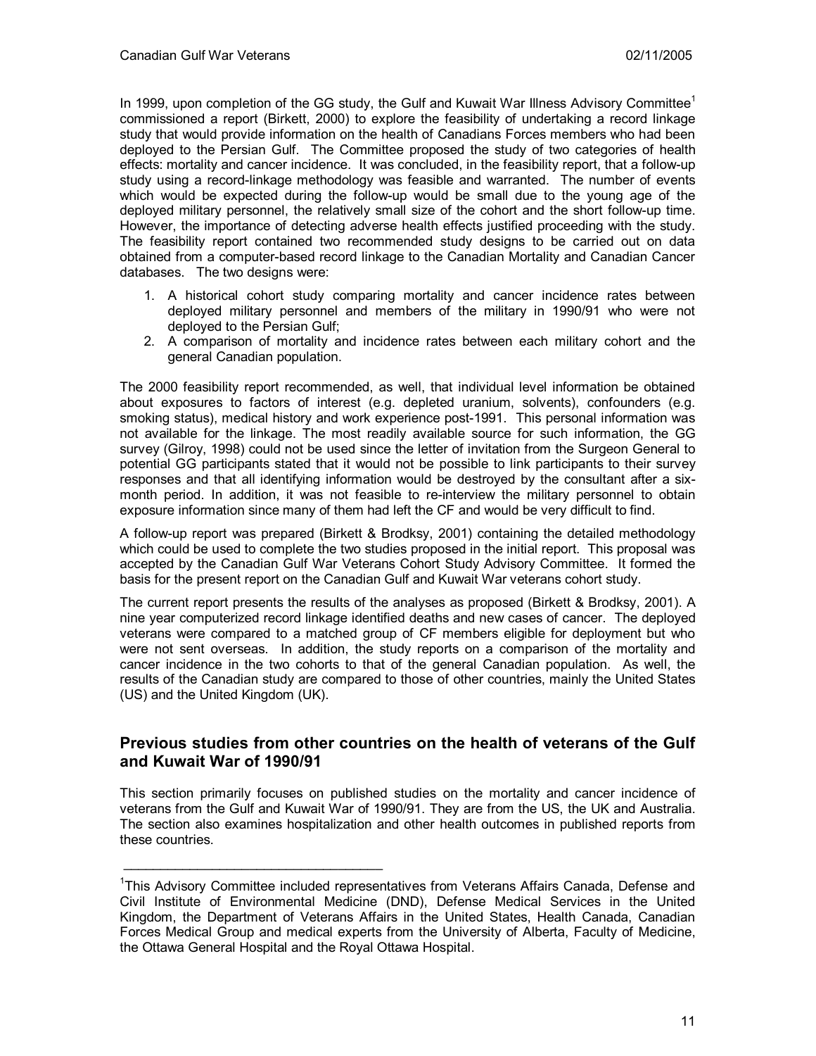In 1999, upon completion of the GG study, the Gulf and Kuwait War Illness Advisory Committee[1] commissioned a report (Birkett, 2000) to explore the feasibility of undertaking a record linkage study that would provide information on the health of Canadians Forces members who had been deployed to the Persian Gulf. The Committee proposed the study of two categories of health effects: mortality and cancer incidence. It was concluded, in the feasibility report, that a follow-up study using a record-linkage methodology was feasible and warranted. The number of events which would be expected during the follow-up would be small due to the young age of the deployed military personnel, the relatively small size of the cohort and the short follow-up time. However, the importance of detecting adverse health effects justified proceeding with the study. The feasibility report contained two recommended study designs to be carried out on data obtained from a computer-based record linkage to the Canadian Mortality and Canadian Cancer databases. The two designs were:

1. A historical cohort study comparing mortality and cancer incidence rates between deployed military personnel and members of the military in 1990/91 who were not deployed to the Persian Gulf;
2. A comparison of mortality and incidence rates between each military cohort and the general Canadian population.

The 2000 feasibility report recommended, as well, that individual level information be obtained about exposures to factors of interest (e.g. depleted uranium, solvents), confounders (e.g. smoking status), medical history and work experience post-1991. This personal information was not available for the linkage. The most readily available source for such information, the GG survey (Gilroy, 1998) could not be used since the letter of invitation from the Surgeon General to potential GG participants stated that it would not be possible to link participants to their survey responses and that all identifying information would be destroyed by the consultant after a six-month period. In addition, it was not feasible to re-interview the military personnel to obtain exposure information since many of them had left the CF and would be very difficult to find.

A follow-up report was prepared (Birkett & Brodksy, 2001) containing the detailed methodology which could be used to complete the two studies proposed in the initial report. This proposal was accepted by the Canadian Gulf War Veterans Cohort Study Advisory Committee. It formed the basis for the present report on the Canadian Gulf and Kuwait War veterans cohort study.

The current report presents the results of the analyses as proposed (Birkett & Brodksy, 2001). A nine year computerized record linkage identified deaths and new cases of cancer. The deployed veterans were compared to a matched group of CF members eligible for deployment but who were not sent overseas. In addition, the study reports on a comparison of the mortality and cancer incidence in the two cohorts to that of the general Canadian population. As well, the results of the Canadian study are compared to those of other countries, mainly the United States (US) and the United Kingdom (UK).

## Previous studies from other countries on the health of veterans of the Gulf and Kuwait War of 1990/91

This section primarily focuses on published studies on the mortality and cancer incidence of veterans from the Gulf and Kuwait War of 1990/91. They are from the US, the UK and Australia. The section also examines hospitalization and other health outcomes in published reports from these countries.

---

[1] This Advisory Committee included representatives from Veterans Affairs Canada, Defense and Civil Institute of Environmental Medicine (DND), Defense Medical Services in the United Kingdom, the Department of Veterans Affairs in the United States, Health Canada, Canadian Forces Medical Group and medical experts from the University of Alberta, Faculty of Medicine, the Ottawa General Hospital and the Royal Ottawa Hospital.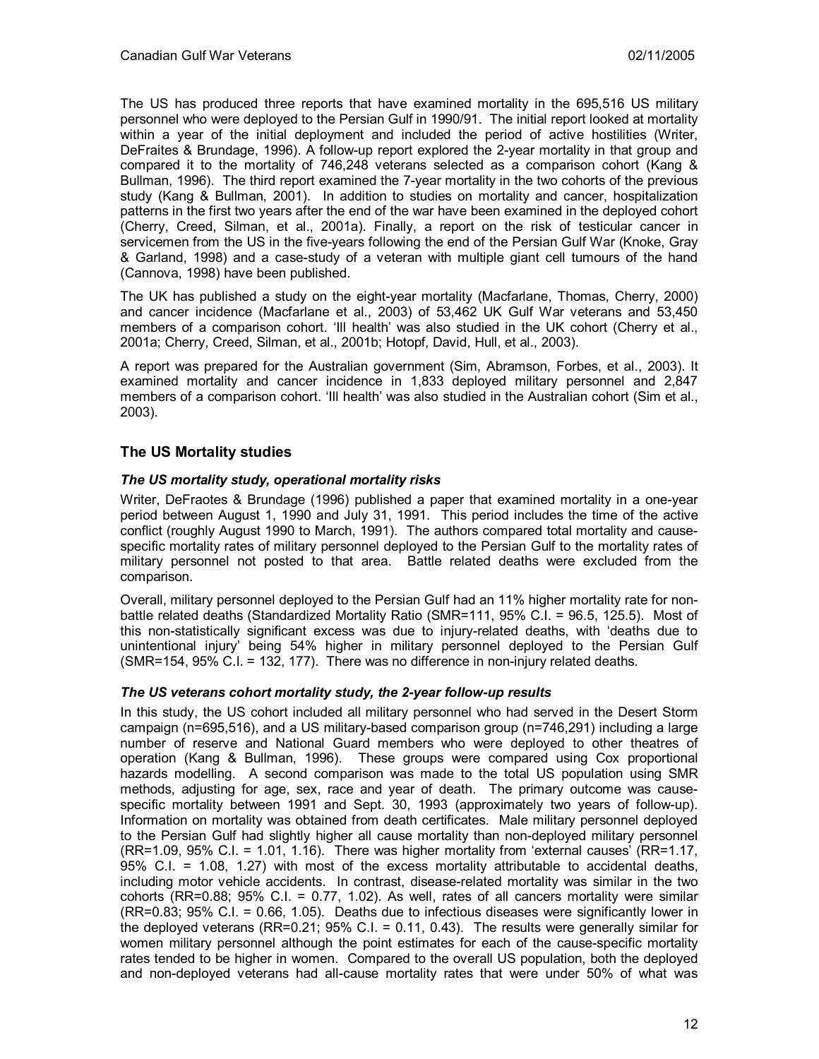The US has produced three reports that have examined mortality in the 695,516 US military personnel who were deployed to the Persian Gulf in 1990/91. The initial report looked at mortality within a year of the initial deployment and included the period of active hostilities (Writer, DeFraites & Brundage, 1996). A follow-up report explored the 2-year mortality in that group and compared it to the mortality of 746,248 veterans selected as a comparison cohort (Kang & Bullman, 1996). The third report examined the 7-year mortality in the two cohorts of the previous study (Kang & Bullman, 2001). In addition to studies on mortality and cancer, hospitalization patterns in the first two years after the end of the war have been examined in the deployed cohort (Cherry, Creed, Silman, et al., 2001a). Finally, a report on the risk of testicular cancer in servicemen from the US in the five-years following the end of the Persian Gulf War (Knoke, Gray & Garland, 1998) and a case-study of a veteran with multiple giant cell tumours of the hand (Cannova, 1998) have been published.

The UK has published a study on the eight-year mortality (Macfarlane, Thomas, Cherry, 2000) and cancer incidence (Macfarlane et al., 2003) of 53,462 UK Gulf War veterans and 53,450 members of a comparison cohort. 'Ill health' was also studied in the UK cohort (Cherry et al., 2001a; Cherry, Creed, Silman, et al., 2001b; Hotopf, David, Hull, et al., 2003).

A report was prepared for the Australian government (Sim, Abramson, Forbes, et al., 2003). It examined mortality and cancer incidence in 1,833 deployed military personnel and 2,847 members of a comparison cohort. 'Ill health' was also studied in the Australian cohort (Sim et al., 2003).

## The US Mortality studies

### *The US mortality study, operational mortality risks*

Writer, DeFraotes & Brundage (1996) published a paper that examined mortality in a one-year period between August 1, 1990 and July 31, 1991. This period includes the time of the active conflict (roughly August 1990 to March, 1991). The authors compared total mortality and cause-specific mortality rates of military personnel deployed to the Persian Gulf to the mortality rates of military personnel not posted to that area. Battle related deaths were excluded from the comparison.

Overall, military personnel deployed to the Persian Gulf had an 11% higher mortality rate for non-battle related deaths (Standardized Mortality Ratio (SMR=111, 95% C.I. = 96.5, 125.5). Most of this non-statistically significant excess was due to injury-related deaths, with 'deaths due to unintentional injury' being 54% higher in military personnel deployed to the Persian Gulf (SMR=154, 95% C.I. = 132, 177). There was no difference in non-injury related deaths.

### *The US veterans cohort mortality study, the 2-year follow-up results*

In this study, the US cohort included all military personnel who had served in the Desert Storm campaign (n=695,516), and a US military-based comparison group (n=746,291) including a large number of reserve and National Guard members who were deployed to other theatres of operation (Kang & Bullman, 1996). These groups were compared using Cox proportional hazards modelling. A second comparison was made to the total US population using SMR methods, adjusting for age, sex, race and year of death. The primary outcome was cause-specific mortality between 1991 and Sept. 30, 1993 (approximately two years of follow-up). Information on mortality was obtained from death certificates. Male military personnel deployed to the Persian Gulf had slightly higher all cause mortality than non-deployed military personnel (RR=1.09, 95% C.I. = 1.01, 1.16). There was higher mortality from 'external causes' (RR=1.17, 95% C.I. = 1.08, 1.27) with most of the excess mortality attributable to accidental deaths, including motor vehicle accidents. In contrast, disease-related mortality was similar in the two cohorts (RR=0.88; 95% C.I. = 0.77, 1.02). As well, rates of all cancers mortality were similar (RR=0.83; 95% C.I. = 0.66, 1.05). Deaths due to infectious diseases were significantly lower in the deployed veterans (RR=0.21; 95% C.I. = 0.11, 0.43). The results were generally similar for women military personnel although the point estimates for each of the cause-specific mortality rates tended to be higher in women. Compared to the overall US population, both the deployed and non-deployed veterans had all-cause mortality rates that were under 50% of what was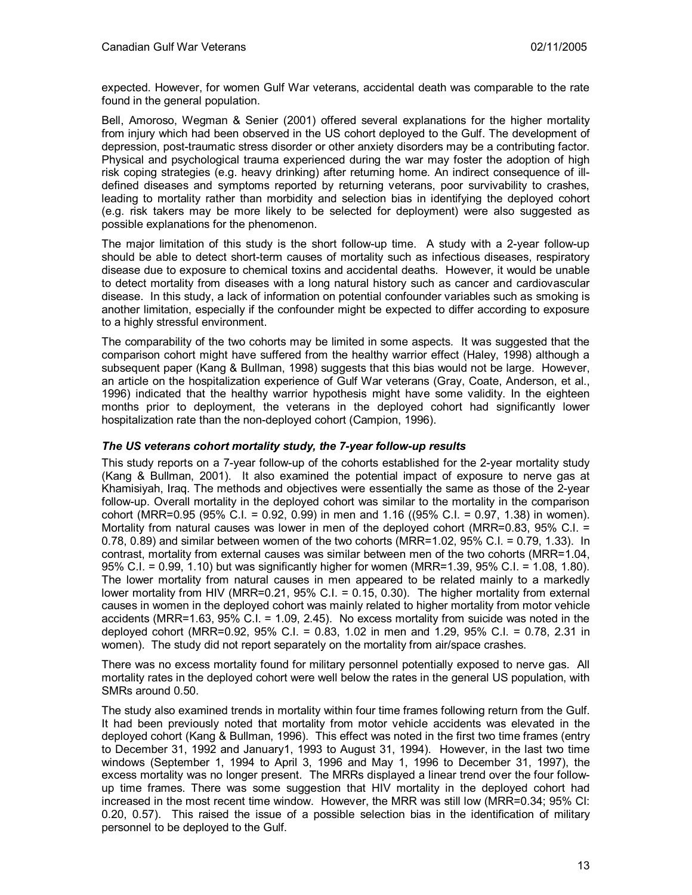expected. However, for women Gulf War veterans, accidental death was comparable to the rate found in the general population.

Bell, Amoroso, Wegman & Senier (2001) offered several explanations for the higher mortality from injury which had been observed in the US cohort deployed to the Gulf. The development of depression, post-traumatic stress disorder or other anxiety disorders may be a contributing factor. Physical and psychological trauma experienced during the war may foster the adoption of high risk coping strategies (e.g. heavy drinking) after returning home. An indirect consequence of ill-defined diseases and symptoms reported by returning veterans, poor survivability to crashes, leading to mortality rather than morbidity and selection bias in identifying the deployed cohort (e.g. risk takers may be more likely to be selected for deployment) were also suggested as possible explanations for the phenomenon.

The major limitation of this study is the short follow-up time. A study with a 2-year follow-up should be able to detect short-term causes of mortality such as infectious diseases, respiratory disease due to exposure to chemical toxins and accidental deaths. However, it would be unable to detect mortality from diseases with a long natural history such as cancer and cardiovascular disease. In this study, a lack of information on potential confounder variables such as smoking is another limitation, especially if the confounder might be expected to differ according to exposure to a highly stressful environment.

The comparability of the two cohorts may be limited in some aspects. It was suggested that the comparison cohort might have suffered from the healthy warrior effect (Haley, 1998) although a subsequent paper (Kang & Bullman, 1998) suggests that this bias would not be large. However, an article on the hospitalization experience of Gulf War veterans (Gray, Coate, Anderson, et al., 1996) indicated that the healthy warrior hypothesis might have some validity. In the eighteen months prior to deployment, the veterans in the deployed cohort had significantly lower hospitalization rate than the non-deployed cohort (Campion, 1996).

### *The US veterans cohort mortality study, the 7-year follow-up results*

This study reports on a 7-year follow-up of the cohorts established for the 2-year mortality study (Kang & Bullman, 2001). It also examined the potential impact of exposure to nerve gas at Khamisiyah, Iraq. The methods and objectives were essentially the same as those of the 2-year follow-up. Overall mortality in the deployed cohort was similar to the mortality in the comparison cohort (MRR=0.95 (95% C.I. = 0.92, 0.99) in men and 1.16 ((95% C.I. = 0.97, 1.38) in women). Mortality from natural causes was lower in men of the deployed cohort (MRR=0.83, 95% C.I. = 0.78, 0.89) and similar between women of the two cohorts (MRR=1.02, 95% C.I. = 0.79, 1.33). In contrast, mortality from external causes was similar between men of the two cohorts (MRR=1.04, 95% C.I. = 0.99, 1.10) but was significantly higher for women (MRR=1.39, 95% C.I. = 1.08, 1.80). The lower mortality from natural causes in men appeared to be related mainly to a markedly lower mortality from HIV (MRR=0.21, 95% C.I. = 0.15, 0.30). The higher mortality from external causes in women in the deployed cohort was mainly related to higher mortality from motor vehicle accidents (MRR=1.63, 95% C.I. = 1.09, 2.45). No excess mortality from suicide was noted in the deployed cohort (MRR=0.92, 95% C.I. = 0.83, 1.02 in men and 1.29, 95% C.I. = 0.78, 2.31 in women). The study did not report separately on the mortality from air/space crashes.

There was no excess mortality found for military personnel potentially exposed to nerve gas. All mortality rates in the deployed cohort were well below the rates in the general US population, with SMRs around 0.50.

The study also examined trends in mortality within four time frames following return from the Gulf. It had been previously noted that mortality from motor vehicle accidents was elevated in the deployed cohort (Kang & Bullman, 1996). This effect was noted in the first two time frames (entry to December 31, 1992 and January1, 1993 to August 31, 1994). However, in the last two time windows (September 1, 1994 to April 3, 1996 and May 1, 1996 to December 31, 1997), the excess mortality was no longer present. The MRRs displayed a linear trend over the four follow-up time frames. There was some suggestion that HIV mortality in the deployed cohort had increased in the most recent time window. However, the MRR was still low (MRR=0.34; 95% CI: 0.20, 0.57). This raised the issue of a possible selection bias in the identification of military personnel to be deployed to the Gulf.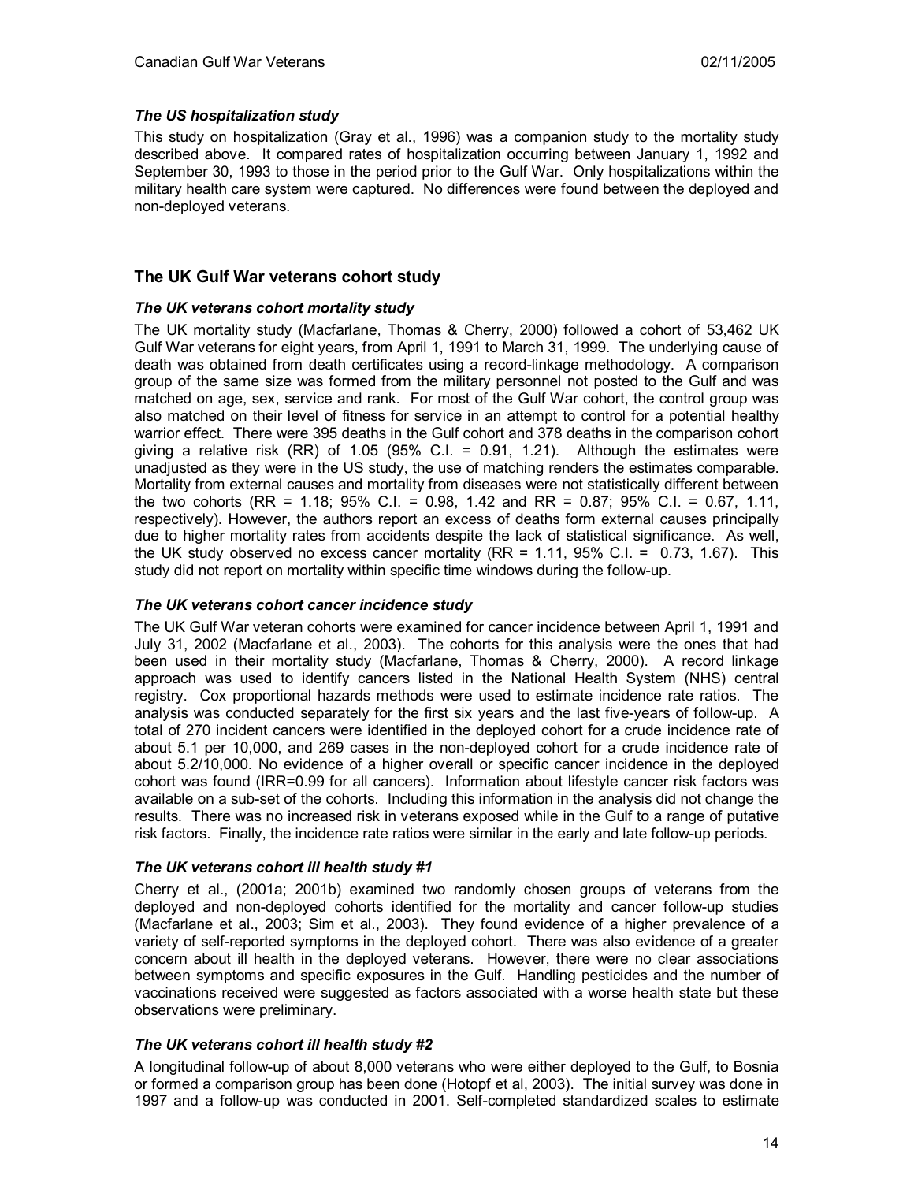### *The US hospitalization study*

This study on hospitalization (Gray et al., 1996) was a companion study to the mortality study described above. It compared rates of hospitalization occurring between January 1, 1992 and September 30, 1993 to those in the period prior to the Gulf War. Only hospitalizations within the military health care system were captured. No differences were found between the deployed and non-deployed veterans.

## The UK Gulf War veterans cohort study

### *The UK veterans cohort mortality study*

The UK mortality study (Macfarlane, Thomas & Cherry, 2000) followed a cohort of 53,462 UK Gulf War veterans for eight years, from April 1, 1991 to March 31, 1999. The underlying cause of death was obtained from death certificates using a record-linkage methodology. A comparison group of the same size was formed from the military personnel not posted to the Gulf and was matched on age, sex, service and rank. For most of the Gulf War cohort, the control group was also matched on their level of fitness for service in an attempt to control for a potential healthy warrior effect. There were 395 deaths in the Gulf cohort and 378 deaths in the comparison cohort giving a relative risk (RR) of 1.05 (95% C.I. = 0.91, 1.21). Although the estimates were unadjusted as they were in the US study, the use of matching renders the estimates comparable. Mortality from external causes and mortality from diseases were not statistically different between the two cohorts (RR = 1.18; 95% C.I. = 0.98, 1.42 and RR = 0.87; 95% C.I. = 0.67, 1.11, respectively). However, the authors report an excess of deaths form external causes principally due to higher mortality rates from accidents despite the lack of statistical significance. As well, the UK study observed no excess cancer mortality (RR = 1.11, 95% C.I. = 0.73, 1.67). This study did not report on mortality within specific time windows during the follow-up.

### *The UK veterans cohort cancer incidence study*

The UK Gulf War veteran cohorts were examined for cancer incidence between April 1, 1991 and July 31, 2002 (Macfarlane et al., 2003). The cohorts for this analysis were the ones that had been used in their mortality study (Macfarlane, Thomas & Cherry, 2000). A record linkage approach was used to identify cancers listed in the National Health System (NHS) central registry. Cox proportional hazards methods were used to estimate incidence rate ratios. The analysis was conducted separately for the first six years and the last five-years of follow-up. A total of 270 incident cancers were identified in the deployed cohort for a crude incidence rate of about 5.1 per 10,000, and 269 cases in the non-deployed cohort for a crude incidence rate of about 5.2/10,000. No evidence of a higher overall or specific cancer incidence in the deployed cohort was found (IRR=0.99 for all cancers). Information about lifestyle cancer risk factors was available on a sub-set of the cohorts. Including this information in the analysis did not change the results. There was no increased risk in veterans exposed while in the Gulf to a range of putative risk factors. Finally, the incidence rate ratios were similar in the early and late follow-up periods.

### *The UK veterans cohort ill health study #1*

Cherry et al., (2001a; 2001b) examined two randomly chosen groups of veterans from the deployed and non-deployed cohorts identified for the mortality and cancer follow-up studies (Macfarlane et al., 2003; Sim et al., 2003). They found evidence of a higher prevalence of a variety of self-reported symptoms in the deployed cohort. There was also evidence of a greater concern about ill health in the deployed veterans. However, there were no clear associations between symptoms and specific exposures in the Gulf. Handling pesticides and the number of vaccinations received were suggested as factors associated with a worse health state but these observations were preliminary.

### *The UK veterans cohort ill health study #2*

A longitudinal follow-up of about 8,000 veterans who were either deployed to the Gulf, to Bosnia or formed a comparison group has been done (Hotopf et al, 2003). The initial survey was done in 1997 and a follow-up was conducted in 2001. Self-completed standardized scales to estimate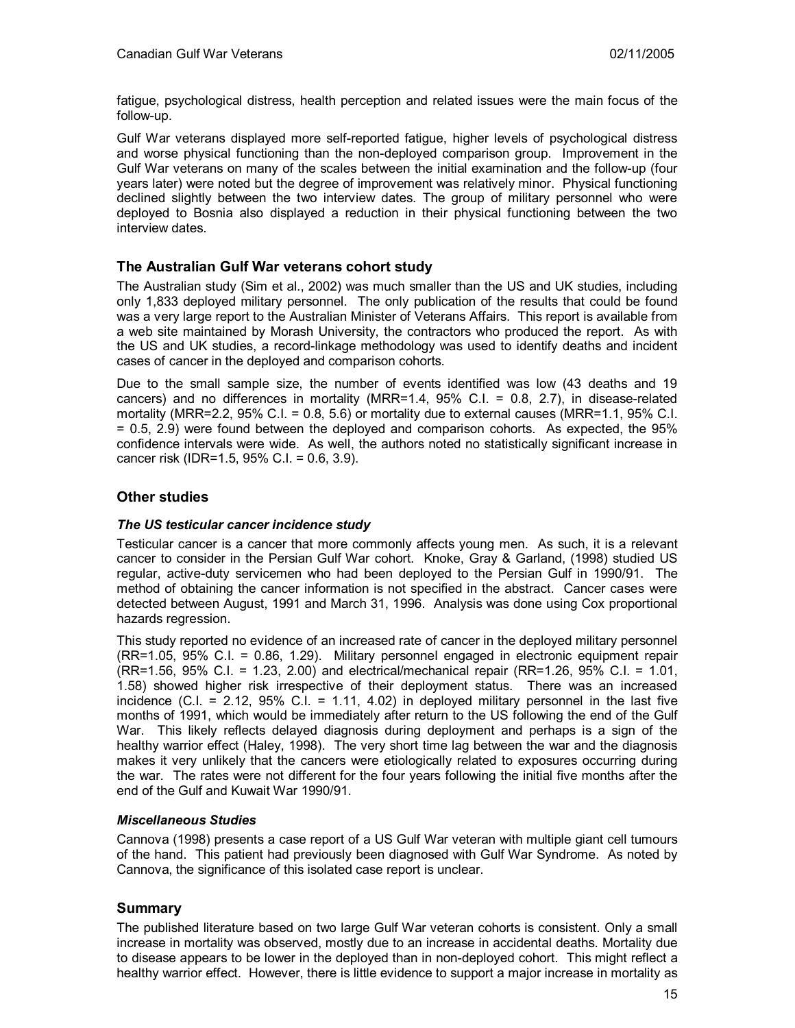fatigue, psychological distress, health perception and related issues were the main focus of the follow-up.

Gulf War veterans displayed more self-reported fatigue, higher levels of psychological distress and worse physical functioning than the non-deployed comparison group. Improvement in the Gulf War veterans on many of the scales between the initial examination and the follow-up (four years later) were noted but the degree of improvement was relatively minor. Physical functioning declined slightly between the two interview dates. The group of military personnel who were deployed to Bosnia also displayed a reduction in their physical functioning between the two interview dates.

## The Australian Gulf War veterans cohort study

The Australian study (Sim et al., 2002) was much smaller than the US and UK studies, including only 1,833 deployed military personnel. The only publication of the results that could be found was a very large report to the Australian Minister of Veterans Affairs. This report is available from a web site maintained by Morash University, the contractors who produced the report. As with the US and UK studies, a record-linkage methodology was used to identify deaths and incident cases of cancer in the deployed and comparison cohorts.

Due to the small sample size, the number of events identified was low (43 deaths and 19 cancers) and no differences in mortality (MRR=1.4, 95% C.I. = 0.8, 2.7), in disease-related mortality (MRR=2.2, 95% C.I. = 0.8, 5.6) or mortality due to external causes (MRR=1.1, 95% C.I. = 0.5, 2.9) were found between the deployed and comparison cohorts. As expected, the 95% confidence intervals were wide. As well, the authors noted no statistically significant increase in cancer risk (IDR=1.5, 95% C.I. = 0.6, 3.9).

## Other studies

### *The US testicular cancer incidence study*

Testicular cancer is a cancer that more commonly affects young men. As such, it is a relevant cancer to consider in the Persian Gulf War cohort. Knoke, Gray & Garland, (1998) studied US regular, active-duty servicemen who had been deployed to the Persian Gulf in 1990/91. The method of obtaining the cancer information is not specified in the abstract. Cancer cases were detected between August, 1991 and March 31, 1996. Analysis was done using Cox proportional hazards regression.

This study reported no evidence of an increased rate of cancer in the deployed military personnel (RR=1.05, 95% C.I. = 0.86, 1.29). Military personnel engaged in electronic equipment repair (RR=1.56, 95% C.I. = 1.23, 2.00) and electrical/mechanical repair (RR=1.26, 95% C.I. = 1.01, 1.58) showed higher risk irrespective of their deployment status. There was an increased incidence (C.I. = 2.12, 95% C.I. = 1.11, 4.02) in deployed military personnel in the last five months of 1991, which would be immediately after return to the US following the end of the Gulf War. This likely reflects delayed diagnosis during deployment and perhaps is a sign of the healthy warrior effect (Haley, 1998). The very short time lag between the war and the diagnosis makes it very unlikely that the cancers were etiologically related to exposures occurring during the war. The rates were not different for the four years following the initial five months after the end of the Gulf and Kuwait War 1990/91.

### *Miscellaneous Studies*

Cannova (1998) presents a case report of a US Gulf War veteran with multiple giant cell tumours of the hand. This patient had previously been diagnosed with Gulf War Syndrome. As noted by Cannova, the significance of this isolated case report is unclear.

## Summary

The published literature based on two large Gulf War veteran cohorts is consistent. Only a small increase in mortality was observed, mostly due to an increase in accidental deaths. Mortality due to disease appears to be lower in the deployed than in non-deployed cohort. This might reflect a healthy warrior effect. However, there is little evidence to support a major increase in mortality as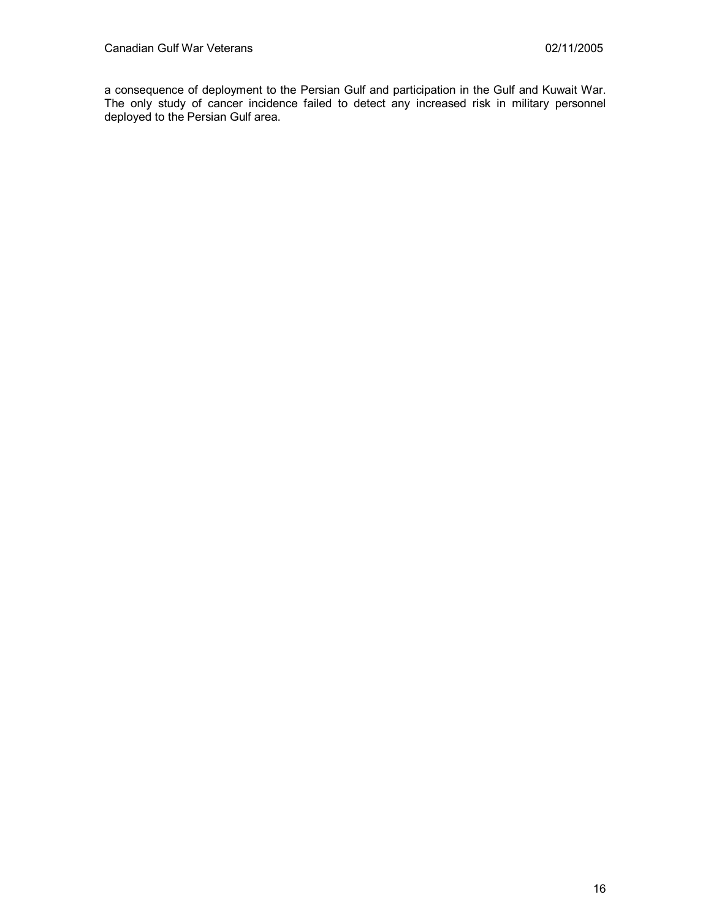a consequence of deployment to the Persian Gulf and participation in the Gulf and Kuwait War. The only study of cancer incidence failed to detect any increased risk in military personnel deployed to the Persian Gulf area.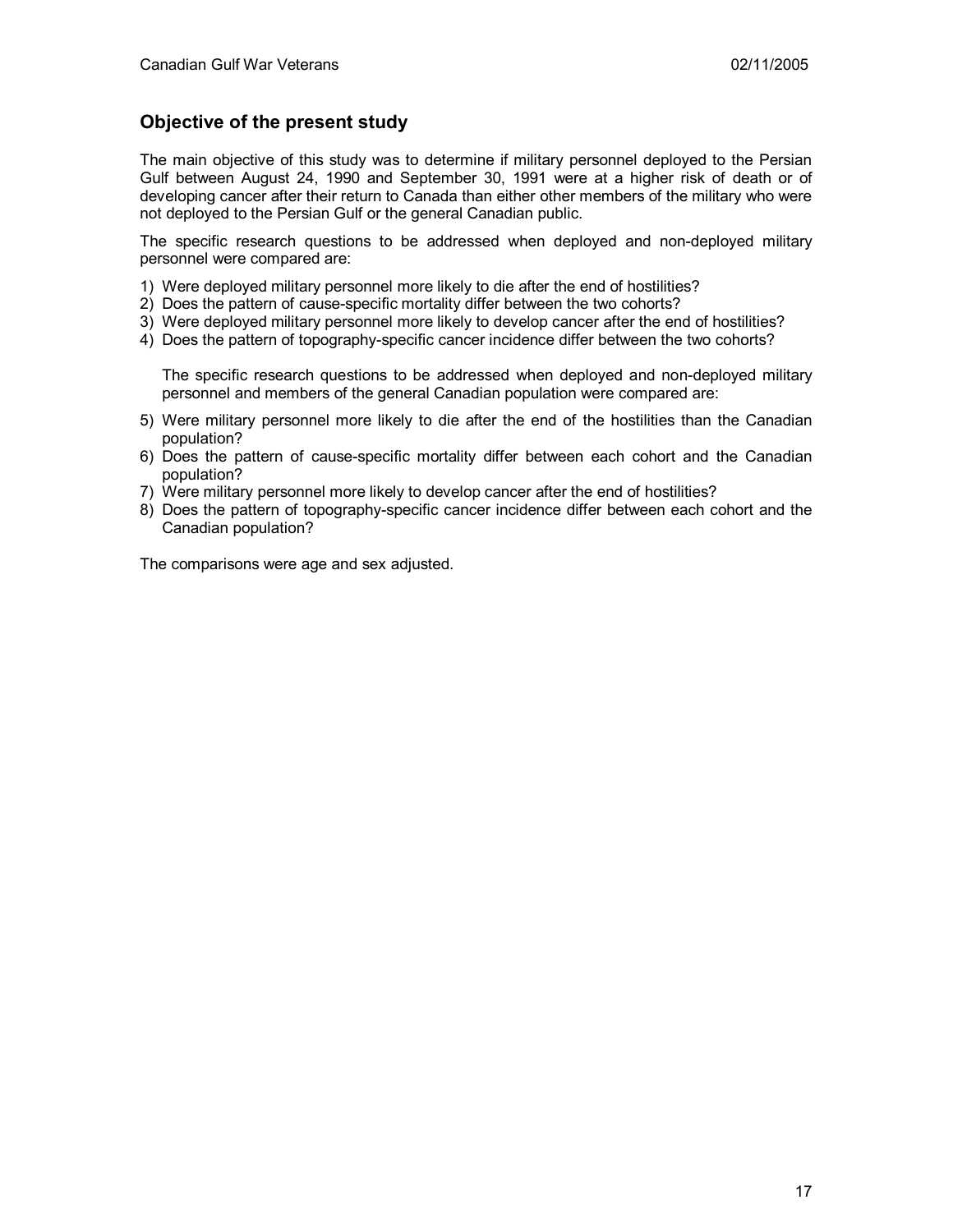## Objective of the present study

The main objective of this study was to determine if military personnel deployed to the Persian Gulf between August 24, 1990 and September 30, 1991 were at a higher risk of death or of developing cancer after their return to Canada than either other members of the military who were not deployed to the Persian Gulf or the general Canadian public.

The specific research questions to be addressed when deployed and non-deployed military personnel were compared are:

1) Were deployed military personnel more likely to die after the end of hostilities?
2) Does the pattern of cause-specific mortality differ between the two cohorts?
3) Were deployed military personnel more likely to develop cancer after the end of hostilities?
4) Does the pattern of topography-specific cancer incidence differ between the two cohorts?

   The specific research questions to be addressed when deployed and non-deployed military personnel and members of the general Canadian population were compared are:

5) Were military personnel more likely to die after the end of the hostilities than the Canadian population?
6) Does the pattern of cause-specific mortality differ between each cohort and the Canadian population?
7) Were military personnel more likely to develop cancer after the end of hostilities?
8) Does the pattern of topography-specific cancer incidence differ between each cohort and the Canadian population?

The comparisons were age and sex adjusted.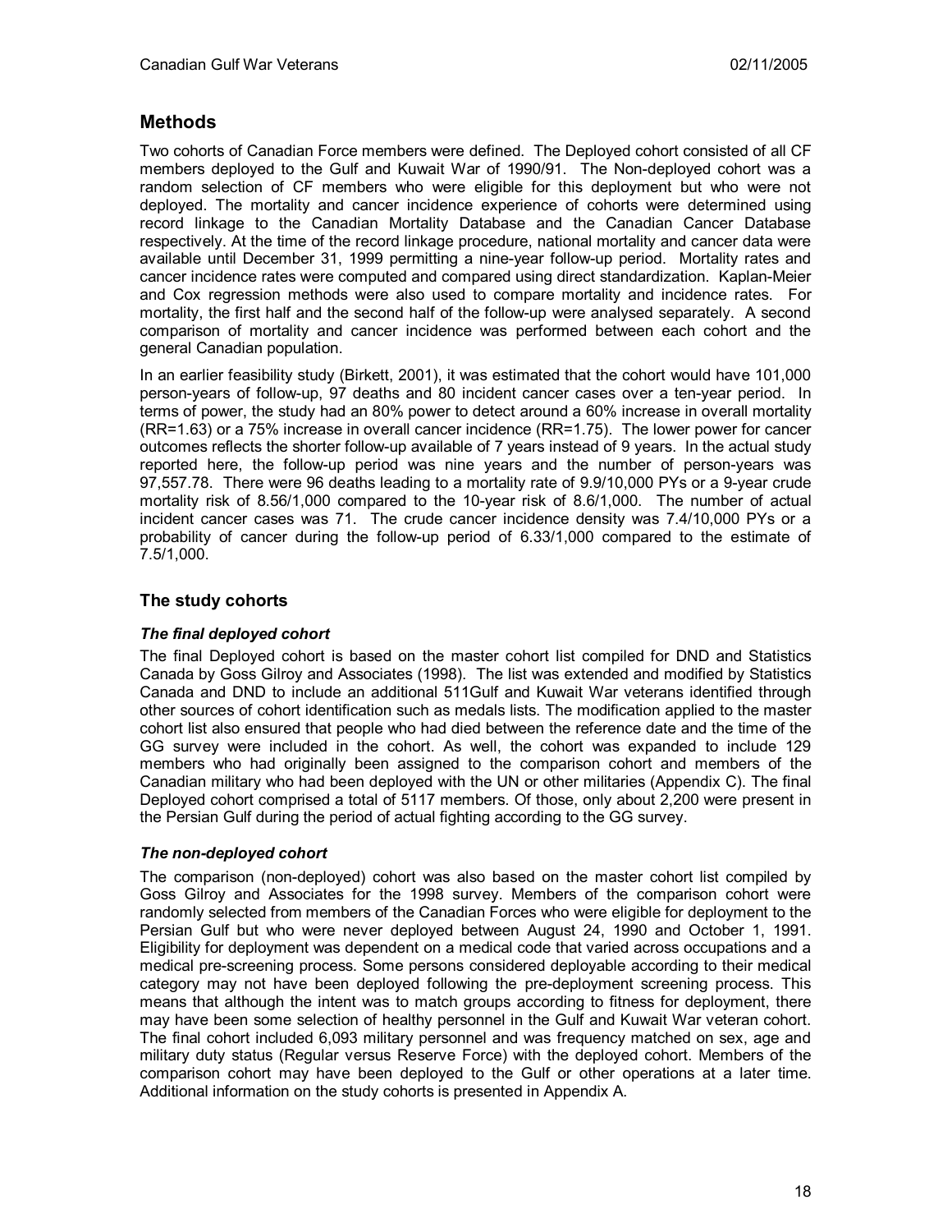## Methods

Two cohorts of Canadian Force members were defined. The Deployed cohort consisted of all CF members deployed to the Gulf and Kuwait War of 1990/91. The Non-deployed cohort was a random selection of CF members who were eligible for this deployment but who were not deployed. The mortality and cancer incidence experience of cohorts were determined using record linkage to the Canadian Mortality Database and the Canadian Cancer Database respectively. At the time of the record linkage procedure, national mortality and cancer data were available until December 31, 1999 permitting a nine-year follow-up period. Mortality rates and cancer incidence rates were computed and compared using direct standardization. Kaplan-Meier and Cox regression methods were also used to compare mortality and incidence rates. For mortality, the first half and the second half of the follow-up were analysed separately. A second comparison of mortality and cancer incidence was performed between each cohort and the general Canadian population.

In an earlier feasibility study (Birkett, 2001), it was estimated that the cohort would have 101,000 person-years of follow-up, 97 deaths and 80 incident cancer cases over a ten-year period. In terms of power, the study had an 80% power to detect around a 60% increase in overall mortality (RR=1.63) or a 75% increase in overall cancer incidence (RR=1.75). The lower power for cancer outcomes reflects the shorter follow-up available of 7 years instead of 9 years. In the actual study reported here, the follow-up period was nine years and the number of person-years was 97,557.78. There were 96 deaths leading to a mortality rate of 9.9/10,000 PYs or a 9-year crude mortality risk of 8.56/1,000 compared to the 10-year risk of 8.6/1,000. The number of actual incident cancer cases was 71. The crude cancer incidence density was 7.4/10,000 PYs or a probability of cancer during the follow-up period of 6.33/1,000 compared to the estimate of 7.5/1,000.

### The study cohorts

#### *The final deployed cohort*

The final Deployed cohort is based on the master cohort list compiled for DND and Statistics Canada by Goss Gilroy and Associates (1998). The list was extended and modified by Statistics Canada and DND to include an additional 511Gulf and Kuwait War veterans identified through other sources of cohort identification such as medals lists. The modification applied to the master cohort list also ensured that people who had died between the reference date and the time of the GG survey were included in the cohort. As well, the cohort was expanded to include 129 members who had originally been assigned to the comparison cohort and members of the Canadian military who had been deployed with the UN or other militaries (Appendix C). The final Deployed cohort comprised a total of 5117 members. Of those, only about 2,200 were present in the Persian Gulf during the period of actual fighting according to the GG survey.

#### *The non-deployed cohort*

The comparison (non-deployed) cohort was also based on the master cohort list compiled by Goss Gilroy and Associates for the 1998 survey. Members of the comparison cohort were randomly selected from members of the Canadian Forces who were eligible for deployment to the Persian Gulf but who were never deployed between August 24, 1990 and October 1, 1991. Eligibility for deployment was dependent on a medical code that varied across occupations and a medical pre-screening process. Some persons considered deployable according to their medical category may not have been deployed following the pre-deployment screening process. This means that although the intent was to match groups according to fitness for deployment, there may have been some selection of healthy personnel in the Gulf and Kuwait War veteran cohort. The final cohort included 6,093 military personnel and was frequency matched on sex, age and military duty status (Regular versus Reserve Force) with the deployed cohort. Members of the comparison cohort may have been deployed to the Gulf or other operations at a later time. Additional information on the study cohorts is presented in Appendix A.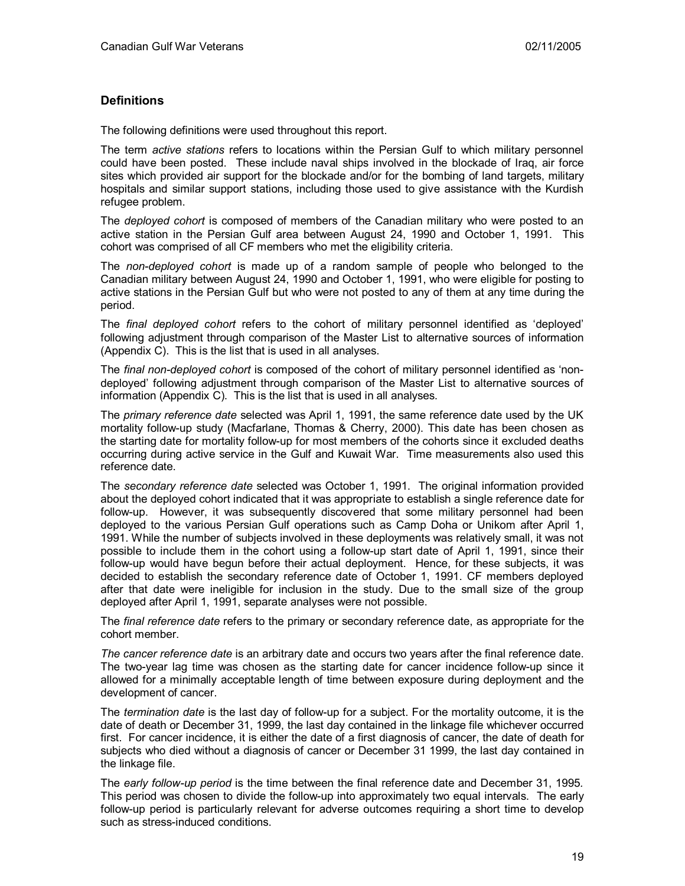## Definitions

The following definitions were used throughout this report.

The term *active stations* refers to locations within the Persian Gulf to which military personnel could have been posted. These include naval ships involved in the blockade of Iraq, air force sites which provided air support for the blockade and/or for the bombing of land targets, military hospitals and similar support stations, including those used to give assistance with the Kurdish refugee problem.

The *deployed cohort* is composed of members of the Canadian military who were posted to an active station in the Persian Gulf area between August 24, 1990 and October 1, 1991. This cohort was comprised of all CF members who met the eligibility criteria.

The *non-deployed cohort* is made up of a random sample of people who belonged to the Canadian military between August 24, 1990 and October 1, 1991, who were eligible for posting to active stations in the Persian Gulf but who were not posted to any of them at any time during the period.

The *final deployed cohort* refers to the cohort of military personnel identified as 'deployed' following adjustment through comparison of the Master List to alternative sources of information (Appendix C). This is the list that is used in all analyses.

The *final non-deployed cohort* is composed of the cohort of military personnel identified as 'non-deployed' following adjustment through comparison of the Master List to alternative sources of information (Appendix C). This is the list that is used in all analyses.

The *primary reference date* selected was April 1, 1991, the same reference date used by the UK mortality follow-up study (Macfarlane, Thomas & Cherry, 2000). This date has been chosen as the starting date for mortality follow-up for most members of the cohorts since it excluded deaths occurring during active service in the Gulf and Kuwait War. Time measurements also used this reference date.

The *secondary reference date* selected was October 1, 1991. The original information provided about the deployed cohort indicated that it was appropriate to establish a single reference date for follow-up. However, it was subsequently discovered that some military personnel had been deployed to the various Persian Gulf operations such as Camp Doha or Unikom after April 1, 1991. While the number of subjects involved in these deployments was relatively small, it was not possible to include them in the cohort using a follow-up start date of April 1, 1991, since their follow-up would have begun before their actual deployment. Hence, for these subjects, it was decided to establish the secondary reference date of October 1, 1991. CF members deployed after that date were ineligible for inclusion in the study. Due to the small size of the group deployed after April 1, 1991, separate analyses were not possible.

The *final reference date* refers to the primary or secondary reference date, as appropriate for the cohort member.

*The cancer reference date* is an arbitrary date and occurs two years after the final reference date. The two-year lag time was chosen as the starting date for cancer incidence follow-up since it allowed for a minimally acceptable length of time between exposure during deployment and the development of cancer.

The *termination date* is the last day of follow-up for a subject. For the mortality outcome, it is the date of death or December 31, 1999, the last day contained in the linkage file whichever occurred first. For cancer incidence, it is either the date of a first diagnosis of cancer, the date of death for subjects who died without a diagnosis of cancer or December 31 1999, the last day contained in the linkage file.

The *early follow-up period* is the time between the final reference date and December 31, 1995. This period was chosen to divide the follow-up into approximately two equal intervals. The early follow-up period is particularly relevant for adverse outcomes requiring a short time to develop such as stress-induced conditions.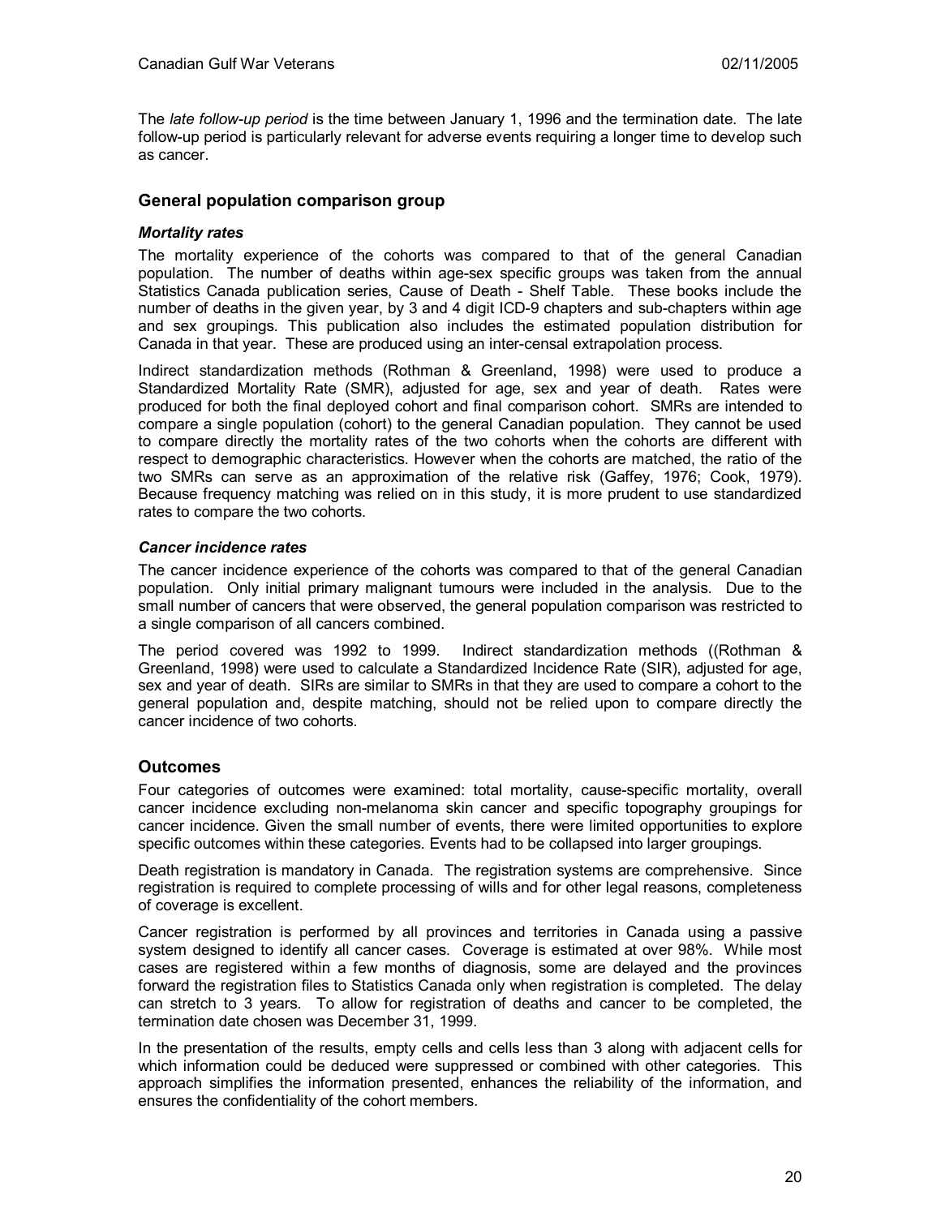The *late follow-up period* is the time between January 1, 1996 and the termination date. The late follow-up period is particularly relevant for adverse events requiring a longer time to develop such as cancer.

## General population comparison group

### *Mortality rates*

The mortality experience of the cohorts was compared to that of the general Canadian population. The number of deaths within age-sex specific groups was taken from the annual Statistics Canada publication series, Cause of Death - Shelf Table. These books include the number of deaths in the given year, by 3 and 4 digit ICD-9 chapters and sub-chapters within age and sex groupings. This publication also includes the estimated population distribution for Canada in that year. These are produced using an inter-censal extrapolation process.

Indirect standardization methods (Rothman & Greenland, 1998) were used to produce a Standardized Mortality Rate (SMR), adjusted for age, sex and year of death. Rates were produced for both the final deployed cohort and final comparison cohort. SMRs are intended to compare a single population (cohort) to the general Canadian population. They cannot be used to compare directly the mortality rates of the two cohorts when the cohorts are different with respect to demographic characteristics. However when the cohorts are matched, the ratio of the two SMRs can serve as an approximation of the relative risk (Gaffey, 1976; Cook, 1979). Because frequency matching was relied on in this study, it is more prudent to use standardized rates to compare the two cohorts.

### *Cancer incidence rates*

The cancer incidence experience of the cohorts was compared to that of the general Canadian population. Only initial primary malignant tumours were included in the analysis. Due to the small number of cancers that were observed, the general population comparison was restricted to a single comparison of all cancers combined.

The period covered was 1992 to 1999. Indirect standardization methods ((Rothman & Greenland, 1998) were used to calculate a Standardized Incidence Rate (SIR), adjusted for age, sex and year of death. SIRs are similar to SMRs in that they are used to compare a cohort to the general population and, despite matching, should not be relied upon to compare directly the cancer incidence of two cohorts.

## Outcomes

Four categories of outcomes were examined: total mortality, cause-specific mortality, overall cancer incidence excluding non-melanoma skin cancer and specific topography groupings for cancer incidence. Given the small number of events, there were limited opportunities to explore specific outcomes within these categories. Events had to be collapsed into larger groupings.

Death registration is mandatory in Canada. The registration systems are comprehensive. Since registration is required to complete processing of wills and for other legal reasons, completeness of coverage is excellent.

Cancer registration is performed by all provinces and territories in Canada using a passive system designed to identify all cancer cases. Coverage is estimated at over 98%. While most cases are registered within a few months of diagnosis, some are delayed and the provinces forward the registration files to Statistics Canada only when registration is completed. The delay can stretch to 3 years. To allow for registration of deaths and cancer to be completed, the termination date chosen was December 31, 1999.

In the presentation of the results, empty cells and cells less than 3 along with adjacent cells for which information could be deduced were suppressed or combined with other categories. This approach simplifies the information presented, enhances the reliability of the information, and ensures the confidentiality of the cohort members.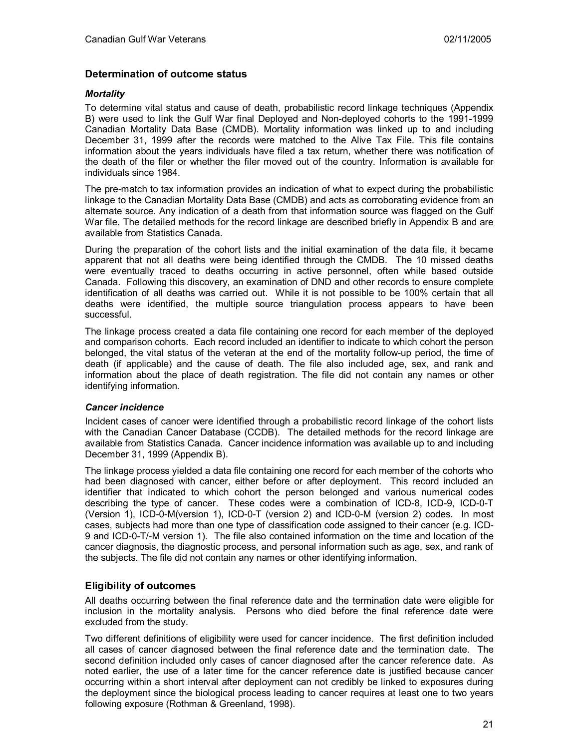## Determination of outcome status

### *Mortality*

To determine vital status and cause of death, probabilistic record linkage techniques (Appendix B) were used to link the Gulf War final Deployed and Non-deployed cohorts to the 1991-1999 Canadian Mortality Data Base (CMDB). Mortality information was linked up to and including December 31, 1999 after the records were matched to the Alive Tax File. This file contains information about the years individuals have filed a tax return, whether there was notification of the death of the filer or whether the filer moved out of the country. Information is available for individuals since 1984.

The pre-match to tax information provides an indication of what to expect during the probabilistic linkage to the Canadian Mortality Data Base (CMDB) and acts as corroborating evidence from an alternate source. Any indication of a death from that information source was flagged on the Gulf War file. The detailed methods for the record linkage are described briefly in Appendix B and are available from Statistics Canada.

During the preparation of the cohort lists and the initial examination of the data file, it became apparent that not all deaths were being identified through the CMDB. The 10 missed deaths were eventually traced to deaths occurring in active personnel, often while based outside Canada. Following this discovery, an examination of DND and other records to ensure complete identification of all deaths was carried out. While it is not possible to be 100% certain that all deaths were identified, the multiple source triangulation process appears to have been successful.

The linkage process created a data file containing one record for each member of the deployed and comparison cohorts. Each record included an identifier to indicate to which cohort the person belonged, the vital status of the veteran at the end of the mortality follow-up period, the time of death (if applicable) and the cause of death. The file also included age, sex, and rank and information about the place of death registration. The file did not contain any names or other identifying information.

### *Cancer incidence*

Incident cases of cancer were identified through a probabilistic record linkage of the cohort lists with the Canadian Cancer Database (CCDB). The detailed methods for the record linkage are available from Statistics Canada. Cancer incidence information was available up to and including December 31, 1999 (Appendix B).

The linkage process yielded a data file containing one record for each member of the cohorts who had been diagnosed with cancer, either before or after deployment. This record included an identifier that indicated to which cohort the person belonged and various numerical codes describing the type of cancer. These codes were a combination of ICD-8, ICD-9, ICD-0-T (Version 1), ICD-0-M(version 1), ICD-0-T (version 2) and ICD-0-M (version 2) codes. In most cases, subjects had more than one type of classification code assigned to their cancer (e.g. ICD-9 and ICD-0-T/-M version 1). The file also contained information on the time and location of the cancer diagnosis, the diagnostic process, and personal information such as age, sex, and rank of the subjects. The file did not contain any names or other identifying information.

## Eligibility of outcomes

All deaths occurring between the final reference date and the termination date were eligible for inclusion in the mortality analysis. Persons who died before the final reference date were excluded from the study.

Two different definitions of eligibility were used for cancer incidence. The first definition included all cases of cancer diagnosed between the final reference date and the termination date. The second definition included only cases of cancer diagnosed after the cancer reference date. As noted earlier, the use of a later time for the cancer reference date is justified because cancer occurring within a short interval after deployment can not credibly be linked to exposures during the deployment since the biological process leading to cancer requires at least one to two years following exposure (Rothman & Greenland, 1998).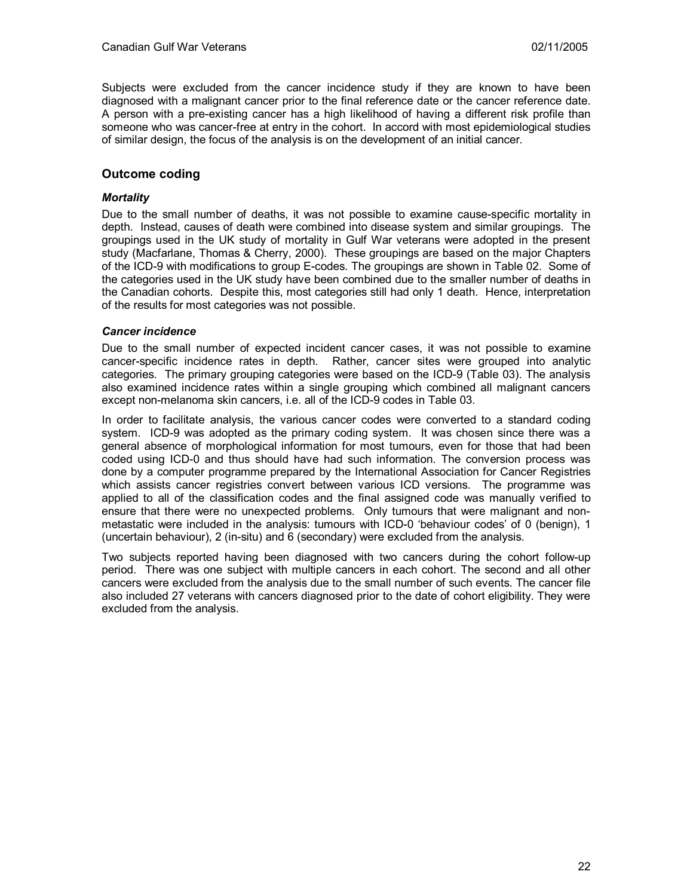Subjects were excluded from the cancer incidence study if they are known to have been diagnosed with a malignant cancer prior to the final reference date or the cancer reference date. A person with a pre-existing cancer has a high likelihood of having a different risk profile than someone who was cancer-free at entry in the cohort. In accord with most epidemiological studies of similar design, the focus of the analysis is on the development of an initial cancer.

## Outcome coding

### *Mortality*

Due to the small number of deaths, it was not possible to examine cause-specific mortality in depth. Instead, causes of death were combined into disease system and similar groupings. The groupings used in the UK study of mortality in Gulf War veterans were adopted in the present study (Macfarlane, Thomas & Cherry, 2000). These groupings are based on the major Chapters of the ICD-9 with modifications to group E-codes. The groupings are shown in Table 02. Some of the categories used in the UK study have been combined due to the smaller number of deaths in the Canadian cohorts. Despite this, most categories still had only 1 death. Hence, interpretation of the results for most categories was not possible.

### *Cancer incidence*

Due to the small number of expected incident cancer cases, it was not possible to examine cancer-specific incidence rates in depth. Rather, cancer sites were grouped into analytic categories. The primary grouping categories were based on the ICD-9 (Table 03). The analysis also examined incidence rates within a single grouping which combined all malignant cancers except non-melanoma skin cancers, i.e. all of the ICD-9 codes in Table 03.

In order to facilitate analysis, the various cancer codes were converted to a standard coding system. ICD-9 was adopted as the primary coding system. It was chosen since there was a general absence of morphological information for most tumours, even for those that had been coded using ICD-0 and thus should have had such information. The conversion process was done by a computer programme prepared by the International Association for Cancer Registries which assists cancer registries convert between various ICD versions. The programme was applied to all of the classification codes and the final assigned code was manually verified to ensure that there were no unexpected problems. Only tumours that were malignant and non-metastatic were included in the analysis: tumours with ICD-0 'behaviour codes' of 0 (benign), 1 (uncertain behaviour), 2 (in-situ) and 6 (secondary) were excluded from the analysis.

Two subjects reported having been diagnosed with two cancers during the cohort follow-up period. There was one subject with multiple cancers in each cohort. The second and all other cancers were excluded from the analysis due to the small number of such events. The cancer file also included 27 veterans with cancers diagnosed prior to the date of cohort eligibility. They were excluded from the analysis.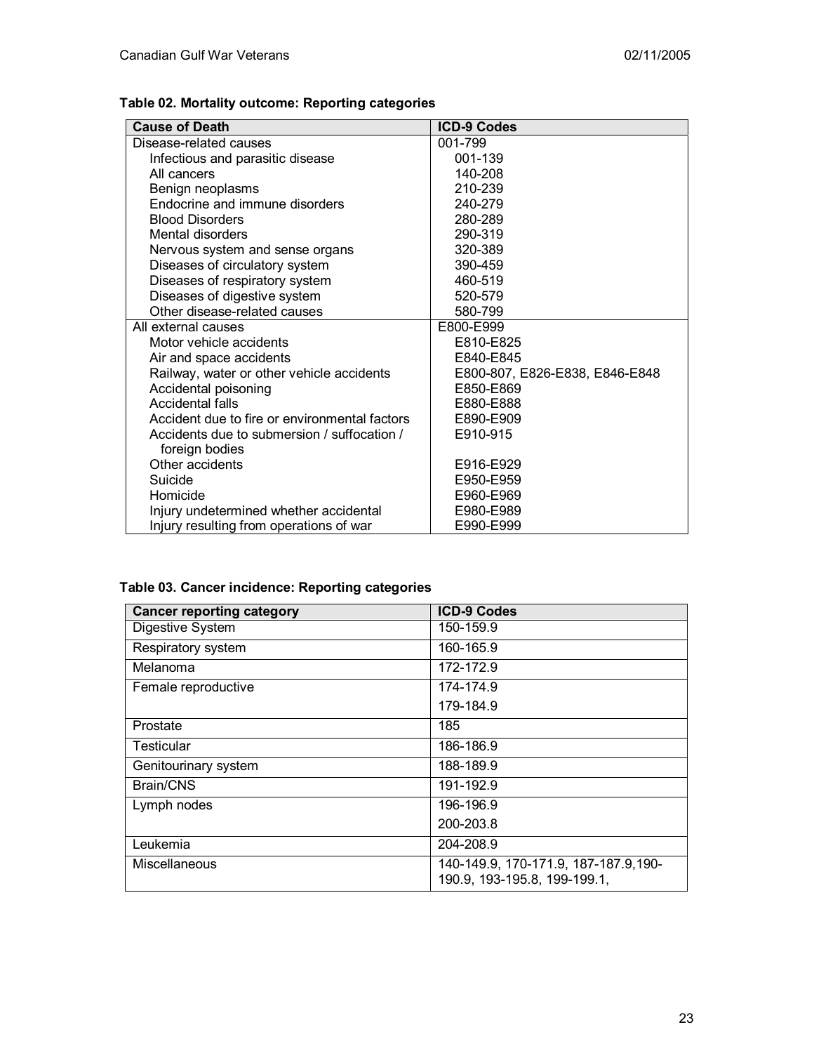**Table 02. Mortality outcome: Reporting categories**

| Cause of Death | ICD-9 Codes |
|---|---|
| Disease-related causes | 001-799 |
| Infectious and parasitic disease | 001-139 |
| All cancers | 140-208 |
| Benign neoplasms | 210-239 |
| Endocrine and immune disorders | 240-279 |
| Blood Disorders | 280-289 |
| Mental disorders | 290-319 |
| Nervous system and sense organs | 320-389 |
| Diseases of circulatory system | 390-459 |
| Diseases of respiratory system | 460-519 |
| Diseases of digestive system | 520-579 |
| Other disease-related causes | 580-799 |
| All external causes | E800-E999 |
| Motor vehicle accidents | E810-E825 |
| Air and space accidents | E840-E845 |
| Railway, water or other vehicle accidents | E800-807, E826-E838, E846-E848 |
| Accidental poisoning | E850-E869 |
| Accidental falls | E880-E888 |
| Accident due to fire or environmental factors | E890-E909 |
| Accidents due to submersion / suffocation / foreign bodies | E910-915 |
| Other accidents | E916-E929 |
| Suicide | E950-E959 |
| Homicide | E960-E969 |
| Injury undetermined whether accidental | E980-E989 |
| Injury resulting from operations of war | E990-E999 |

**Table 03. Cancer incidence: Reporting categories**

| Cancer reporting category | ICD-9 Codes |
|---|---|
| Digestive System | 150-159.9 |
| Respiratory system | 160-165.9 |
| Melanoma | 172-172.9 |
| Female reproductive | 174-174.9<br>179-184.9 |
| Prostate | 185 |
| Testicular | 186-186.9 |
| Genitourinary system | 188-189.9 |
| Brain/CNS | 191-192.9 |
| Lymph nodes | 196-196.9<br>200-203.8 |
| Leukemia | 204-208.9 |
| Miscellaneous | 140-149.9, 170-171.9, 187-187.9,190-190.9, 193-195.8, 199-199.1, |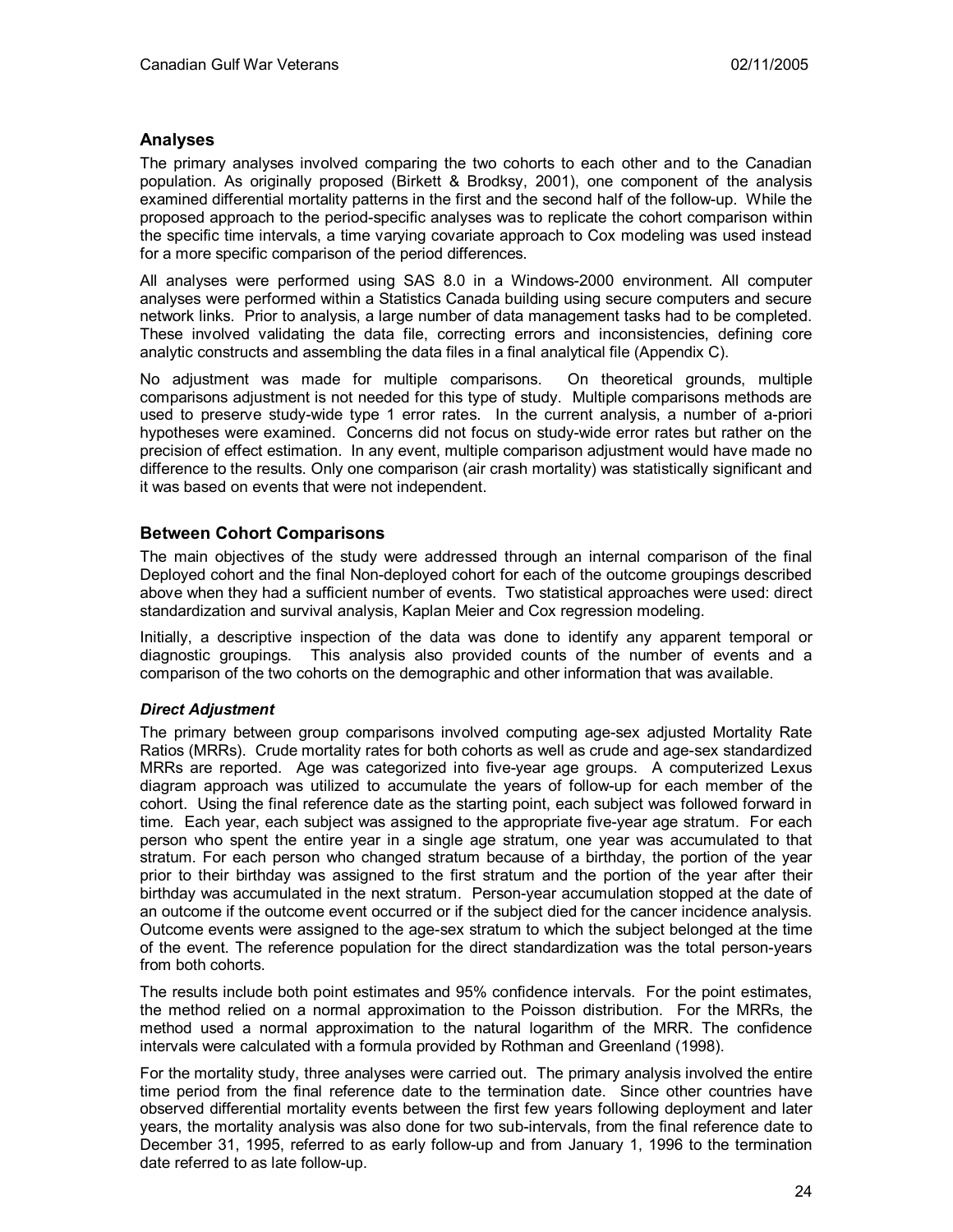## Analyses

The primary analyses involved comparing the two cohorts to each other and to the Canadian population. As originally proposed (Birkett & Brodksy, 2001), one component of the analysis examined differential mortality patterns in the first and the second half of the follow-up. While the proposed approach to the period-specific analyses was to replicate the cohort comparison within the specific time intervals, a time varying covariate approach to Cox modeling was used instead for a more specific comparison of the period differences.

All analyses were performed using SAS 8.0 in a Windows-2000 environment. All computer analyses were performed within a Statistics Canada building using secure computers and secure network links. Prior to analysis, a large number of data management tasks had to be completed. These involved validating the data file, correcting errors and inconsistencies, defining core analytic constructs and assembling the data files in a final analytical file (Appendix C).

No adjustment was made for multiple comparisons. On theoretical grounds, multiple comparisons adjustment is not needed for this type of study. Multiple comparisons methods are used to preserve study-wide type 1 error rates. In the current analysis, a number of a-priori hypotheses were examined. Concerns did not focus on study-wide error rates but rather on the precision of effect estimation. In any event, multiple comparison adjustment would have made no difference to the results. Only one comparison (air crash mortality) was statistically significant and it was based on events that were not independent.

## Between Cohort Comparisons

The main objectives of the study were addressed through an internal comparison of the final Deployed cohort and the final Non-deployed cohort for each of the outcome groupings described above when they had a sufficient number of events. Two statistical approaches were used: direct standardization and survival analysis, Kaplan Meier and Cox regression modeling.

Initially, a descriptive inspection of the data was done to identify any apparent temporal or diagnostic groupings. This analysis also provided counts of the number of events and a comparison of the two cohorts on the demographic and other information that was available.

### *Direct Adjustment*

The primary between group comparisons involved computing age-sex adjusted Mortality Rate Ratios (MRRs). Crude mortality rates for both cohorts as well as crude and age-sex standardized MRRs are reported. Age was categorized into five-year age groups. A computerized Lexus diagram approach was utilized to accumulate the years of follow-up for each member of the cohort. Using the final reference date as the starting point, each subject was followed forward in time. Each year, each subject was assigned to the appropriate five-year age stratum. For each person who spent the entire year in a single age stratum, one year was accumulated to that stratum. For each person who changed stratum because of a birthday, the portion of the year prior to their birthday was assigned to the first stratum and the portion of the year after their birthday was accumulated in the next stratum. Person-year accumulation stopped at the date of an outcome if the outcome event occurred or if the subject died for the cancer incidence analysis. Outcome events were assigned to the age-sex stratum to which the subject belonged at the time of the event. The reference population for the direct standardization was the total person-years from both cohorts.

The results include both point estimates and 95% confidence intervals. For the point estimates, the method relied on a normal approximation to the Poisson distribution. For the MRRs, the method used a normal approximation to the natural logarithm of the MRR. The confidence intervals were calculated with a formula provided by Rothman and Greenland (1998).

For the mortality study, three analyses were carried out. The primary analysis involved the entire time period from the final reference date to the termination date. Since other countries have observed differential mortality events between the first few years following deployment and later years, the mortality analysis was also done for two sub-intervals, from the final reference date to December 31, 1995, referred to as early follow-up and from January 1, 1996 to the termination date referred to as late follow-up.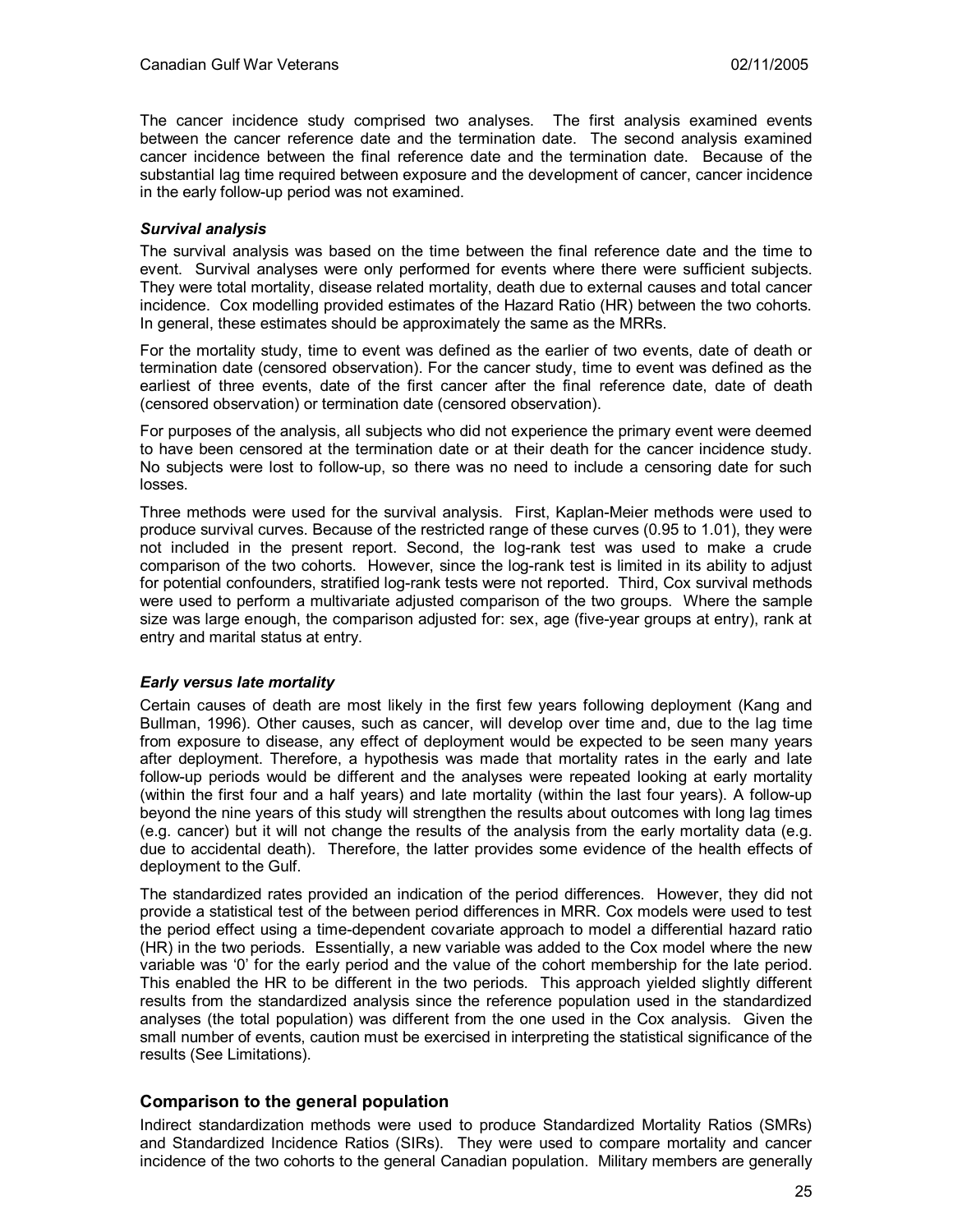The cancer incidence study comprised two analyses. The first analysis examined events between the cancer reference date and the termination date. The second analysis examined cancer incidence between the final reference date and the termination date. Because of the substantial lag time required between exposure and the development of cancer, cancer incidence in the early follow-up period was not examined.

#### *Survival analysis*

The survival analysis was based on the time between the final reference date and the time to event. Survival analyses were only performed for events where there were sufficient subjects. They were total mortality, disease related mortality, death due to external causes and total cancer incidence. Cox modelling provided estimates of the Hazard Ratio (HR) between the two cohorts. In general, these estimates should be approximately the same as the MRRs.

For the mortality study, time to event was defined as the earlier of two events, date of death or termination date (censored observation). For the cancer study, time to event was defined as the earliest of three events, date of the first cancer after the final reference date, date of death (censored observation) or termination date (censored observation).

For purposes of the analysis, all subjects who did not experience the primary event were deemed to have been censored at the termination date or at their death for the cancer incidence study. No subjects were lost to follow-up, so there was no need to include a censoring date for such losses.

Three methods were used for the survival analysis. First, Kaplan-Meier methods were used to produce survival curves. Because of the restricted range of these curves (0.95 to 1.01), they were not included in the present report. Second, the log-rank test was used to make a crude comparison of the two cohorts. However, since the log-rank test is limited in its ability to adjust for potential confounders, stratified log-rank tests were not reported. Third, Cox survival methods were used to perform a multivariate adjusted comparison of the two groups. Where the sample size was large enough, the comparison adjusted for: sex, age (five-year groups at entry), rank at entry and marital status at entry.

#### *Early versus late mortality*

Certain causes of death are most likely in the first few years following deployment (Kang and Bullman, 1996). Other causes, such as cancer, will develop over time and, due to the lag time from exposure to disease, any effect of deployment would be expected to be seen many years after deployment. Therefore, a hypothesis was made that mortality rates in the early and late follow-up periods would be different and the analyses were repeated looking at early mortality (within the first four and a half years) and late mortality (within the last four years). A follow-up beyond the nine years of this study will strengthen the results about outcomes with long lag times (e.g. cancer) but it will not change the results of the analysis from the early mortality data (e.g. due to accidental death). Therefore, the latter provides some evidence of the health effects of deployment to the Gulf.

The standardized rates provided an indication of the period differences. However, they did not provide a statistical test of the between period differences in MRR. Cox models were used to test the period effect using a time-dependent covariate approach to model a differential hazard ratio (HR) in the two periods. Essentially, a new variable was added to the Cox model where the new variable was '0' for the early period and the value of the cohort membership for the late period. This enabled the HR to be different in the two periods. This approach yielded slightly different results from the standardized analysis since the reference population used in the standardized analyses (the total population) was different from the one used in the Cox analysis. Given the small number of events, caution must be exercised in interpreting the statistical significance of the results (See Limitations).

### Comparison to the general population

Indirect standardization methods were used to produce Standardized Mortality Ratios (SMRs) and Standardized Incidence Ratios (SIRs). They were used to compare mortality and cancer incidence of the two cohorts to the general Canadian population. Military members are generally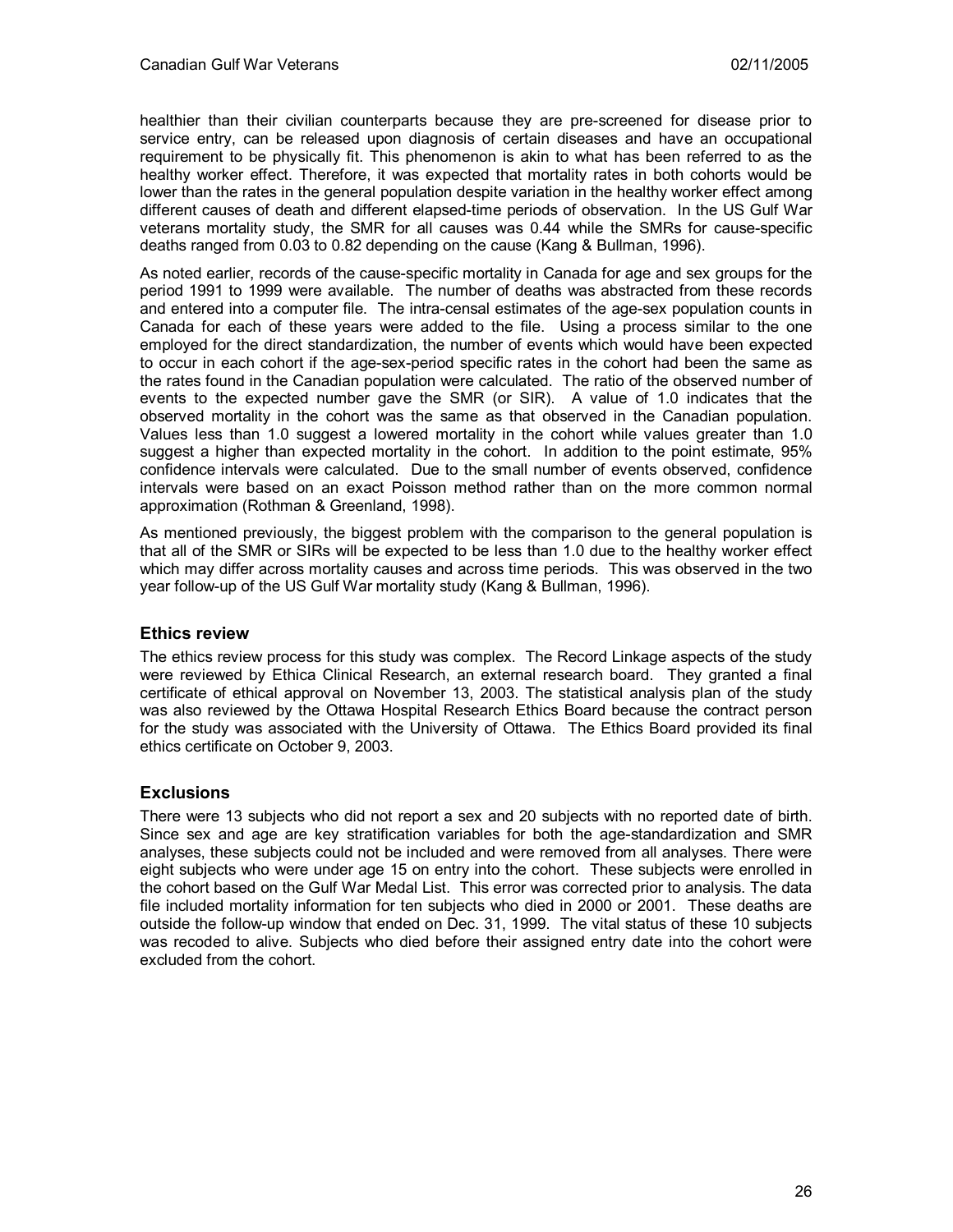healthier than their civilian counterparts because they are pre-screened for disease prior to service entry, can be released upon diagnosis of certain diseases and have an occupational requirement to be physically fit. This phenomenon is akin to what has been referred to as the healthy worker effect. Therefore, it was expected that mortality rates in both cohorts would be lower than the rates in the general population despite variation in the healthy worker effect among different causes of death and different elapsed-time periods of observation. In the US Gulf War veterans mortality study, the SMR for all causes was 0.44 while the SMRs for cause-specific deaths ranged from 0.03 to 0.82 depending on the cause (Kang & Bullman, 1996).

As noted earlier, records of the cause-specific mortality in Canada for age and sex groups for the period 1991 to 1999 were available. The number of deaths was abstracted from these records and entered into a computer file. The intra-censal estimates of the age-sex population counts in Canada for each of these years were added to the file. Using a process similar to the one employed for the direct standardization, the number of events which would have been expected to occur in each cohort if the age-sex-period specific rates in the cohort had been the same as the rates found in the Canadian population were calculated. The ratio of the observed number of events to the expected number gave the SMR (or SIR). A value of 1.0 indicates that the observed mortality in the cohort was the same as that observed in the Canadian population. Values less than 1.0 suggest a lowered mortality in the cohort while values greater than 1.0 suggest a higher than expected mortality in the cohort. In addition to the point estimate, 95% confidence intervals were calculated. Due to the small number of events observed, confidence intervals were based on an exact Poisson method rather than on the more common normal approximation (Rothman & Greenland, 1998).

As mentioned previously, the biggest problem with the comparison to the general population is that all of the SMR or SIRs will be expected to be less than 1.0 due to the healthy worker effect which may differ across mortality causes and across time periods. This was observed in the two year follow-up of the US Gulf War mortality study (Kang & Bullman, 1996).

## Ethics review

The ethics review process for this study was complex. The Record Linkage aspects of the study were reviewed by Ethica Clinical Research, an external research board. They granted a final certificate of ethical approval on November 13, 2003. The statistical analysis plan of the study was also reviewed by the Ottawa Hospital Research Ethics Board because the contract person for the study was associated with the University of Ottawa. The Ethics Board provided its final ethics certificate on October 9, 2003.

## Exclusions

There were 13 subjects who did not report a sex and 20 subjects with no reported date of birth. Since sex and age are key stratification variables for both the age-standardization and SMR analyses, these subjects could not be included and were removed from all analyses. There were eight subjects who were under age 15 on entry into the cohort. These subjects were enrolled in the cohort based on the Gulf War Medal List. This error was corrected prior to analysis. The data file included mortality information for ten subjects who died in 2000 or 2001. These deaths are outside the follow-up window that ended on Dec. 31, 1999. The vital status of these 10 subjects was recoded to alive. Subjects who died before their assigned entry date into the cohort were excluded from the cohort.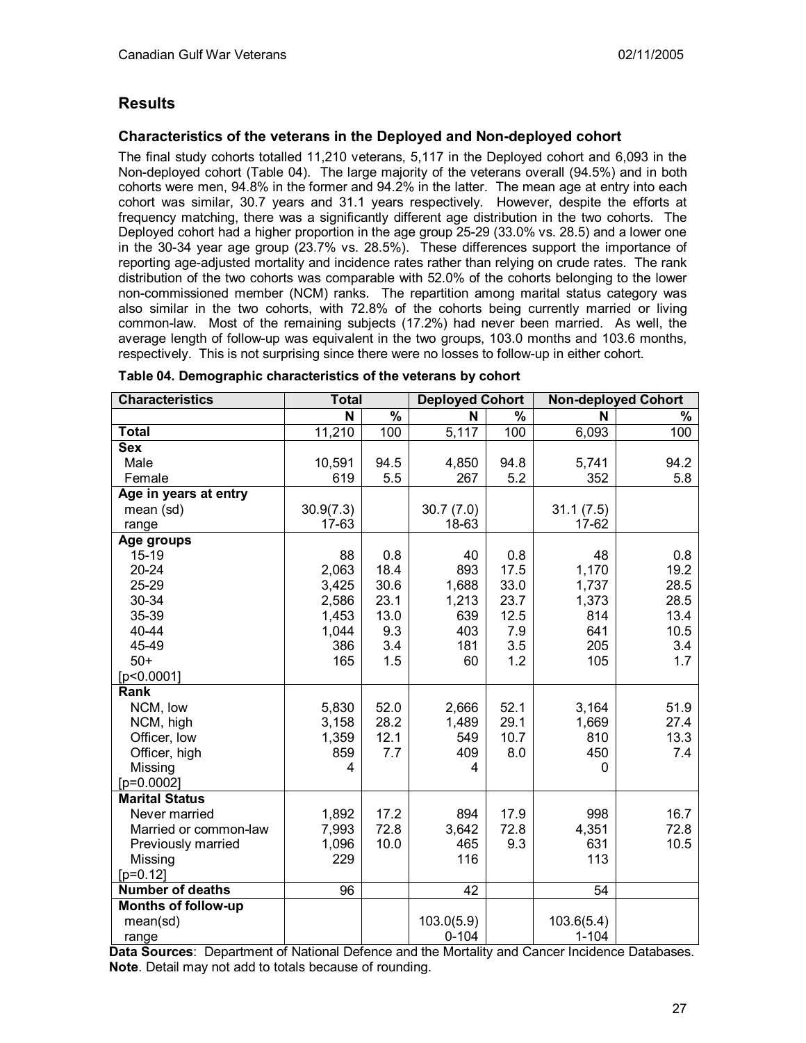## Results

### Characteristics of the veterans in the Deployed and Non-deployed cohort

The final study cohorts totalled 11,210 veterans, 5,117 in the Deployed cohort and 6,093 in the Non-deployed cohort (Table 04). The large majority of the veterans overall (94.5%) and in both cohorts were men, 94.8% in the former and 94.2% in the latter. The mean age at entry into each cohort was similar, 30.7 years and 31.1 years respectively. However, despite the efforts at frequency matching, there was a significantly different age distribution in the two cohorts. The Deployed cohort had a higher proportion in the age group 25-29 (33.0% vs. 28.5) and a lower one in the 30-34 year age group (23.7% vs. 28.5%). These differences support the importance of reporting age-adjusted mortality and incidence rates rather than relying on crude rates. The rank distribution of the two cohorts was comparable with 52.0% of the cohorts belonging to the lower non-commissioned member (NCM) ranks. The repartition among marital status category was also similar in the two cohorts, with 72.8% of the cohorts being currently married or living common-law. Most of the remaining subjects (17.2%) had never been married. As well, the average length of follow-up was equivalent in the two groups, 103.0 months and 103.6 months, respectively. This is not surprising since there were no losses to follow-up in either cohort.

**Table 04. Demographic characteristics of the veterans by cohort**

| Characteristics | Total | | Deployed Cohort | | Non-deployed Cohort | |
|---|---|---|---|---|---|---|
| | N | % | N | % | N | % |
| **Total** | 11,210 | 100 | 5,117 | 100 | 6,093 | 100 |
| **Sex** | | | | | | |
| Male | 10,591 | 94.5 | 4,850 | 94.8 | 5,741 | 94.2 |
| Female | 619 | 5.5 | 267 | 5.2 | 352 | 5.8 |
| **Age in years at entry** | | | | | | |
| mean (sd) | 30.9(7.3) | | 30.7 (7.0) | | 31.1 (7.5) | |
| range | 17-63 | | 18-63 | | 17-62 | |
| **Age groups** | | | | | | |
| 15-19 | 88 | 0.8 | 40 | 0.8 | 48 | 0.8 |
| 20-24 | 2,063 | 18.4 | 893 | 17.5 | 1,170 | 19.2 |
| 25-29 | 3,425 | 30.6 | 1,688 | 33.0 | 1,737 | 28.5 |
| 30-34 | 2,586 | 23.1 | 1,213 | 23.7 | 1,373 | 28.5 |
| 35-39 | 1,453 | 13.0 | 639 | 12.5 | 814 | 13.4 |
| 40-44 | 1,044 | 9.3 | 403 | 7.9 | 641 | 10.5 |
| 45-49 | 386 | 3.4 | 181 | 3.5 | 205 | 3.4 |
| 50+ | 165 | 1.5 | 60 | 1.2 | 105 | 1.7 |
| [p<0.0001] | | | | | | |
| **Rank** | | | | | | |
| NCM, low | 5,830 | 52.0 | 2,666 | 52.1 | 3,164 | 51.9 |
| NCM, high | 3,158 | 28.2 | 1,489 | 29.1 | 1,669 | 27.4 |
| Officer, low | 1,359 | 12.1 | 549 | 10.7 | 810 | 13.3 |
| Officer, high | 859 | 7.7 | 409 | 8.0 | 450 | 7.4 |
| Missing | 4 | | 4 | | 0 | |
| [p=0.0002] | | | | | | |
| **Marital Status** | | | | | | |
| Never married | 1,892 | 17.2 | 894 | 17.9 | 998 | 16.7 |
| Married or common-law | 7,993 | 72.8 | 3,642 | 72.8 | 4,351 | 72.8 |
| Previously married | 1,096 | 10.0 | 465 | 9.3 | 631 | 10.5 |
| Missing | 229 | | 116 | | 113 | |
| [p=0.12] | | | | | | |
| **Number of deaths** | 96 | | 42 | | 54 | |
| **Months of follow-up** | | | | | | |
| mean(sd) | | | 103.0(5.9) | | 103.6(5.4) | |
| range | | | 0-104 | | 1-104 | |

**Data Sources**: Department of National Defence and the Mortality and Cancer Incidence Databases.
**Note**. Detail may not add to totals because of rounding.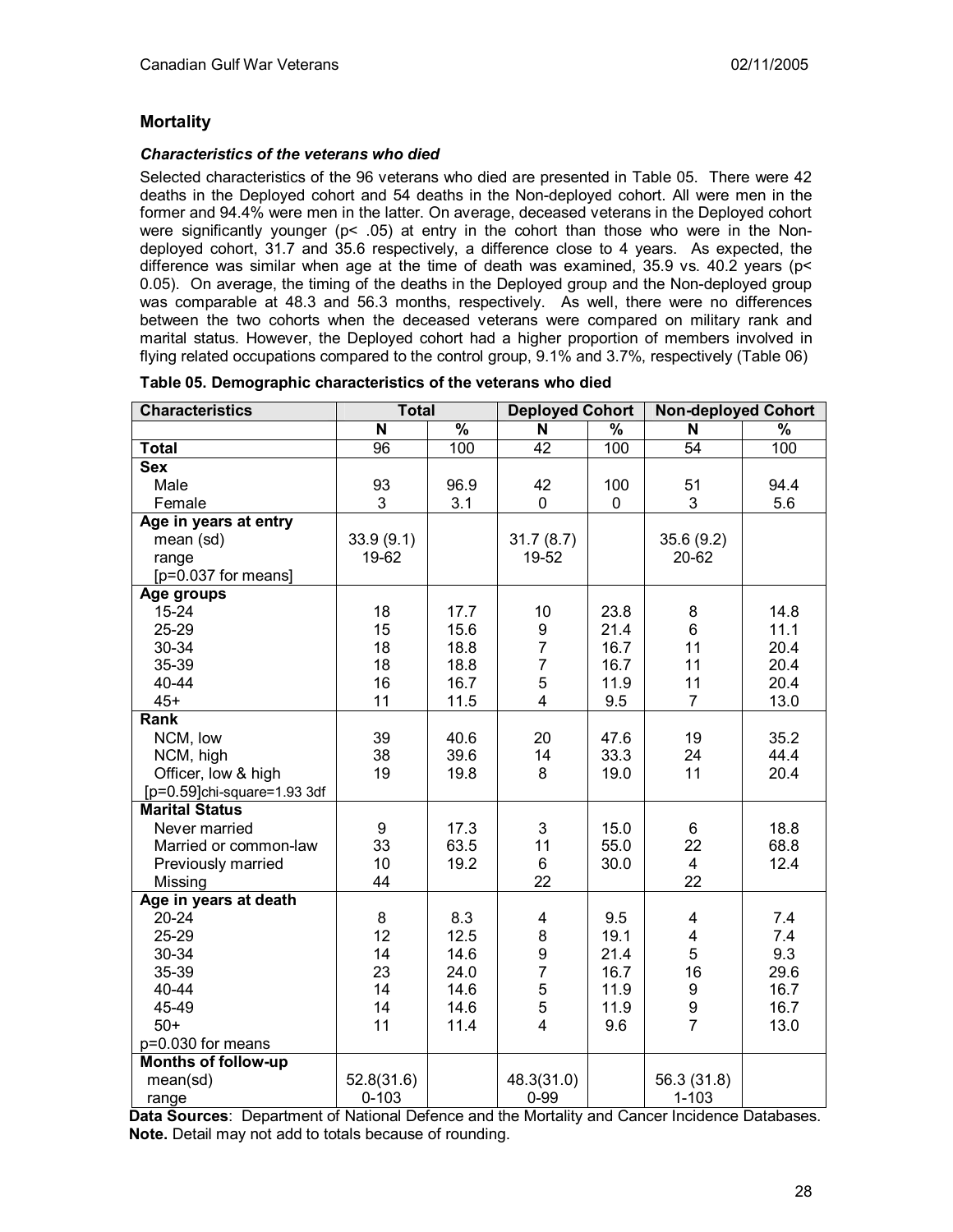## Mortality

### *Characteristics of the veterans who died*

Selected characteristics of the 96 veterans who died are presented in Table 05. There were 42 deaths in the Deployed cohort and 54 deaths in the Non-deployed cohort. All were men in the former and 94.4% were men in the latter. On average, deceased veterans in the Deployed cohort were significantly younger ($p < .05$) at entry in the cohort than those who were in the Non-deployed cohort, 31.7 and 35.6 respectively, a difference close to 4 years. As expected, the difference was similar when age at the time of death was examined, 35.9 vs. 40.2 years ($p < 0.05$). On average, the timing of the deaths in the Deployed group and the Non-deployed group was comparable at 48.3 and 56.3 months, respectively. As well, there were no differences between the two cohorts when the deceased veterans were compared on military rank and marital status. However, the Deployed cohort had a higher proportion of members involved in flying related occupations compared to the control group, 9.1% and 3.7%, respectively (Table 06)

**Table 05. Demographic characteristics of the veterans who died**

| Characteristics | Total | | Deployed Cohort | | Non-deployed Cohort | |
|---|---|---|---|---|---|---|
| | N | % | N | % | N | % |
| **Total** | 96 | 100 | 42 | 100 | 54 | 100 |
| **Sex** | | | | | | |
| Male | 93 | 96.9 | 42 | 100 | 51 | 94.4 |
| Female | 3 | 3.1 | 0 | 0 | 3 | 5.6 |
| **Age in years at entry** | | | | | | |
| mean (sd) | 33.9 (9.1) | | 31.7 (8.7) | | 35.6 (9.2) | |
| range | 19-62 | | 19-52 | | 20-62 | |
| [p=0.037 for means] | | | | | | |
| **Age groups** | | | | | | |
| 15-24 | 18 | 17.7 | 10 | 23.8 | 8 | 14.8 |
| 25-29 | 15 | 15.6 | 9 | 21.4 | 6 | 11.1 |
| 30-34 | 18 | 18.8 | 7 | 16.7 | 11 | 20.4 |
| 35-39 | 18 | 18.8 | 7 | 16.7 | 11 | 20.4 |
| 40-44 | 16 | 16.7 | 5 | 11.9 | 11 | 20.4 |
| 45+ | 11 | 11.5 | 4 | 9.5 | 7 | 13.0 |
| **Rank** | | | | | | |
| NCM, low | 39 | 40.6 | 20 | 47.6 | 19 | 35.2 |
| NCM, high | 38 | 39.6 | 14 | 33.3 | 24 | 44.4 |
| Officer, low & high | 19 | 19.8 | 8 | 19.0 | 11 | 20.4 |
| [p=0.59]chi-square=1.93 3df | | | | | | |
| **Marital Status** | | | | | | |
| Never married | 9 | 17.3 | 3 | 15.0 | 6 | 18.8 |
| Married or common-law | 33 | 63.5 | 11 | 55.0 | 22 | 68.8 |
| Previously married | 10 | 19.2 | 6 | 30.0 | 4 | 12.4 |
| Missing | 44 | | 22 | | 22 | |
| **Age in years at death** | | | | | | |
| 20-24 | 8 | 8.3 | 4 | 9.5 | 4 | 7.4 |
| 25-29 | 12 | 12.5 | 8 | 19.1 | 4 | 7.4 |
| 30-34 | 14 | 14.6 | 9 | 21.4 | 5 | 9.3 |
| 35-39 | 23 | 24.0 | 7 | 16.7 | 16 | 29.6 |
| 40-44 | 14 | 14.6 | 5 | 11.9 | 9 | 16.7 |
| 45-49 | 14 | 14.6 | 5 | 11.9 | 9 | 16.7 |
| 50+ | 11 | 11.4 | 4 | 9.6 | 7 | 13.0 |
| p=0.030 for means | | | | | | |
| **Months of follow-up** | | | | | | |
| mean(sd) | 52.8(31.6) | | 48.3(31.0) | | 56.3 (31.8) | |
| range | 0-103 | | 0-99 | | 1-103 | |

**Data Sources**: Department of National Defence and the Mortality and Cancer Incidence Databases.
**Note.** Detail may not add to totals because of rounding.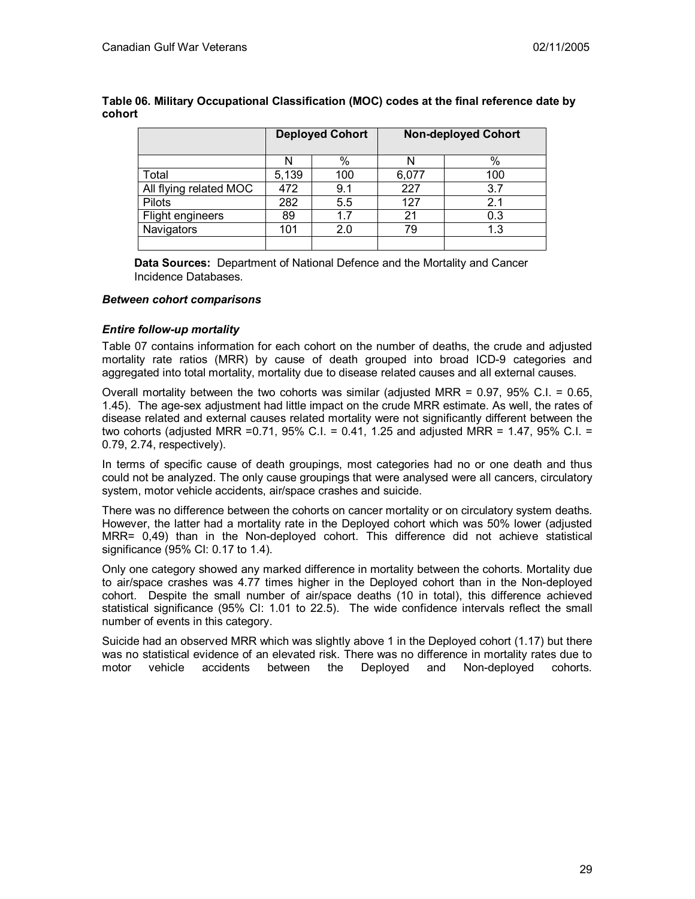**Table 06. Military Occupational Classification (MOC) codes at the final reference date by cohort**

| | Deployed Cohort | | Non-deployed Cohort | |
|---|---|---|---|---|
| | N | % | N | % |
| Total | 5,139 | 100 | 6,077 | 100 |
| All flying related MOC | 472 | 9.1 | 227 | 3.7 |
| Pilots | 282 | 5.5 | 127 | 2.1 |
| Flight engineers | 89 | 1.7 | 21 | 0.3 |
| Navigators | 101 | 2.0 | 79 | 1.3 |
| | | | | |

**Data Sources:** Department of National Defence and the Mortality and Cancer Incidence Databases.

***Between cohort comparisons***

***Entire follow-up mortality***

Table 07 contains information for each cohort on the number of deaths, the crude and adjusted mortality rate ratios (MRR) by cause of death grouped into broad ICD-9 categories and aggregated into total mortality, mortality due to disease related causes and all external causes.

Overall mortality between the two cohorts was similar (adjusted MRR = 0.97, 95% C.I. = 0.65, 1.45). The age-sex adjustment had little impact on the crude MRR estimate. As well, the rates of disease related and external causes related mortality were not significantly different between the two cohorts (adjusted MRR =0.71, 95% C.I. = 0.41, 1.25 and adjusted MRR = 1.47, 95% C.I. = 0.79, 2.74, respectively).

In terms of specific cause of death groupings, most categories had no or one death and thus could not be analyzed. The only cause groupings that were analysed were all cancers, circulatory system, motor vehicle accidents, air/space crashes and suicide.

There was no difference between the cohorts on cancer mortality or on circulatory system deaths. However, the latter had a mortality rate in the Deployed cohort which was 50% lower (adjusted MRR= 0,49) than in the Non-deployed cohort. This difference did not achieve statistical significance (95% CI: 0.17 to 1.4).

Only one category showed any marked difference in mortality between the cohorts. Mortality due to air/space crashes was 4.77 times higher in the Deployed cohort than in the Non-deployed cohort. Despite the small number of air/space deaths (10 in total), this difference achieved statistical significance (95% CI: 1.01 to 22.5). The wide confidence intervals reflect the small number of events in this category.

Suicide had an observed MRR which was slightly above 1 in the Deployed cohort (1.17) but there was no statistical evidence of an elevated risk. There was no difference in mortality rates due to motor vehicle accidents between the Deployed and Non-deployed cohorts.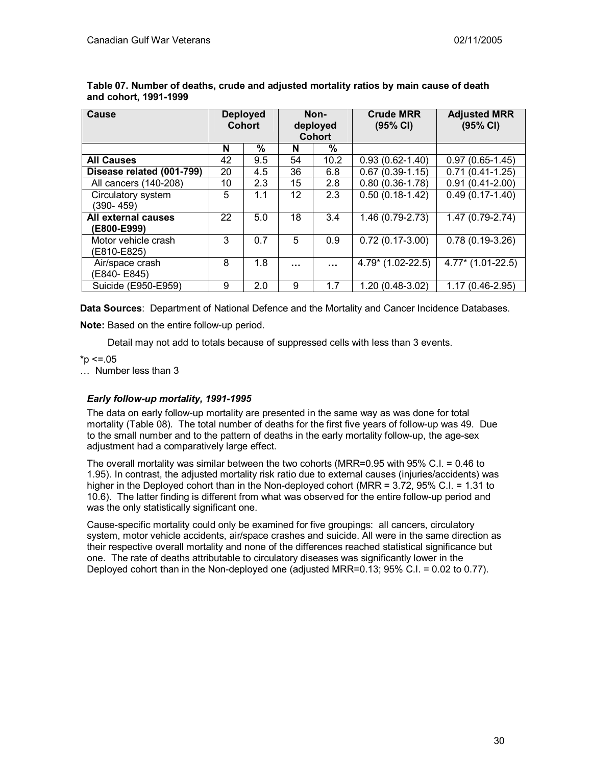**Table 07. Number of deaths, crude and adjusted mortality ratios by main cause of death and cohort, 1991-1999**

| Cause | Deployed Cohort | | Non-deployed Cohort | | Crude MRR (95% CI) | Adjusted MRR (95% CI) |
|---|---|---|---|---|---|---|
| | N | % | N | % | | |
| **All Causes** | 42 | 9.5 | 54 | 10.2 | 0.93 (0.62-1.40) | 0.97 (0.65-1.45) |
| **Disease related (001-799)** | 20 | 4.5 | 36 | 6.8 | 0.67 (0.39-1.15) | 0.71 (0.41-1.25) |
| All cancers (140-208) | 10 | 2.3 | 15 | 2.8 | 0.80 (0.36-1.78) | 0.91 (0.41-2.00) |
| Circulatory system (390- 459) | 5 | 1.1 | 12 | 2.3 | 0.50 (0.18-1.42) | 0.49 (0.17-1.40) |
| **All external causes (E800-E999)** | 22 | 5.0 | 18 | 3.4 | 1.46 (0.79-2.73) | 1.47 (0.79-2.74) |
| Motor vehicle crash (E810-E825) | 3 | 0.7 | 5 | 0.9 | 0.72 (0.17-3.00) | 0.78 (0.19-3.26) |
| Air/space crash (E840- E845) | 8 | 1.8 | … | … | 4.79* (1.02-22.5) | 4.77* (1.01-22.5) |
| Suicide (E950-E959) | 9 | 2.0 | 9 | 1.7 | 1.20 (0.48-3.02) | 1.17 (0.46-2.95) |

**Data Sources**: Department of National Defence and the Mortality and Cancer Incidence Databases.

**Note:** Based on the entire follow-up period.

Detail may not add to totals because of suppressed cells with less than 3 events.

*p <=.05

… Number less than 3

### *Early follow-up mortality, 1991-1995*

The data on early follow-up mortality are presented in the same way as was done for total mortality (Table 08). The total number of deaths for the first five years of follow-up was 49. Due to the small number and to the pattern of deaths in the early mortality follow-up, the age-sex adjustment had a comparatively large effect.

The overall mortality was similar between the two cohorts (MRR=0.95 with 95% C.I. = 0.46 to 1.95). In contrast, the adjusted mortality risk ratio due to external causes (injuries/accidents) was higher in the Deployed cohort than in the Non-deployed cohort (MRR = 3.72, 95% C.I. = 1.31 to 10.6). The latter finding is different from what was observed for the entire follow-up period and was the only statistically significant one.

Cause-specific mortality could only be examined for five groupings: all cancers, circulatory system, motor vehicle accidents, air/space crashes and suicide. All were in the same direction as their respective overall mortality and none of the differences reached statistical significance but one. The rate of deaths attributable to circulatory diseases was significantly lower in the Deployed cohort than in the Non-deployed one (adjusted MRR=0.13; 95% C.I. = 0.02 to 0.77).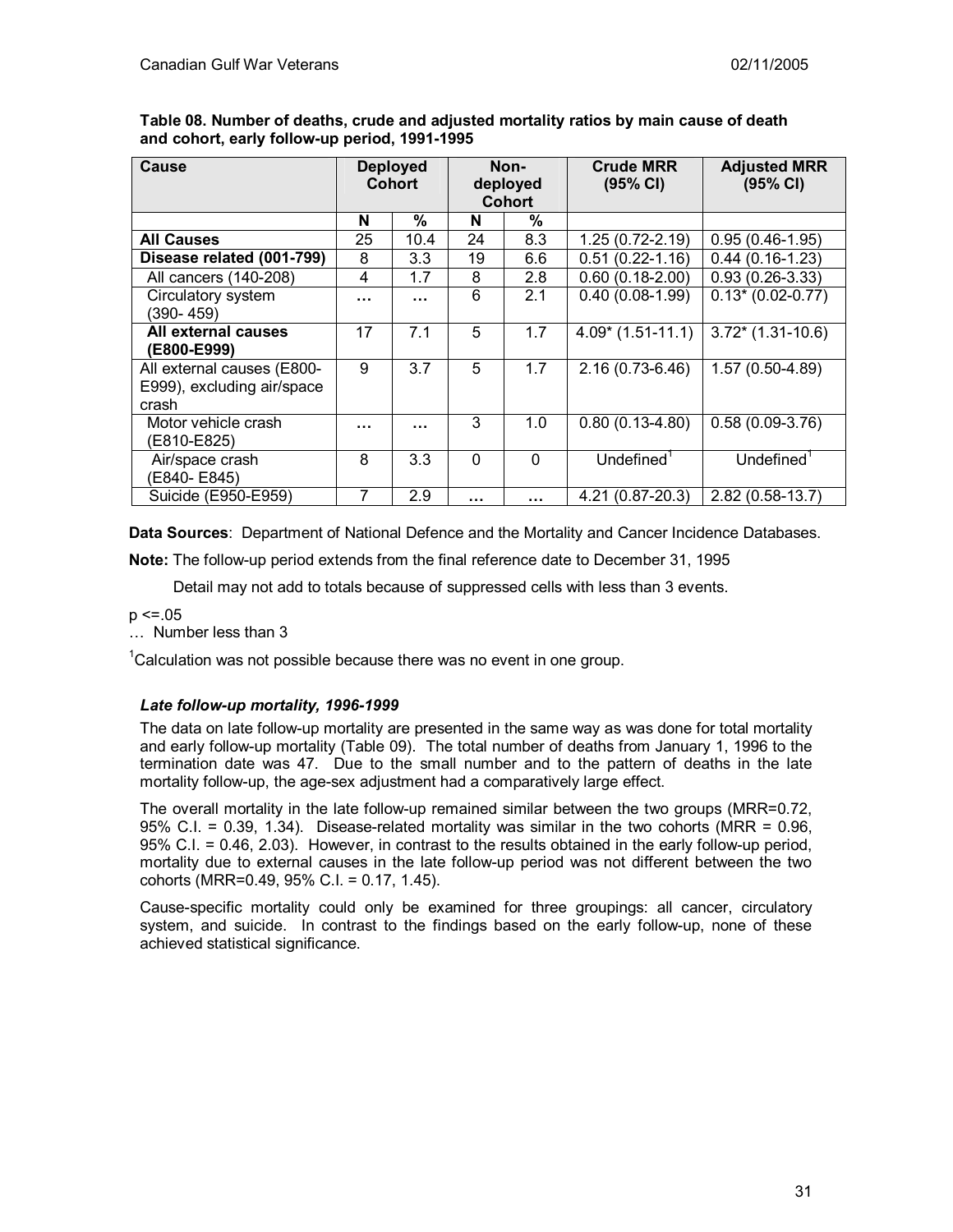**Table 08. Number of deaths, crude and adjusted mortality ratios by main cause of death and cohort, early follow-up period, 1991-1995**

| Cause | Deployed Cohort | | Non-deployed Cohort | | Crude MRR (95% CI) | Adjusted MRR (95% CI) |
|---|---|---|---|---|---|---|
| | N | % | N | % | | |
| **All Causes** | 25 | 10.4 | 24 | 8.3 | 1.25 (0.72-2.19) | 0.95 (0.46-1.95) |
| **Disease related (001-799)** | 8 | 3.3 | 19 | 6.6 | 0.51 (0.22-1.16) | 0.44 (0.16-1.23) |
| All cancers (140-208) | 4 | 1.7 | 8 | 2.8 | 0.60 (0.18-2.00) | 0.93 (0.26-3.33) |
| Circulatory system (390- 459) | … | … | 6 | 2.1 | 0.40 (0.08-1.99) | 0.13* (0.02-0.77) |
| **All external causes (E800-E999)** | 17 | 7.1 | 5 | 1.7 | 4.09* (1.51-11.1) | 3.72* (1.31-10.6) |
| All external causes (E800-E999), excluding air/space crash | 9 | 3.7 | 5 | 1.7 | 2.16 (0.73-6.46) | 1.57 (0.50-4.89) |
| Motor vehicle crash (E810-E825) | … | … | 3 | 1.0 | 0.80 (0.13-4.80) | 0.58 (0.09-3.76) |
| Air/space crash (E840- E845) | 8 | 3.3 | 0 | 0 | Undefined[1] | Undefined[1] |
| Suicide (E950-E959) | 7 | 2.9 | … | … | 4.21 (0.87-20.3) | 2.82 (0.58-13.7) |

**Data Sources**: Department of National Defence and the Mortality and Cancer Incidence Databases.

**Note:** The follow-up period extends from the final reference date to December 31, 1995

Detail may not add to totals because of suppressed cells with less than 3 events.

$p <= .05$

… Number less than 3

[1]Calculation was not possible because there was no event in one group.

### *Late follow-up mortality, 1996-1999*

The data on late follow-up mortality are presented in the same way as was done for total mortality and early follow-up mortality (Table 09). The total number of deaths from January 1, 1996 to the termination date was 47. Due to the small number and to the pattern of deaths in the late mortality follow-up, the age-sex adjustment had a comparatively large effect.

The overall mortality in the late follow-up remained similar between the two groups (MRR=0.72, 95% C.I. = 0.39, 1.34). Disease-related mortality was similar in the two cohorts (MRR = 0.96, 95% C.I. = 0.46, 2.03). However, in contrast to the results obtained in the early follow-up period, mortality due to external causes in the late follow-up period was not different between the two cohorts (MRR=0.49, 95% C.I. = 0.17, 1.45).

Cause-specific mortality could only be examined for three groupings: all cancer, circulatory system, and suicide. In contrast to the findings based on the early follow-up, none of these achieved statistical significance.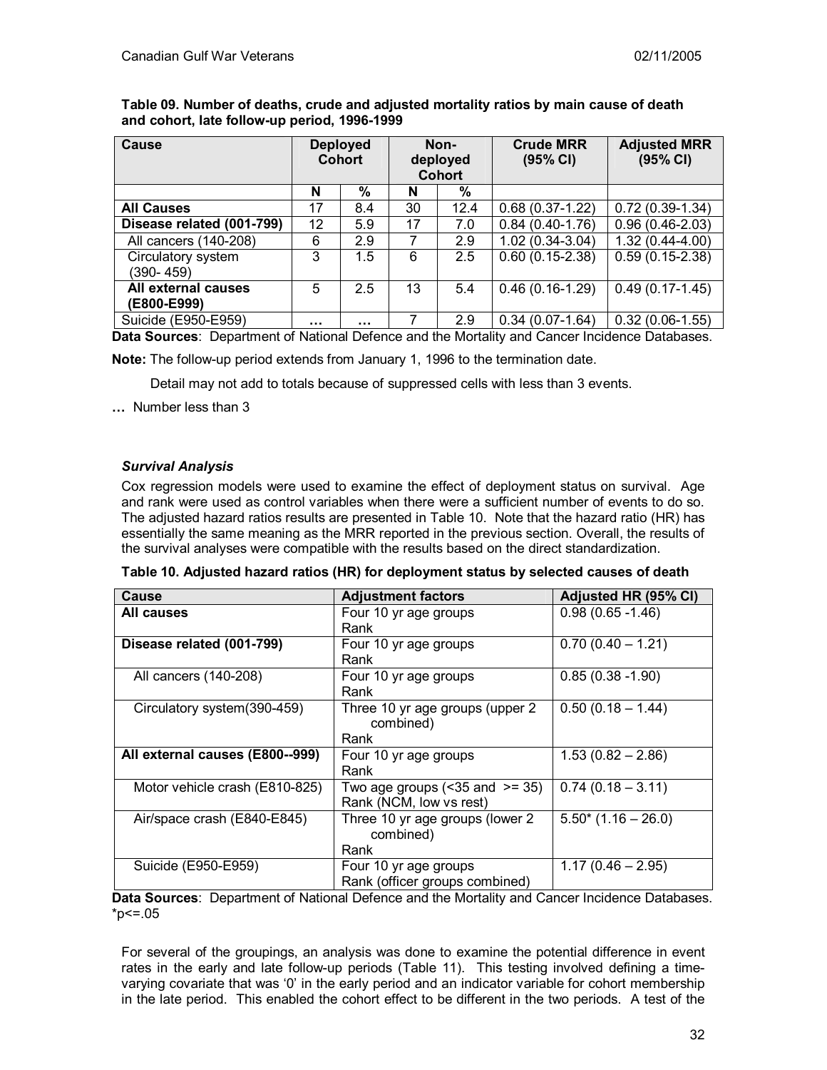**Table 09. Number of deaths, crude and adjusted mortality ratios by main cause of death and cohort, late follow-up period, 1996-1999**

| Cause | Deployed Cohort | | Non-deployed Cohort | | Crude MRR (95% CI) | Adjusted MRR (95% CI) |
|---|---|---|---|---|---|---|
| | N | % | N | % | | |
| **All Causes** | 17 | 8.4 | 30 | 12.4 | 0.68 (0.37-1.22) | 0.72 (0.39-1.34) |
| **Disease related (001-799)** | 12 | 5.9 | 17 | 7.0 | 0.84 (0.40-1.76) | 0.96 (0.46-2.03) |
| All cancers (140-208) | 6 | 2.9 | 7 | 2.9 | 1.02 (0.34-3.04) | 1.32 (0.44-4.00) |
| Circulatory system (390- 459) | 3 | 1.5 | 6 | 2.5 | 0.60 (0.15-2.38) | 0.59 (0.15-2.38) |
| **All external causes (E800-E999)** | 5 | 2.5 | 13 | 5.4 | 0.46 (0.16-1.29) | 0.49 (0.17-1.45) |
| Suicide (E950-E959) | … | … | 7 | 2.9 | 0.34 (0.07-1.64) | 0.32 (0.06-1.55) |

**Data Sources**: Department of National Defence and the Mortality and Cancer Incidence Databases.

**Note:** The follow-up period extends from January 1, 1996 to the termination date.

Detail may not add to totals because of suppressed cells with less than 3 events.

**…** Number less than 3

### *Survival Analysis*

Cox regression models were used to examine the effect of deployment status on survival. Age and rank were used as control variables when there were a sufficient number of events to do so. The adjusted hazard ratios results are presented in Table 10. Note that the hazard ratio (HR) has essentially the same meaning as the MRR reported in the previous section. Overall, the results of the survival analyses were compatible with the results based on the direct standardization.

**Table 10. Adjusted hazard ratios (HR) for deployment status by selected causes of death**

| Cause | Adjustment factors | Adjusted HR (95% CI) |
|---|---|---|
| **All causes** | Four 10 yr age groups<br>Rank | 0.98 (0.65 -1.46) |
| **Disease related (001-799)** | Four 10 yr age groups<br>Rank | 0.70 (0.40 – 1.21) |
| All cancers (140-208) | Four 10 yr age groups<br>Rank | 0.85 (0.38 -1.90) |
| Circulatory system(390-459) | Three 10 yr age groups (upper 2 combined)<br>Rank | 0.50 (0.18 – 1.44) |
| **All external causes (E800--999)** | Four 10 yr age groups<br>Rank | 1.53 (0.82 – 2.86) |
| Motor vehicle crash (E810-825) | Two age groups (<35 and >= 35)<br>Rank (NCM, low vs rest) | 0.74 (0.18 – 3.11) |
| Air/space crash (E840-E845) | Three 10 yr age groups (lower 2 combined)<br>Rank | 5.50* (1.16 – 26.0) |
| Suicide (E950-E959) | Four 10 yr age groups<br>Rank (officer groups combined) | 1.17 (0.46 – 2.95) |

**Data Sources**: Department of National Defence and the Mortality and Cancer Incidence Databases.
*p<=.05

For several of the groupings, an analysis was done to examine the potential difference in event rates in the early and late follow-up periods (Table 11). This testing involved defining a time-varying covariate that was '0' in the early period and an indicator variable for cohort membership in the late period. This enabled the cohort effect to be different in the two periods. A test of the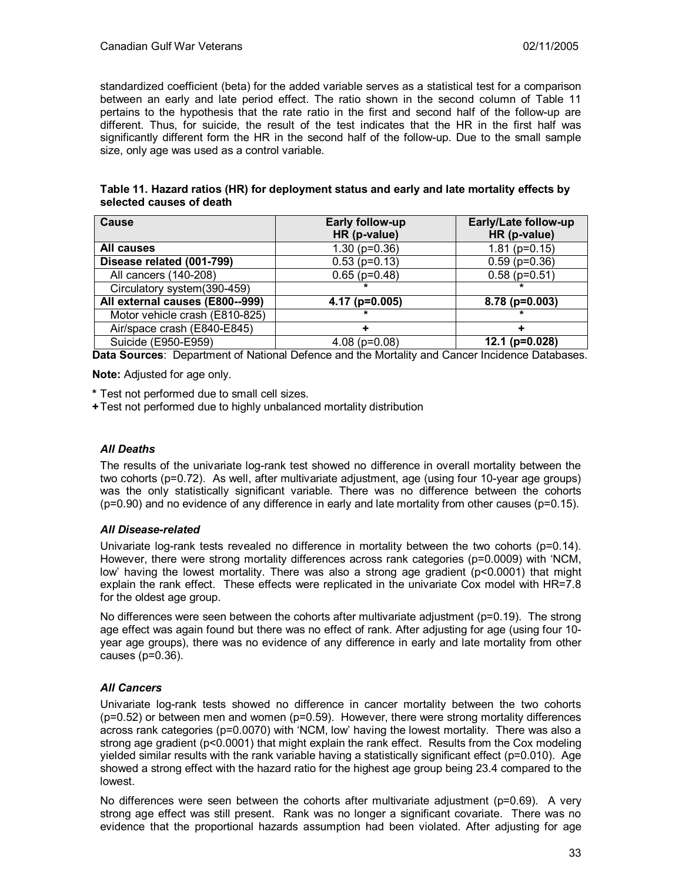standardized coefficient (beta) for the added variable serves as a statistical test for a comparison between an early and late period effect. The ratio shown in the second column of Table 11 pertains to the hypothesis that the rate ratio in the first and second half of the follow-up are different. Thus, for suicide, the result of the test indicates that the HR in the first half was significantly different form the HR in the second half of the follow-up. Due to the small sample size, only age was used as a control variable.

**Table 11. Hazard ratios (HR) for deployment status and early and late mortality effects by selected causes of death**

| Cause | Early follow-up HR (p-value) | Early/Late follow-up HR (p-value) |
|---|---|---|
| **All causes** | 1.30 (p=0.36) | 1.81 (p=0.15) |
| **Disease related (001-799)** | 0.53 (p=0.13) | 0.59 (p=0.36) |
| All cancers (140-208) | 0.65 (p=0.48) | 0.58 (p=0.51) |
| Circulatory system(390-459) | * | * |
| **All external causes (E800--999)** | **4.17 (p=0.005)** | **8.78 (p=0.003)** |
| Motor vehicle crash (E810-825) | * | * |
| Air/space crash (E840-E845) | + | + |
| Suicide (E950-E959) | 4.08 (p=0.08) | **12.1 (p=0.028)** |

**Data Sources**: Department of National Defence and the Mortality and Cancer Incidence Databases.

**Note:** Adjusted for age only.

**\*** Test not performed due to small cell sizes.

**+** Test not performed due to highly unbalanced mortality distribution

### *All Deaths*

The results of the univariate log-rank test showed no difference in overall mortality between the two cohorts (p=0.72). As well, after multivariate adjustment, age (using four 10-year age groups) was the only statistically significant variable. There was no difference between the cohorts (p=0.90) and no evidence of any difference in early and late mortality from other causes (p=0.15).

### *All Disease-related*

Univariate log-rank tests revealed no difference in mortality between the two cohorts (p=0.14). However, there were strong mortality differences across rank categories (p=0.0009) with 'NCM, low' having the lowest mortality. There was also a strong age gradient (p<0.0001) that might explain the rank effect. These effects were replicated in the univariate Cox model with HR=7.8 for the oldest age group.

No differences were seen between the cohorts after multivariate adjustment (p=0.19). The strong age effect was again found but there was no effect of rank. After adjusting for age (using four 10-year age groups), there was no evidence of any difference in early and late mortality from other causes (p=0.36).

### *All Cancers*

Univariate log-rank tests showed no difference in cancer mortality between the two cohorts (p=0.52) or between men and women (p=0.59). However, there were strong mortality differences across rank categories (p=0.0070) with 'NCM, low' having the lowest mortality. There was also a strong age gradient (p<0.0001) that might explain the rank effect. Results from the Cox modeling yielded similar results with the rank variable having a statistically significant effect (p=0.010). Age showed a strong effect with the hazard ratio for the highest age group being 23.4 compared to the lowest.

No differences were seen between the cohorts after multivariate adjustment (p=0.69). A very strong age effect was still present. Rank was no longer a significant covariate. There was no evidence that the proportional hazards assumption had been violated. After adjusting for age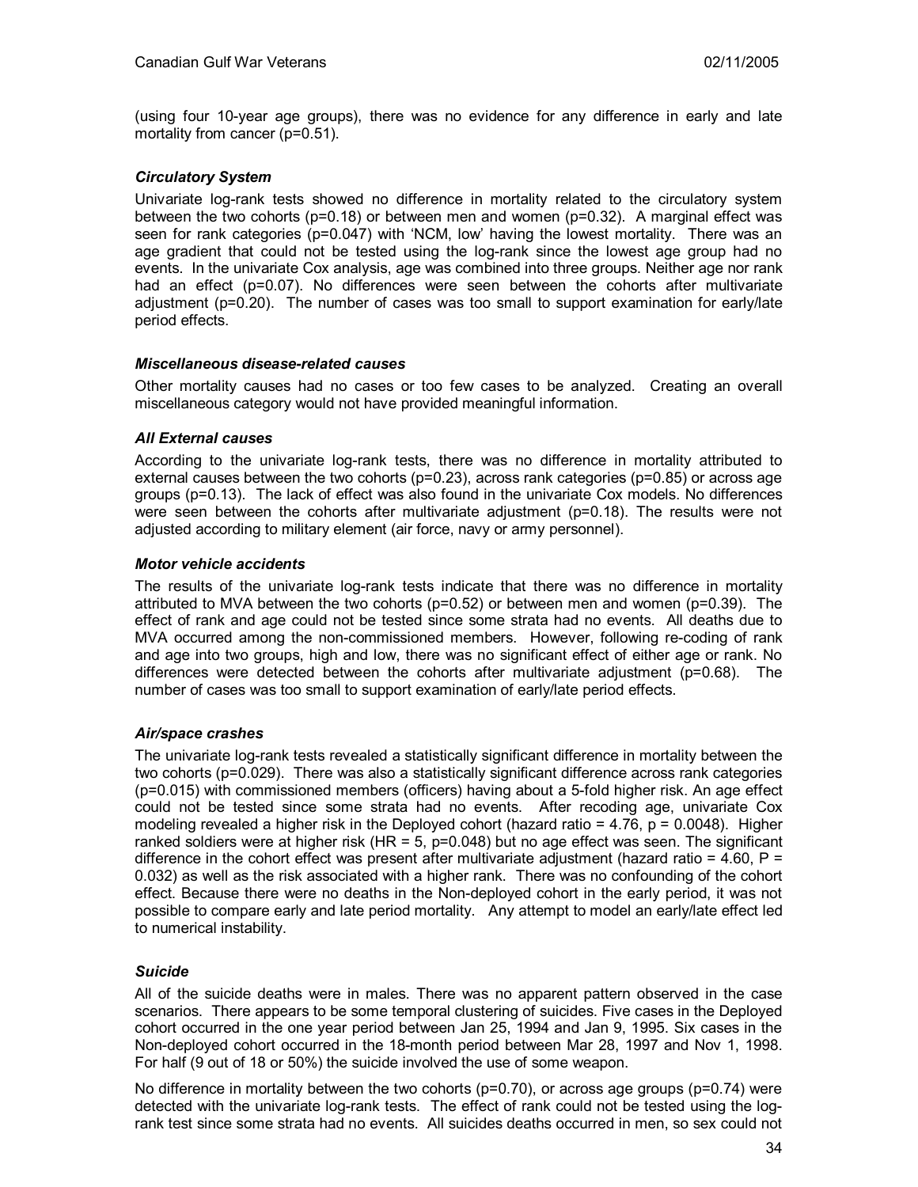(using four 10-year age groups), there was no evidence for any difference in early and late mortality from cancer ($p=0.51$).

#### *Circulatory System*

Univariate log-rank tests showed no difference in mortality related to the circulatory system between the two cohorts ($p=0.18$) or between men and women ($p=0.32$). A marginal effect was seen for rank categories ($p=0.047$) with 'NCM, low' having the lowest mortality. There was an age gradient that could not be tested using the log-rank since the lowest age group had no events. In the univariate Cox analysis, age was combined into three groups. Neither age nor rank had an effect ($p=0.07$). No differences were seen between the cohorts after multivariate adjustment ($p=0.20$). The number of cases was too small to support examination for early/late period effects.

#### *Miscellaneous disease-related causes*

Other mortality causes had no cases or too few cases to be analyzed. Creating an overall miscellaneous category would not have provided meaningful information.

#### *All External causes*

According to the univariate log-rank tests, there was no difference in mortality attributed to external causes between the two cohorts ($p=0.23$), across rank categories ($p=0.85$) or across age groups ($p=0.13$). The lack of effect was also found in the univariate Cox models. No differences were seen between the cohorts after multivariate adjustment ($p=0.18$). The results were not adjusted according to military element (air force, navy or army personnel).

#### *Motor vehicle accidents*

The results of the univariate log-rank tests indicate that there was no difference in mortality attributed to MVA between the two cohorts ($p=0.52$) or between men and women ($p=0.39$). The effect of rank and age could not be tested since some strata had no events. All deaths due to MVA occurred among the non-commissioned members. However, following re-coding of rank and age into two groups, high and low, there was no significant effect of either age or rank. No differences were detected between the cohorts after multivariate adjustment ($p=0.68$). The number of cases was too small to support examination of early/late period effects.

#### *Air/space crashes*

The univariate log-rank tests revealed a statistically significant difference in mortality between the two cohorts ($p=0.029$). There was also a statistically significant difference across rank categories ($p=0.015$) with commissioned members (officers) having about a 5-fold higher risk. An age effect could not be tested since some strata had no events. After recoding age, univariate Cox modeling revealed a higher risk in the Deployed cohort (hazard ratio = 4.76, $p = 0.0048$). Higher ranked soldiers were at higher risk (HR = 5, $p=0.048$) but no age effect was seen. The significant difference in the cohort effect was present after multivariate adjustment (hazard ratio = 4.60, $P = 0.032$) as well as the risk associated with a higher rank. There was no confounding of the cohort effect. Because there were no deaths in the Non-deployed cohort in the early period, it was not possible to compare early and late period mortality. Any attempt to model an early/late effect led to numerical instability.

#### *Suicide*

All of the suicide deaths were in males. There was no apparent pattern observed in the case scenarios. There appears to be some temporal clustering of suicides. Five cases in the Deployed cohort occurred in the one year period between Jan 25, 1994 and Jan 9, 1995. Six cases in the Non-deployed cohort occurred in the 18-month period between Mar 28, 1997 and Nov 1, 1998. For half (9 out of 18 or 50%) the suicide involved the use of some weapon.

No difference in mortality between the two cohorts ($p=0.70$), or across age groups ($p=0.74$) were detected with the univariate log-rank tests. The effect of rank could not be tested using the log-rank test since some strata had no events. All suicides deaths occurred in men, so sex could not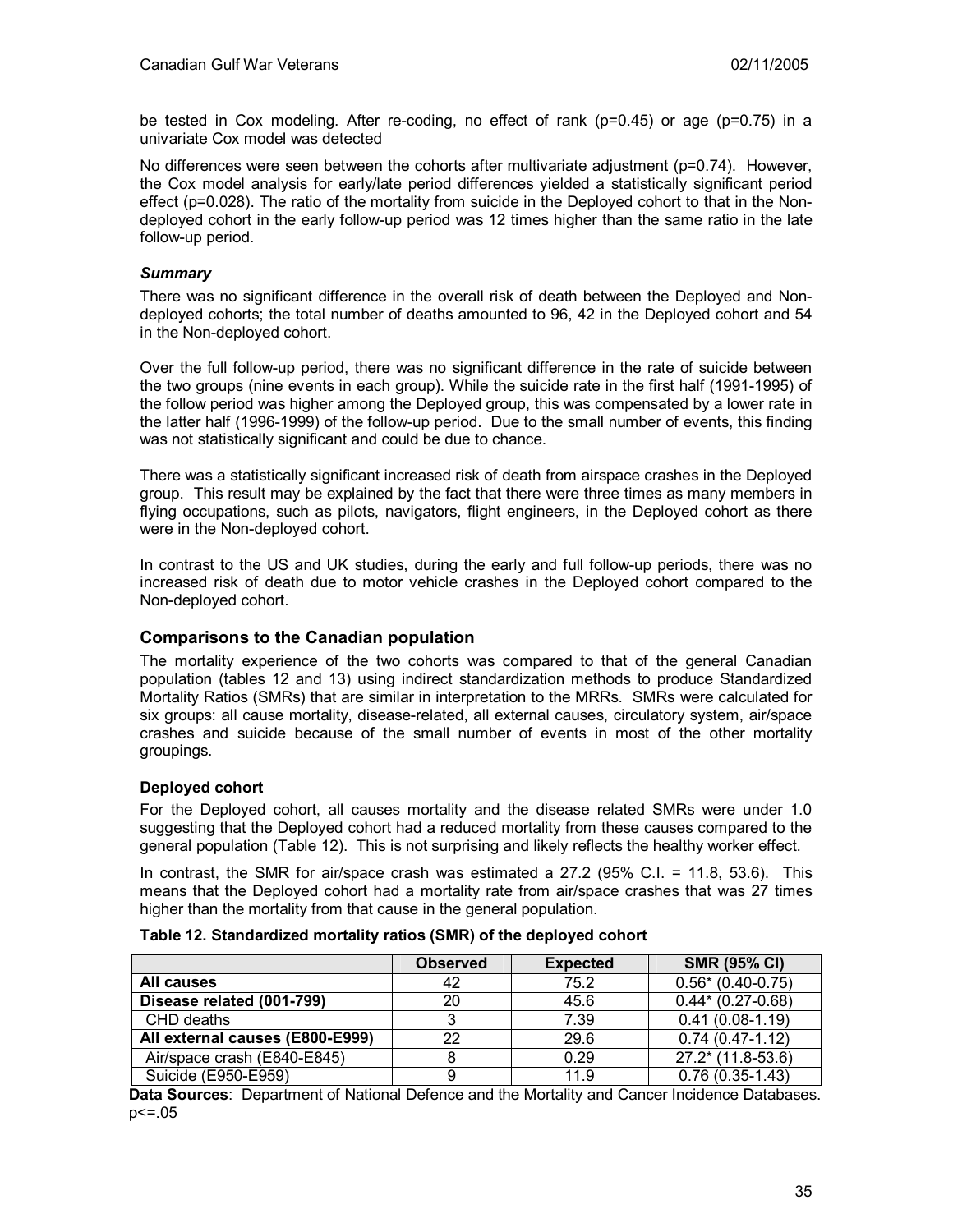be tested in Cox modeling. After re-coding, no effect of rank (p=0.45) or age (p=0.75) in a univariate Cox model was detected

No differences were seen between the cohorts after multivariate adjustment (p=0.74). However, the Cox model analysis for early/late period differences yielded a statistically significant period effect (p=0.028). The ratio of the mortality from suicide in the Deployed cohort to that in the Non-deployed cohort in the early follow-up period was 12 times higher than the same ratio in the late follow-up period.

#### *Summary*

There was no significant difference in the overall risk of death between the Deployed and Non-deployed cohorts; the total number of deaths amounted to 96, 42 in the Deployed cohort and 54 in the Non-deployed cohort.

Over the full follow-up period, there was no significant difference in the rate of suicide between the two groups (nine events in each group). While the suicide rate in the first half (1991-1995) of the follow period was higher among the Deployed group, this was compensated by a lower rate in the latter half (1996-1999) of the follow-up period. Due to the small number of events, this finding was not statistically significant and could be due to chance.

There was a statistically significant increased risk of death from airspace crashes in the Deployed group. This result may be explained by the fact that there were three times as many members in flying occupations, such as pilots, navigators, flight engineers, in the Deployed cohort as there were in the Non-deployed cohort.

In contrast to the US and UK studies, during the early and full follow-up periods, there was no increased risk of death due to motor vehicle crashes in the Deployed cohort compared to the Non-deployed cohort.

## Comparisons to the Canadian population

The mortality experience of the two cohorts was compared to that of the general Canadian population (tables 12 and 13) using indirect standardization methods to produce Standardized Mortality Ratios (SMRs) that are similar in interpretation to the MRRs. SMRs were calculated for six groups: all cause mortality, disease-related, all external causes, circulatory system, air/space crashes and suicide because of the small number of events in most of the other mortality groupings.

### Deployed cohort

For the Deployed cohort, all causes mortality and the disease related SMRs were under 1.0 suggesting that the Deployed cohort had a reduced mortality from these causes compared to the general population (Table 12). This is not surprising and likely reflects the healthy worker effect.

In contrast, the SMR for air/space crash was estimated a 27.2 (95% C.I. = 11.8, 53.6). This means that the Deployed cohort had a mortality rate from air/space crashes that was 27 times higher than the mortality from that cause in the general population.

**Table 12. Standardized mortality ratios (SMR) of the deployed cohort**

| | Observed | Expected | SMR (95% CI) |
|---|---|---|---|
| **All causes** | 42 | 75.2 | 0.56* (0.40-0.75) |
| **Disease related (001-799)** | 20 | 45.6 | 0.44* (0.27-0.68) |
| CHD deaths | 3 | 7.39 | 0.41 (0.08-1.19) |
| **All external causes (E800-E999)** | 22 | 29.6 | 0.74 (0.47-1.12) |
| Air/space crash (E840-E845) | 8 | 0.29 | 27.2* (11.8-53.6) |
| Suicide (E950-E959) | 9 | 11.9 | 0.76 (0.35-1.43) |

**Data Sources**: Department of National Defence and the Mortality and Cancer Incidence Databases.
p<=.05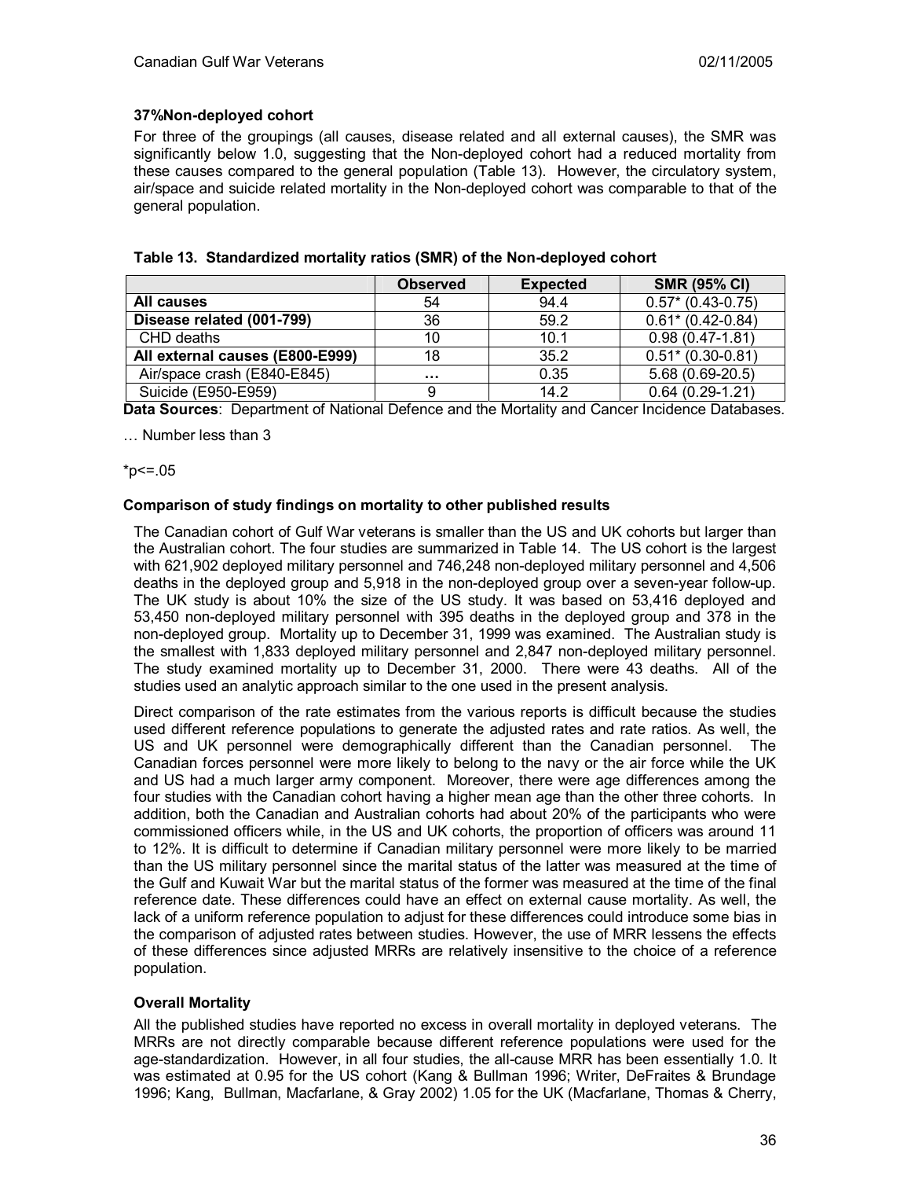**37%Non-deployed cohort**

For three of the groupings (all causes, disease related and all external causes), the SMR was significantly below 1.0, suggesting that the Non-deployed cohort had a reduced mortality from these causes compared to the general population (Table 13). However, the circulatory system, air/space and suicide related mortality in the Non-deployed cohort was comparable to that of the general population.

**Table 13. Standardized mortality ratios (SMR) of the Non-deployed cohort**

| | Observed | Expected | SMR (95% CI) |
|---|---|---|---|
| **All causes** | 54 | 94.4 | 0.57* (0.43-0.75) |
| **Disease related (001-799)** | 36 | 59.2 | 0.61* (0.42-0.84) |
| CHD deaths | 10 | 10.1 | 0.98 (0.47-1.81) |
| **All external causes (E800-E999)** | 18 | 35.2 | 0.51* (0.30-0.81) |
| Air/space crash (E840-E845) | … | 0.35 | 5.68 (0.69-20.5) |
| Suicide (E950-E959) | 9 | 14.2 | 0.64 (0.29-1.21) |

**Data Sources**: Department of National Defence and the Mortality and Cancer Incidence Databases.

… Number less than 3

*p<=.05

**Comparison of study findings on mortality to other published results**

The Canadian cohort of Gulf War veterans is smaller than the US and UK cohorts but larger than the Australian cohort. The four studies are summarized in Table 14. The US cohort is the largest with 621,902 deployed military personnel and 746,248 non-deployed military personnel and 4,506 deaths in the deployed group and 5,918 in the non-deployed group over a seven-year follow-up. The UK study is about 10% the size of the US study. It was based on 53,416 deployed and 53,450 non-deployed military personnel with 395 deaths in the deployed group and 378 in the non-deployed group. Mortality up to December 31, 1999 was examined. The Australian study is the smallest with 1,833 deployed military personnel and 2,847 non-deployed military personnel. The study examined mortality up to December 31, 2000. There were 43 deaths. All of the studies used an analytic approach similar to the one used in the present analysis.

Direct comparison of the rate estimates from the various reports is difficult because the studies used different reference populations to generate the adjusted rates and rate ratios. As well, the US and UK personnel were demographically different than the Canadian personnel. The Canadian forces personnel were more likely to belong to the navy or the air force while the UK and US had a much larger army component. Moreover, there were age differences among the four studies with the Canadian cohort having a higher mean age than the other three cohorts. In addition, both the Canadian and Australian cohorts had about 20% of the participants who were commissioned officers while, in the US and UK cohorts, the proportion of officers was around 11 to 12%. It is difficult to determine if Canadian military personnel were more likely to be married than the US military personnel since the marital status of the latter was measured at the time of the Gulf and Kuwait War but the marital status of the former was measured at the time of the final reference date. These differences could have an effect on external cause mortality. As well, the lack of a uniform reference population to adjust for these differences could introduce some bias in the comparison of adjusted rates between studies. However, the use of MRR lessens the effects of these differences since adjusted MRRs are relatively insensitive to the choice of a reference population.

**Overall Mortality**

All the published studies have reported no excess in overall mortality in deployed veterans. The MRRs are not directly comparable because different reference populations were used for the age-standardization. However, in all four studies, the all-cause MRR has been essentially 1.0. It was estimated at 0.95 for the US cohort (Kang & Bullman 1996; Writer, DeFraites & Brundage 1996; Kang, Bullman, Macfarlane, & Gray 2002) 1.05 for the UK (Macfarlane, Thomas & Cherry,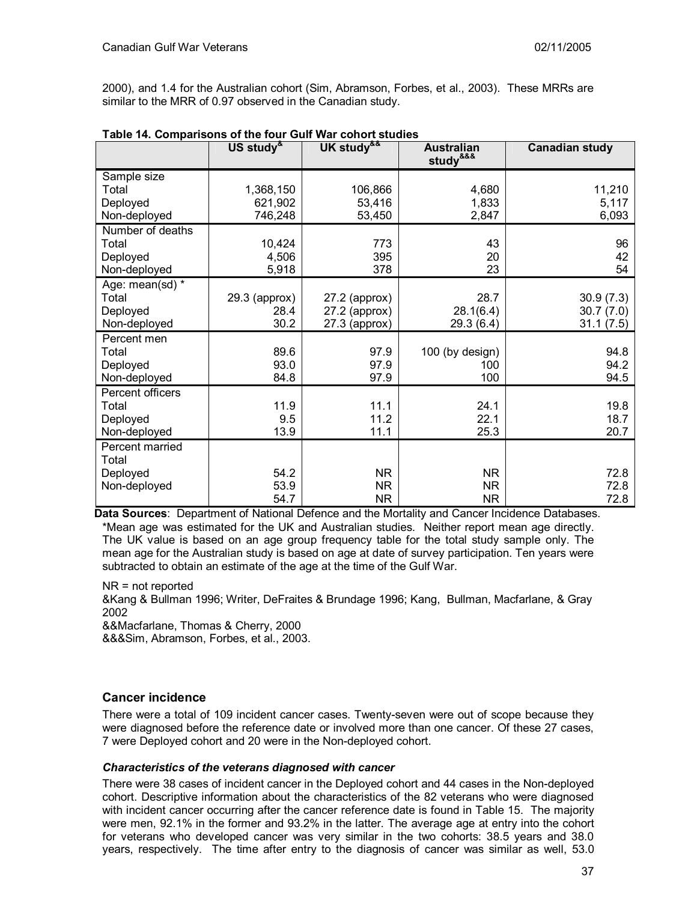2000), and 1.4 for the Australian cohort (Sim, Abramson, Forbes, et al., 2003). These MRRs are similar to the MRR of 0.97 observed in the Canadian study.

**Table 14. Comparisons of the four Gulf War cohort studies**

| | US study[&] | UK study[&&] | Australian study[&&&] | Canadian study |
|---|---|---|---|---|
| Sample size | | | | |
| Total | 1,368,150 | 106,866 | 4,680 | 11,210 |
| Deployed | 621,902 | 53,416 | 1,833 | 5,117 |
| Non-deployed | 746,248 | 53,450 | 2,847 | 6,093 |
| Number of deaths | | | | |
| Total | 10,424 | 773 | 43 | 96 |
| Deployed | 4,506 | 395 | 20 | 42 |
| Non-deployed | 5,918 | 378 | 23 | 54 |
| Age: mean(sd) * | | | | |
| Total | 29.3 (approx) | 27.2 (approx) | 28.7 | 30.9 (7.3) |
| Deployed | 28.4 | 27.2 (approx) | 28.1(6.4) | 30.7 (7.0) |
| Non-deployed | 30.2 | 27.3 (approx) | 29.3 (6.4) | 31.1 (7.5) |
| Percent men | | | | |
| Total | 89.6 | 97.9 | 100 (by design) | 94.8 |
| Deployed | 93.0 | 97.9 | 100 | 94.2 |
| Non-deployed | 84.8 | 97.9 | 100 | 94.5 |
| Percent officers | | | | |
| Total | 11.9 | 11.1 | 24.1 | 19.8 |
| Deployed | 9.5 | 11.2 | 22.1 | 18.7 |
| Non-deployed | 13.9 | 11.1 | 25.3 | 20.7 |
| Percent married | | | | |
| Total | 54.2 | NR | NR | 72.8 |
| Deployed | 53.9 | NR | NR | 72.8 |
| Non-deployed | 54.7 | NR | NR | 72.8 |

**Data Sources**: Department of National Defence and the Mortality and Cancer Incidence Databases.

*Mean age was estimated for the UK and Australian studies. Neither report mean age directly. The UK value is based on an age group frequency table for the total study sample only. The mean age for the Australian study is based on age at date of survey participation. Ten years were subtracted to obtain an estimate of the age at the time of the Gulf War.

NR = not reported

&Kang & Bullman 1996; Writer, DeFraites & Brundage 1996; Kang, Bullman, Macfarlane, & Gray 2002

&&Macfarlane, Thomas & Cherry, 2000

&&&Sim, Abramson, Forbes, et al., 2003.

## Cancer incidence

There were a total of 109 incident cancer cases. Twenty-seven were out of scope because they were diagnosed before the reference date or involved more than one cancer. Of these 27 cases, 7 were Deployed cohort and 20 were in the Non-deployed cohort.

### *Characteristics of the veterans diagnosed with cancer*

There were 38 cases of incident cancer in the Deployed cohort and 44 cases in the Non-deployed cohort. Descriptive information about the characteristics of the 82 veterans who were diagnosed with incident cancer occurring after the cancer reference date is found in Table 15. The majority were men, 92.1% in the former and 93.2% in the latter. The average age at entry into the cohort for veterans who developed cancer was very similar in the two cohorts: 38.5 years and 38.0 years, respectively. The time after entry to the diagnosis of cancer was similar as well, 53.0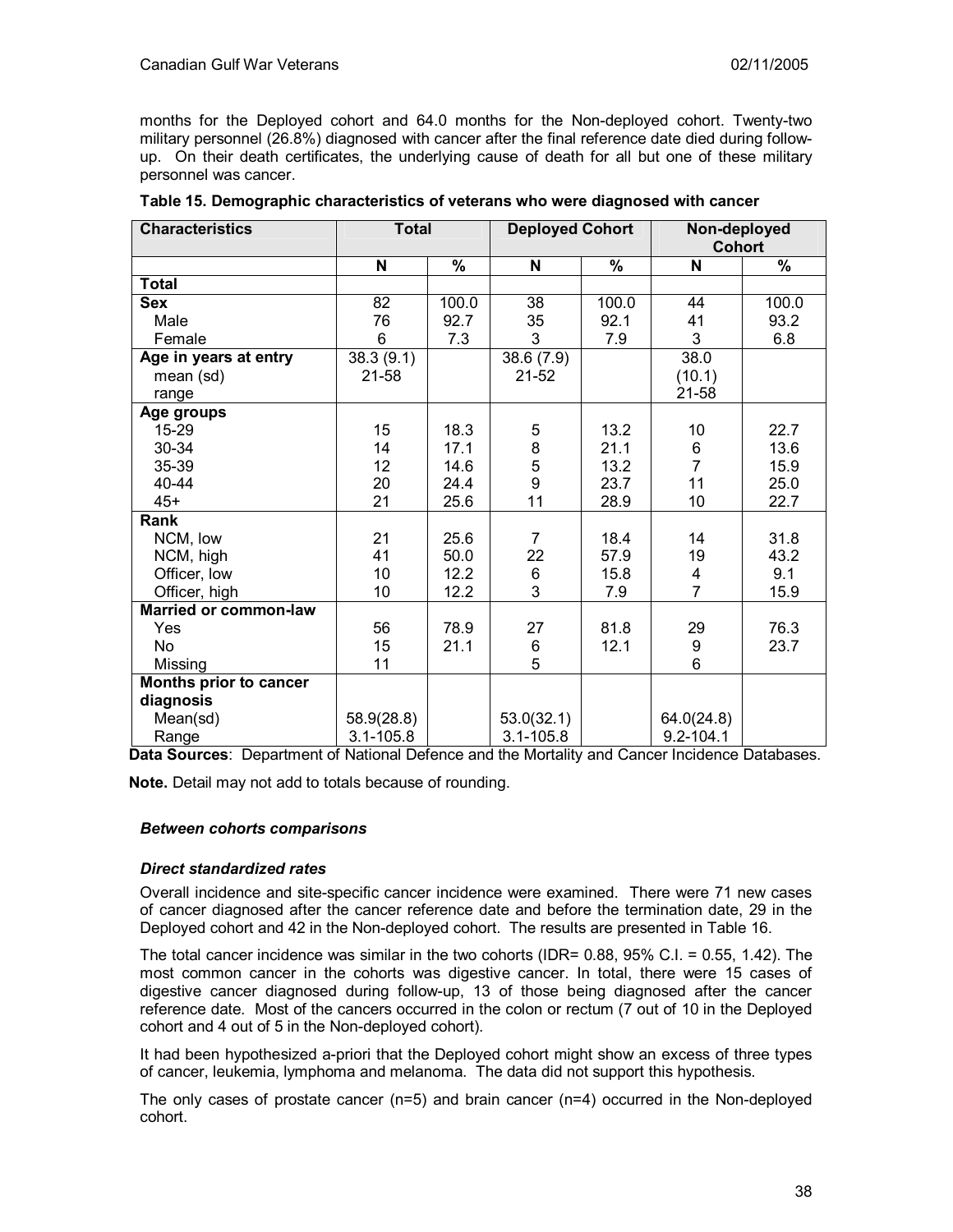months for the Deployed cohort and 64.0 months for the Non-deployed cohort. Twenty-two military personnel (26.8%) diagnosed with cancer after the final reference date died during follow-up. On their death certificates, the underlying cause of death for all but one of these military personnel was cancer.

**Table 15. Demographic characteristics of veterans who were diagnosed with cancer**

| Characteristics | Total | | Deployed Cohort | | Non-deployed Cohort | |
|---|---|---|---|---|---|---|
| | N | % | N | % | N | % |
| **Total** | | | | | | |
| **Sex** | 82 | 100.0 | 38 | 100.0 | 44 | 100.0 |
| Male | 76 | 92.7 | 35 | 92.1 | 41 | 93.2 |
| Female | 6 | 7.3 | 3 | 7.9 | 3 | 6.8 |
| **Age in years at entry** | | | | | | |
| mean (sd) | 38.3 (9.1) | | 38.6 (7.9) | | 38.0 (10.1) | |
| range | 21-58 | | 21-52 | | 21-58 | |
| **Age groups** | | | | | | |
| 15-29 | 15 | 18.3 | 5 | 13.2 | 10 | 22.7 |
| 30-34 | 14 | 17.1 | 8 | 21.1 | 6 | 13.6 |
| 35-39 | 12 | 14.6 | 5 | 13.2 | 7 | 15.9 |
| 40-44 | 20 | 24.4 | 9 | 23.7 | 11 | 25.0 |
| 45+ | 21 | 25.6 | 11 | 28.9 | 10 | 22.7 |
| **Rank** | | | | | | |
| NCM, low | 21 | 25.6 | 7 | 18.4 | 14 | 31.8 |
| NCM, high | 41 | 50.0 | 22 | 57.9 | 19 | 43.2 |
| Officer, low | 10 | 12.2 | 6 | 15.8 | 4 | 9.1 |
| Officer, high | 10 | 12.2 | 3 | 7.9 | 7 | 15.9 |
| **Married or common-law** | | | | | | |
| Yes | 56 | 78.9 | 27 | 81.8 | 29 | 76.3 |
| No | 15 | 21.1 | 6 | 12.1 | 9 | 23.7 |
| Missing | 11 | | 5 | | 6 | |
| **Months prior to cancer diagnosis** | | | | | | |
| Mean(sd) | 58.9(28.8) | | 53.0(32.1) | | 64.0(24.8) | |
| Range | 3.1-105.8 | | 3.1-105.8 | | 9.2-104.1 | |

**Data Sources**: Department of National Defence and the Mortality and Cancer Incidence Databases.

**Note.** Detail may not add to totals because of rounding.

***Between cohorts comparisons***

***Direct standardized rates***

Overall incidence and site-specific cancer incidence were examined. There were 71 new cases of cancer diagnosed after the cancer reference date and before the termination date, 29 in the Deployed cohort and 42 in the Non-deployed cohort. The results are presented in Table 16.

The total cancer incidence was similar in the two cohorts (IDR= 0.88, 95% C.I. = 0.55, 1.42). The most common cancer in the cohorts was digestive cancer. In total, there were 15 cases of digestive cancer diagnosed during follow-up, 13 of those being diagnosed after the cancer reference date. Most of the cancers occurred in the colon or rectum (7 out of 10 in the Deployed cohort and 4 out of 5 in the Non-deployed cohort).

It had been hypothesized a-priori that the Deployed cohort might show an excess of three types of cancer, leukemia, lymphoma and melanoma. The data did not support this hypothesis.

The only cases of prostate cancer (n=5) and brain cancer (n=4) occurred in the Non-deployed cohort.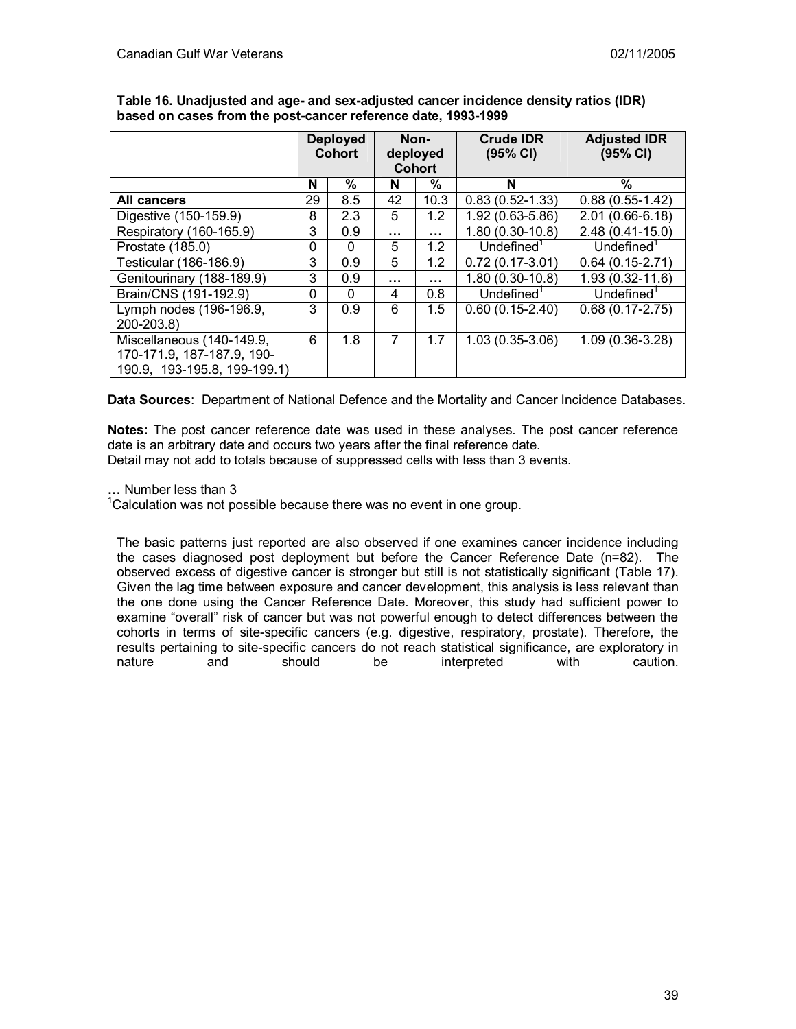**Table 16. Unadjusted and age- and sex-adjusted cancer incidence density ratios (IDR) based on cases from the post-cancer reference date, 1993-1999**

| | Deployed Cohort | | Non-deployed Cohort | | Crude IDR (95% CI) | Adjusted IDR (95% CI) |
|---|---|---|---|---|---|---|
| | N | % | N | % | N | % |
| **All cancers** | 29 | 8.5 | 42 | 10.3 | 0.83 (0.52-1.33) | 0.88 (0.55-1.42) |
| Digestive (150-159.9) | 8 | 2.3 | 5 | 1.2 | 1.92 (0.63-5.86) | 2.01 (0.66-6.18) |
| Respiratory (160-165.9) | 3 | 0.9 | … | … | 1.80 (0.30-10.8) | 2.48 (0.41-15.0) |
| Prostate (185.0) | 0 | 0 | 5 | 1.2 | Undefined[1] | Undefined[1] |
| Testicular (186-186.9) | 3 | 0.9 | 5 | 1.2 | 0.72 (0.17-3.01) | 0.64 (0.15-2.71) |
| Genitourinary (188-189.9) | 3 | 0.9 | … | … | 1.80 (0.30-10.8) | 1.93 (0.32-11.6) |
| Brain/CNS (191-192.9) | 0 | 0 | 4 | 0.8 | Undefined[1] | Undefined[1] |
| Lymph nodes (196-196.9, 200-203.8) | 3 | 0.9 | 6 | 1.5 | 0.60 (0.15-2.40) | 0.68 (0.17-2.75) |
| Miscellaneous (140-149.9, 170-171.9, 187-187.9, 190-190.9, 193-195.8, 199-199.1) | 6 | 1.8 | 7 | 1.7 | 1.03 (0.35-3.06) | 1.09 (0.36-3.28) |

**Data Sources**: Department of National Defence and the Mortality and Cancer Incidence Databases.

**Notes:** The post cancer reference date was used in these analyses. The post cancer reference date is an arbitrary date and occurs two years after the final reference date.
Detail may not add to totals because of suppressed cells with less than 3 events.

**…** Number less than 3
[1]Calculation was not possible because there was no event in one group.

The basic patterns just reported are also observed if one examines cancer incidence including the cases diagnosed post deployment but before the Cancer Reference Date (n=82). The observed excess of digestive cancer is stronger but still is not statistically significant (Table 17). Given the lag time between exposure and cancer development, this analysis is less relevant than the one done using the Cancer Reference Date. Moreover, this study had sufficient power to examine "overall" risk of cancer but was not powerful enough to detect differences between the cohorts in terms of site-specific cancers (e.g. digestive, respiratory, prostate). Therefore, the results pertaining to site-specific cancers do not reach statistical significance, are exploratory in nature and should be interpreted with caution.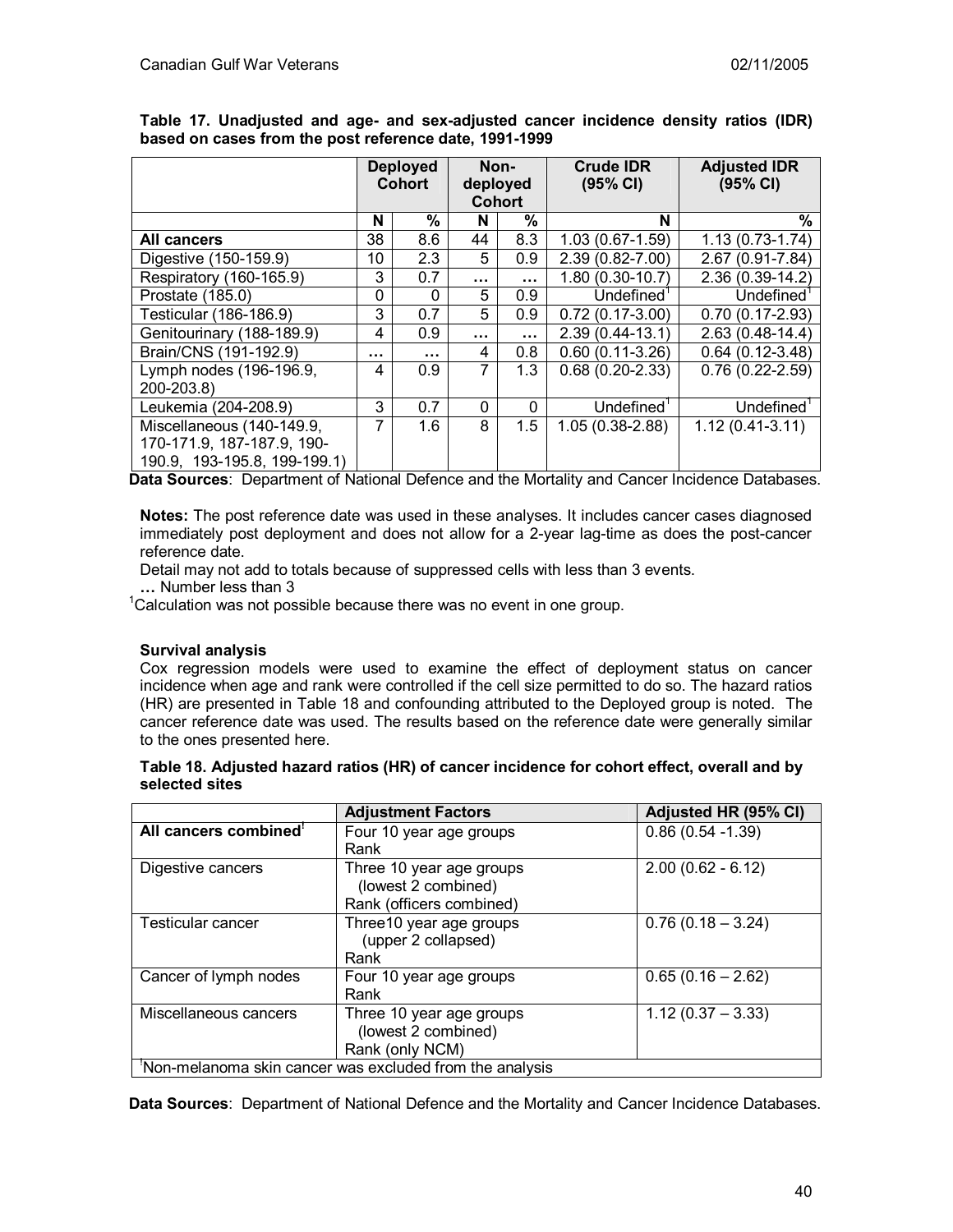**Table 17. Unadjusted and age- and sex-adjusted cancer incidence density ratios (IDR) based on cases from the post reference date, 1991-1999**

| | Deployed Cohort | | Non-deployed Cohort | | Crude IDR (95% CI) | Adjusted IDR (95% CI) |
|---|---|---|---|---|---|---|
| | N | % | N | % | N | % |
| **All cancers** | 38 | 8.6 | 44 | 8.3 | 1.03 (0.67-1.59) | 1.13 (0.73-1.74) |
| Digestive (150-159.9) | 10 | 2.3 | 5 | 0.9 | 2.39 (0.82-7.00) | 2.67 (0.91-7.84) |
| Respiratory (160-165.9) | 3 | 0.7 | … | … | 1.80 (0.30-10.7) | 2.36 (0.39-14.2) |
| Prostate (185.0) | 0 | 0 | 5 | 0.9 | Undefined[1] | Undefined[1] |
| Testicular (186-186.9) | 3 | 0.7 | 5 | 0.9 | 0.72 (0.17-3.00) | 0.70 (0.17-2.93) |
| Genitourinary (188-189.9) | 4 | 0.9 | … | … | 2.39 (0.44-13.1) | 2.63 (0.48-14.4) |
| Brain/CNS (191-192.9) | … | … | 4 | 0.8 | 0.60 (0.11-3.26) | 0.64 (0.12-3.48) |
| Lymph nodes (196-196.9, 200-203.8) | 4 | 0.9 | 7 | 1.3 | 0.68 (0.20-2.33) | 0.76 (0.22-2.59) |
| Leukemia (204-208.9) | 3 | 0.7 | 0 | 0 | Undefined[1] | Undefined[1] |
| Miscellaneous (140-149.9, 170-171.9, 187-187.9, 190-190.9, 193-195.8, 199-199.1) | 7 | 1.6 | 8 | 1.5 | 1.05 (0.38-2.88) | 1.12 (0.41-3.11) |

**Data Sources**: Department of National Defence and the Mortality and Cancer Incidence Databases.

**Notes:** The post reference date was used in these analyses. It includes cancer cases diagnosed immediately post deployment and does not allow for a 2-year lag-time as does the post-cancer reference date.

Detail may not add to totals because of suppressed cells with less than 3 events.

**…** Number less than 3

[1]Calculation was not possible because there was no event in one group.

**Survival analysis**

Cox regression models were used to examine the effect of deployment status on cancer incidence when age and rank were controlled if the cell size permitted to do so. The hazard ratios (HR) are presented in Table 18 and confounding attributed to the Deployed group is noted. The cancer reference date was used. The results based on the reference date were generally similar to the ones presented here.

**Table 18. Adjusted hazard ratios (HR) of cancer incidence for cohort effect, overall and by selected sites**

| | Adjustment Factors | Adjusted HR (95% CI) |
|---|---|---|
| **All cancers combined**[1] | Four 10 year age groups<br>Rank | 0.86 (0.54 -1.39) |
| Digestive cancers | Three 10 year age groups<br>(lowest 2 combined)<br>Rank (officers combined) | 2.00 (0.62 - 6.12) |
| Testicular cancer | Three10 year age groups<br>(upper 2 collapsed)<br>Rank | 0.76 (0.18 – 3.24) |
| Cancer of lymph nodes | Four 10 year age groups<br>Rank | 0.65 (0.16 – 2.62) |
| Miscellaneous cancers | Three 10 year age groups<br>(lowest 2 combined)<br>Rank (only NCM) | 1.12 (0.37 – 3.33) |

[1]Non-melanoma skin cancer was excluded from the analysis

**Data Sources**: Department of National Defence and the Mortality and Cancer Incidence Databases.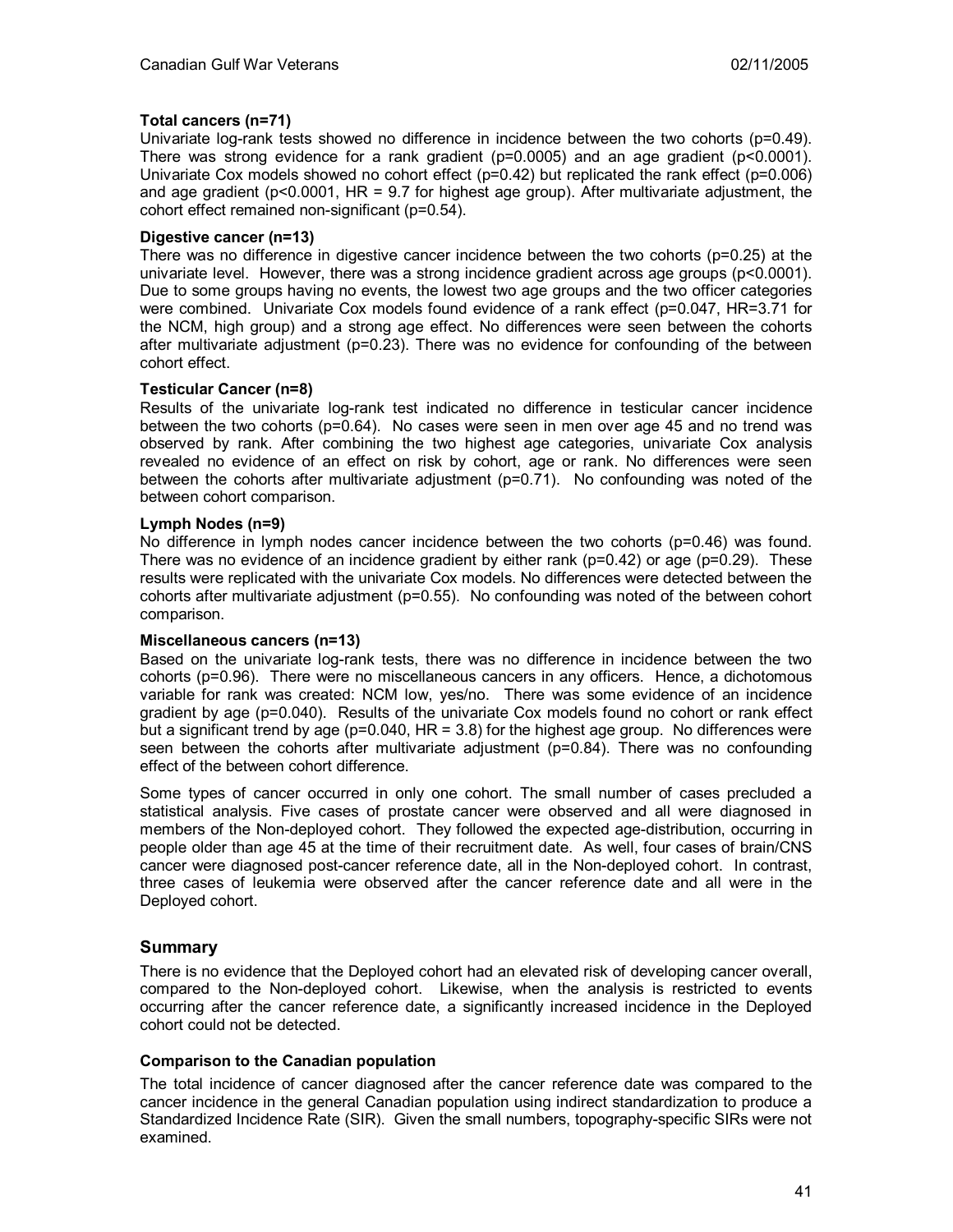**Total cancers (n=71)**

Univariate log-rank tests showed no difference in incidence between the two cohorts ($p=0.49$). There was strong evidence for a rank gradient ($p=0.0005$) and an age gradient ($p<0.0001$). Univariate Cox models showed no cohort effect ($p=0.42$) but replicated the rank effect ($p=0.006$) and age gradient ($p<0.0001$, HR = 9.7 for highest age group). After multivariate adjustment, the cohort effect remained non-significant ($p=0.54$).

**Digestive cancer (n=13)**

There was no difference in digestive cancer incidence between the two cohorts ($p=0.25$) at the univariate level. However, there was a strong incidence gradient across age groups ($p<0.0001$). Due to some groups having no events, the lowest two age groups and the two officer categories were combined. Univariate Cox models found evidence of a rank effect ($p=0.047$, HR=3.71 for the NCM, high group) and a strong age effect. No differences were seen between the cohorts after multivariate adjustment ($p=0.23$). There was no evidence for confounding of the between cohort effect.

**Testicular Cancer (n=8)**

Results of the univariate log-rank test indicated no difference in testicular cancer incidence between the two cohorts ($p=0.64$). No cases were seen in men over age 45 and no trend was observed by rank. After combining the two highest age categories, univariate Cox analysis revealed no evidence of an effect on risk by cohort, age or rank. No differences were seen between the cohorts after multivariate adjustment ($p=0.71$). No confounding was noted of the between cohort comparison.

**Lymph Nodes (n=9)**

No difference in lymph nodes cancer incidence between the two cohorts ($p=0.46$) was found. There was no evidence of an incidence gradient by either rank ($p=0.42$) or age ($p=0.29$). These results were replicated with the univariate Cox models. No differences were detected between the cohorts after multivariate adjustment ($p=0.55$). No confounding was noted of the between cohort comparison.

**Miscellaneous cancers (n=13)**

Based on the univariate log-rank tests, there was no difference in incidence between the two cohorts ($p=0.96$). There were no miscellaneous cancers in any officers. Hence, a dichotomous variable for rank was created: NCM low, yes/no. There was some evidence of an incidence gradient by age ($p=0.040$). Results of the univariate Cox models found no cohort or rank effect but a significant trend by age ($p=0.040$, HR = 3.8) for the highest age group. No differences were seen between the cohorts after multivariate adjustment ($p=0.84$). There was no confounding effect of the between cohort difference.

Some types of cancer occurred in only one cohort. The small number of cases precluded a statistical analysis. Five cases of prostate cancer were observed and all were diagnosed in members of the Non-deployed cohort. They followed the expected age-distribution, occurring in people older than age 45 at the time of their recruitment date. As well, four cases of brain/CNS cancer were diagnosed post-cancer reference date, all in the Non-deployed cohort. In contrast, three cases of leukemia were observed after the cancer reference date and all were in the Deployed cohort.

## Summary

There is no evidence that the Deployed cohort had an elevated risk of developing cancer overall, compared to the Non-deployed cohort. Likewise, when the analysis is restricted to events occurring after the cancer reference date, a significantly increased incidence in the Deployed cohort could not be detected.

**Comparison to the Canadian population**

The total incidence of cancer diagnosed after the cancer reference date was compared to the cancer incidence in the general Canadian population using indirect standardization to produce a Standardized Incidence Rate (SIR). Given the small numbers, topography-specific SIRs were not examined.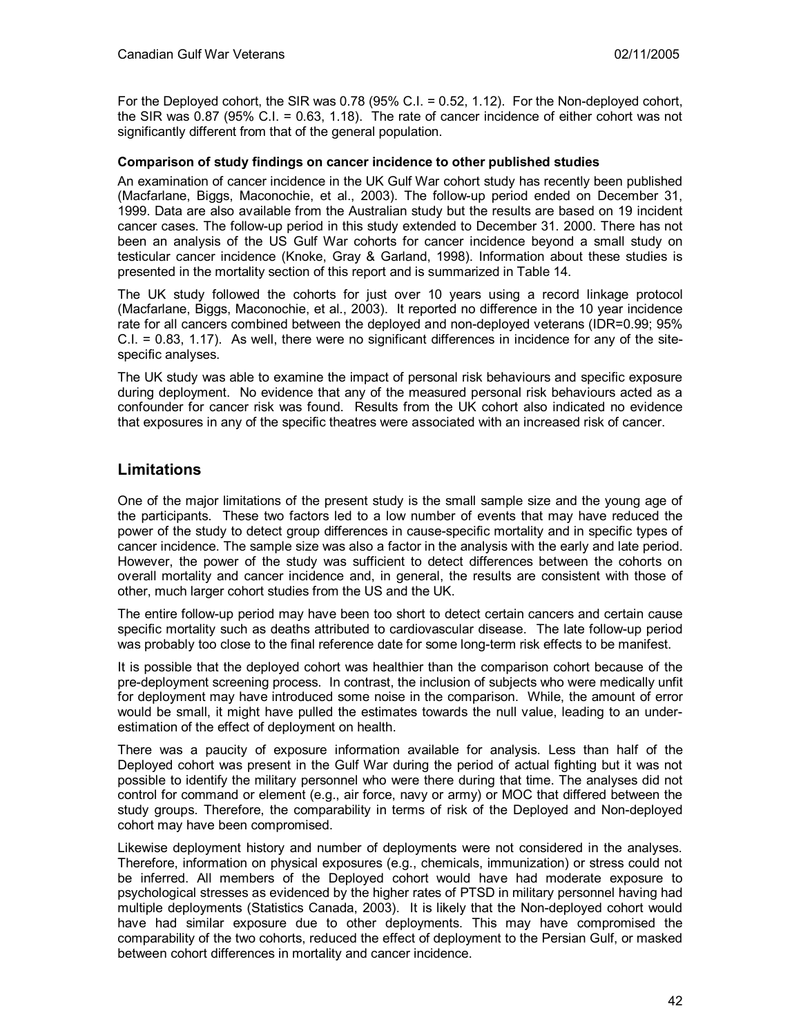For the Deployed cohort, the SIR was 0.78 (95% C.I. = 0.52, 1.12). For the Non-deployed cohort, the SIR was 0.87 (95% C.I. = 0.63, 1.18). The rate of cancer incidence of either cohort was not significantly different from that of the general population.

**Comparison of study findings on cancer incidence to other published studies**

An examination of cancer incidence in the UK Gulf War cohort study has recently been published (Macfarlane, Biggs, Maconochie, et al., 2003). The follow-up period ended on December 31, 1999. Data are also available from the Australian study but the results are based on 19 incident cancer cases. The follow-up period in this study extended to December 31. 2000. There has not been an analysis of the US Gulf War cohorts for cancer incidence beyond a small study on testicular cancer incidence (Knoke, Gray & Garland, 1998). Information about these studies is presented in the mortality section of this report and is summarized in Table 14.

The UK study followed the cohorts for just over 10 years using a record linkage protocol (Macfarlane, Biggs, Maconochie, et al., 2003). It reported no difference in the 10 year incidence rate for all cancers combined between the deployed and non-deployed veterans (IDR=0.99; 95% C.I. = 0.83, 1.17). As well, there were no significant differences in incidence for any of the site-specific analyses.

The UK study was able to examine the impact of personal risk behaviours and specific exposure during deployment. No evidence that any of the measured personal risk behaviours acted as a confounder for cancer risk was found. Results from the UK cohort also indicated no evidence that exposures in any of the specific theatres were associated with an increased risk of cancer.

## Limitations

One of the major limitations of the present study is the small sample size and the young age of the participants. These two factors led to a low number of events that may have reduced the power of the study to detect group differences in cause-specific mortality and in specific types of cancer incidence. The sample size was also a factor in the analysis with the early and late period. However, the power of the study was sufficient to detect differences between the cohorts on overall mortality and cancer incidence and, in general, the results are consistent with those of other, much larger cohort studies from the US and the UK.

The entire follow-up period may have been too short to detect certain cancers and certain cause specific mortality such as deaths attributed to cardiovascular disease. The late follow-up period was probably too close to the final reference date for some long-term risk effects to be manifest.

It is possible that the deployed cohort was healthier than the comparison cohort because of the pre-deployment screening process. In contrast, the inclusion of subjects who were medically unfit for deployment may have introduced some noise in the comparison. While, the amount of error would be small, it might have pulled the estimates towards the null value, leading to an under-estimation of the effect of deployment on health.

There was a paucity of exposure information available for analysis. Less than half of the Deployed cohort was present in the Gulf War during the period of actual fighting but it was not possible to identify the military personnel who were there during that time. The analyses did not control for command or element (e.g., air force, navy or army) or MOC that differed between the study groups. Therefore, the comparability in terms of risk of the Deployed and Non-deployed cohort may have been compromised.

Likewise deployment history and number of deployments were not considered in the analyses. Therefore, information on physical exposures (e.g., chemicals, immunization) or stress could not be inferred. All members of the Deployed cohort would have had moderate exposure to psychological stresses as evidenced by the higher rates of PTSD in military personnel having had multiple deployments (Statistics Canada, 2003). It is likely that the Non-deployed cohort would have had similar exposure due to other deployments. This may have compromised the comparability of the two cohorts, reduced the effect of deployment to the Persian Gulf, or masked between cohort differences in mortality and cancer incidence.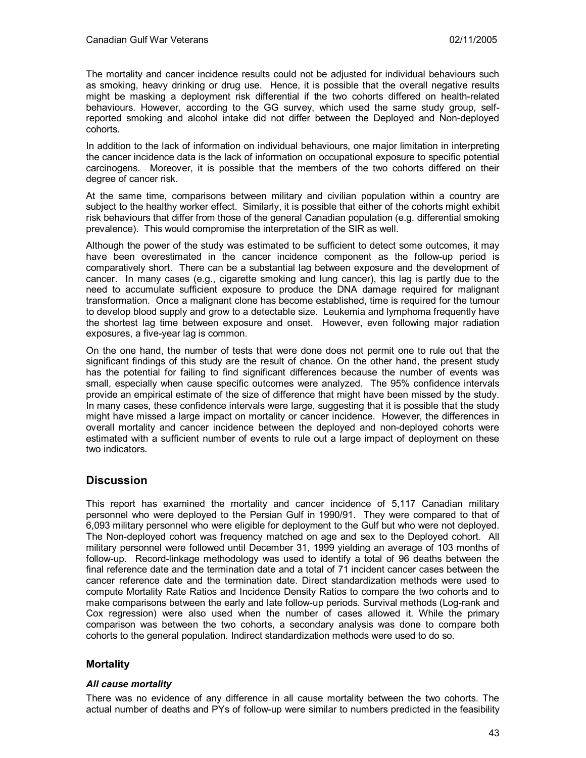The mortality and cancer incidence results could not be adjusted for individual behaviours such as smoking, heavy drinking or drug use. Hence, it is possible that the overall negative results might be masking a deployment risk differential if the two cohorts differed on health-related behaviours. However, according to the GG survey, which used the same study group, self-reported smoking and alcohol intake did not differ between the Deployed and Non-deployed cohorts.

In addition to the lack of information on individual behaviours, one major limitation in interpreting the cancer incidence data is the lack of information on occupational exposure to specific potential carcinogens. Moreover, it is possible that the members of the two cohorts differed on their degree of cancer risk.

At the same time, comparisons between military and civilian population within a country are subject to the healthy worker effect. Similarly, it is possible that either of the cohorts might exhibit risk behaviours that differ from those of the general Canadian population (e.g. differential smoking prevalence). This would compromise the interpretation of the SIR as well.

Although the power of the study was estimated to be sufficient to detect some outcomes, it may have been overestimated in the cancer incidence component as the follow-up period is comparatively short. There can be a substantial lag between exposure and the development of cancer. In many cases (e.g., cigarette smoking and lung cancer), this lag is partly due to the need to accumulate sufficient exposure to produce the DNA damage required for malignant transformation. Once a malignant clone has become established, time is required for the tumour to develop blood supply and grow to a detectable size. Leukemia and lymphoma frequently have the shortest lag time between exposure and onset. However, even following major radiation exposures, a five-year lag is common.

On the one hand, the number of tests that were done does not permit one to rule out that the significant findings of this study are the result of chance. On the other hand, the present study has the potential for failing to find significant differences because the number of events was small, especially when cause specific outcomes were analyzed. The 95% confidence intervals provide an empirical estimate of the size of difference that might have been missed by the study. In many cases, these confidence intervals were large, suggesting that it is possible that the study might have missed a large impact on mortality or cancer incidence. However, the differences in overall mortality and cancer incidence between the deployed and non-deployed cohorts were estimated with a sufficient number of events to rule out a large impact of deployment on these two indicators.

## Discussion

This report has examined the mortality and cancer incidence of 5,117 Canadian military personnel who were deployed to the Persian Gulf in 1990/91. They were compared to that of 6,093 military personnel who were eligible for deployment to the Gulf but who were not deployed. The Non-deployed cohort was frequency matched on age and sex to the Deployed cohort. All military personnel were followed until December 31, 1999 yielding an average of 103 months of follow-up. Record-linkage methodology was used to identify a total of 96 deaths between the final reference date and the termination date and a total of 71 incident cancer cases between the cancer reference date and the termination date. Direct standardization methods were used to compute Mortality Rate Ratios and Incidence Density Ratios to compare the two cohorts and to make comparisons between the early and late follow-up periods. Survival methods (Log-rank and Cox regression) were also used when the number of cases allowed it. While the primary comparison was between the two cohorts, a secondary analysis was done to compare both cohorts to the general population. Indirect standardization methods were used to do so.

### Mortality

#### *All cause mortality*

There was no evidence of any difference in all cause mortality between the two cohorts. The actual number of deaths and PYs of follow-up were similar to numbers predicted in the feasibility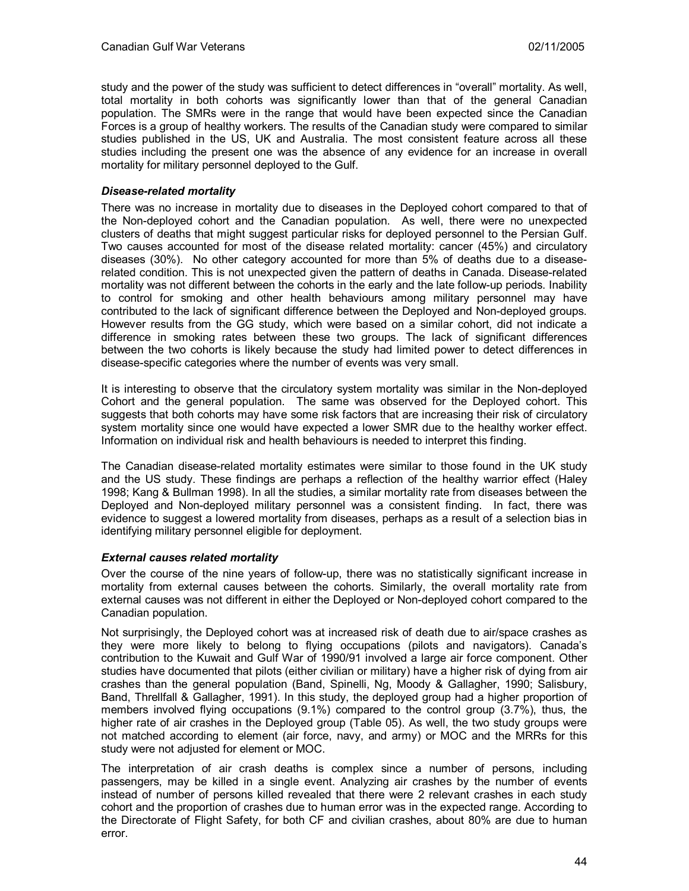study and the power of the study was sufficient to detect differences in "overall" mortality. As well, total mortality in both cohorts was significantly lower than that of the general Canadian population. The SMRs were in the range that would have been expected since the Canadian Forces is a group of healthy workers. The results of the Canadian study were compared to similar studies published in the US, UK and Australia. The most consistent feature across all these studies including the present one was the absence of any evidence for an increase in overall mortality for military personnel deployed to the Gulf.

### *Disease-related mortality*

There was no increase in mortality due to diseases in the Deployed cohort compared to that of the Non-deployed cohort and the Canadian population. As well, there were no unexpected clusters of deaths that might suggest particular risks for deployed personnel to the Persian Gulf. Two causes accounted for most of the disease related mortality: cancer (45%) and circulatory diseases (30%). No other category accounted for more than 5% of deaths due to a disease-related condition. This is not unexpected given the pattern of deaths in Canada. Disease-related mortality was not different between the cohorts in the early and the late follow-up periods. Inability to control for smoking and other health behaviours among military personnel may have contributed to the lack of significant difference between the Deployed and Non-deployed groups. However results from the GG study, which were based on a similar cohort, did not indicate a difference in smoking rates between these two groups. The lack of significant differences between the two cohorts is likely because the study had limited power to detect differences in disease-specific categories where the number of events was very small.

It is interesting to observe that the circulatory system mortality was similar in the Non-deployed Cohort and the general population. The same was observed for the Deployed cohort. This suggests that both cohorts may have some risk factors that are increasing their risk of circulatory system mortality since one would have expected a lower SMR due to the healthy worker effect. Information on individual risk and health behaviours is needed to interpret this finding.

The Canadian disease-related mortality estimates were similar to those found in the UK study and the US study. These findings are perhaps a reflection of the healthy warrior effect (Haley 1998; Kang & Bullman 1998). In all the studies, a similar mortality rate from diseases between the Deployed and Non-deployed military personnel was a consistent finding. In fact, there was evidence to suggest a lowered mortality from diseases, perhaps as a result of a selection bias in identifying military personnel eligible for deployment.

### *External causes related mortality*

Over the course of the nine years of follow-up, there was no statistically significant increase in mortality from external causes between the cohorts. Similarly, the overall mortality rate from external causes was not different in either the Deployed or Non-deployed cohort compared to the Canadian population.

Not surprisingly, the Deployed cohort was at increased risk of death due to air/space crashes as they were more likely to belong to flying occupations (pilots and navigators). Canada's contribution to the Kuwait and Gulf War of 1990/91 involved a large air force component. Other studies have documented that pilots (either civilian or military) have a higher risk of dying from air crashes than the general population (Band, Spinelli, Ng, Moody & Gallagher, 1990; Salisbury, Band, Threllfall & Gallagher, 1991). In this study, the deployed group had a higher proportion of members involved flying occupations (9.1%) compared to the control group (3.7%), thus, the higher rate of air crashes in the Deployed group (Table 05). As well, the two study groups were not matched according to element (air force, navy, and army) or MOC and the MRRs for this study were not adjusted for element or MOC.

The interpretation of air crash deaths is complex since a number of persons, including passengers, may be killed in a single event. Analyzing air crashes by the number of events instead of number of persons killed revealed that there were 2 relevant crashes in each study cohort and the proportion of crashes due to human error was in the expected range. According to the Directorate of Flight Safety, for both CF and civilian crashes, about 80% are due to human error.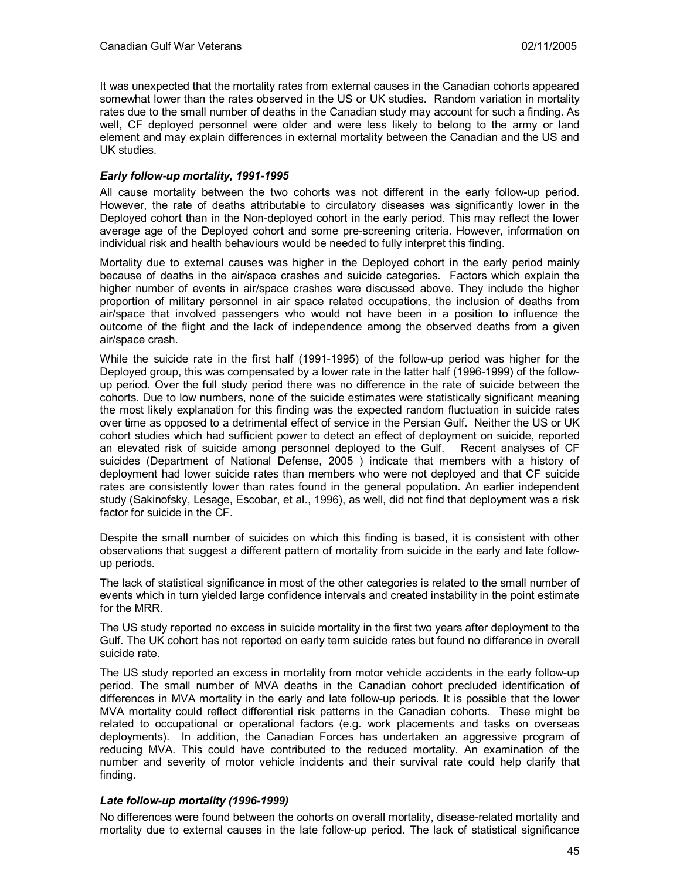It was unexpected that the mortality rates from external causes in the Canadian cohorts appeared somewhat lower than the rates observed in the US or UK studies. Random variation in mortality rates due to the small number of deaths in the Canadian study may account for such a finding. As well, CF deployed personnel were older and were less likely to belong to the army or land element and may explain differences in external mortality between the Canadian and the US and UK studies.

### *Early follow-up mortality, 1991-1995*

All cause mortality between the two cohorts was not different in the early follow-up period. However, the rate of deaths attributable to circulatory diseases was significantly lower in the Deployed cohort than in the Non-deployed cohort in the early period. This may reflect the lower average age of the Deployed cohort and some pre-screening criteria. However, information on individual risk and health behaviours would be needed to fully interpret this finding.

Mortality due to external causes was higher in the Deployed cohort in the early period mainly because of deaths in the air/space crashes and suicide categories. Factors which explain the higher number of events in air/space crashes were discussed above. They include the higher proportion of military personnel in air space related occupations, the inclusion of deaths from air/space that involved passengers who would not have been in a position to influence the outcome of the flight and the lack of independence among the observed deaths from a given air/space crash.

While the suicide rate in the first half (1991-1995) of the follow-up period was higher for the Deployed group, this was compensated by a lower rate in the latter half (1996-1999) of the follow-up period. Over the full study period there was no difference in the rate of suicide between the cohorts. Due to low numbers, none of the suicide estimates were statistically significant meaning the most likely explanation for this finding was the expected random fluctuation in suicide rates over time as opposed to a detrimental effect of service in the Persian Gulf. Neither the US or UK cohort studies which had sufficient power to detect an effect of deployment on suicide, reported an elevated risk of suicide among personnel deployed to the Gulf. Recent analyses of CF suicides (Department of National Defense, 2005 ) indicate that members with a history of deployment had lower suicide rates than members who were not deployed and that CF suicide rates are consistently lower than rates found in the general population. An earlier independent study (Sakinofsky, Lesage, Escobar, et al., 1996), as well, did not find that deployment was a risk factor for suicide in the CF.

Despite the small number of suicides on which this finding is based, it is consistent with other observations that suggest a different pattern of mortality from suicide in the early and late follow-up periods.

The lack of statistical significance in most of the other categories is related to the small number of events which in turn yielded large confidence intervals and created instability in the point estimate for the MRR.

The US study reported no excess in suicide mortality in the first two years after deployment to the Gulf. The UK cohort has not reported on early term suicide rates but found no difference in overall suicide rate.

The US study reported an excess in mortality from motor vehicle accidents in the early follow-up period. The small number of MVA deaths in the Canadian cohort precluded identification of differences in MVA mortality in the early and late follow-up periods. It is possible that the lower MVA mortality could reflect differential risk patterns in the Canadian cohorts. These might be related to occupational or operational factors (e.g. work placements and tasks on overseas deployments). In addition, the Canadian Forces has undertaken an aggressive program of reducing MVA. This could have contributed to the reduced mortality. An examination of the number and severity of motor vehicle incidents and their survival rate could help clarify that finding.

### *Late follow-up mortality (1996-1999)*

No differences were found between the cohorts on overall mortality, disease-related mortality and mortality due to external causes in the late follow-up period. The lack of statistical significance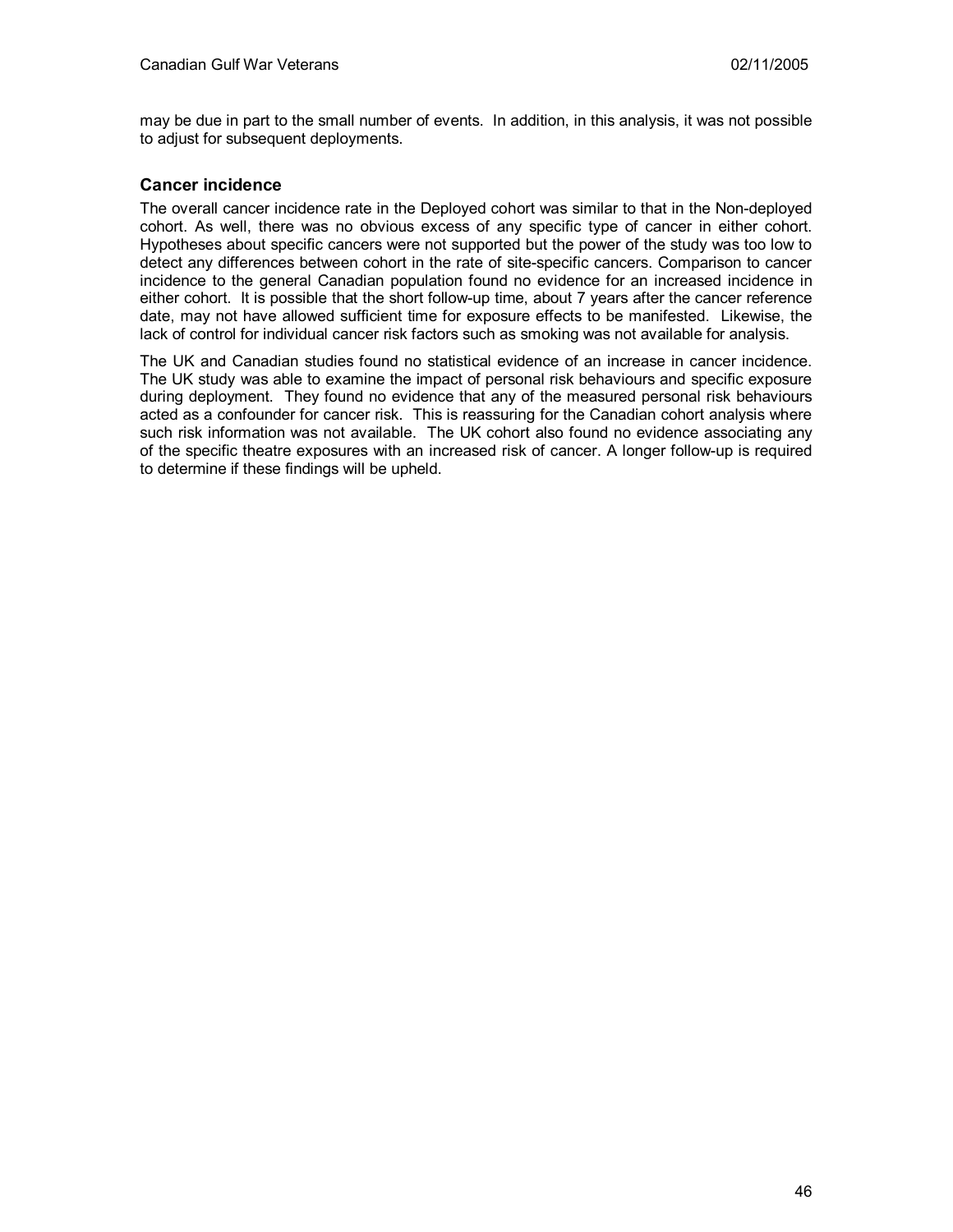may be due in part to the small number of events. In addition, in this analysis, it was not possible to adjust for subsequent deployments.

### Cancer incidence

The overall cancer incidence rate in the Deployed cohort was similar to that in the Non-deployed cohort. As well, there was no obvious excess of any specific type of cancer in either cohort. Hypotheses about specific cancers were not supported but the power of the study was too low to detect any differences between cohort in the rate of site-specific cancers. Comparison to cancer incidence to the general Canadian population found no evidence for an increased incidence in either cohort. It is possible that the short follow-up time, about 7 years after the cancer reference date, may not have allowed sufficient time for exposure effects to be manifested. Likewise, the lack of control for individual cancer risk factors such as smoking was not available for analysis.

The UK and Canadian studies found no statistical evidence of an increase in cancer incidence. The UK study was able to examine the impact of personal risk behaviours and specific exposure during deployment. They found no evidence that any of the measured personal risk behaviours acted as a confounder for cancer risk. This is reassuring for the Canadian cohort analysis where such risk information was not available. The UK cohort also found no evidence associating any of the specific theatre exposures with an increased risk of cancer. A longer follow-up is required to determine if these findings will be upheld.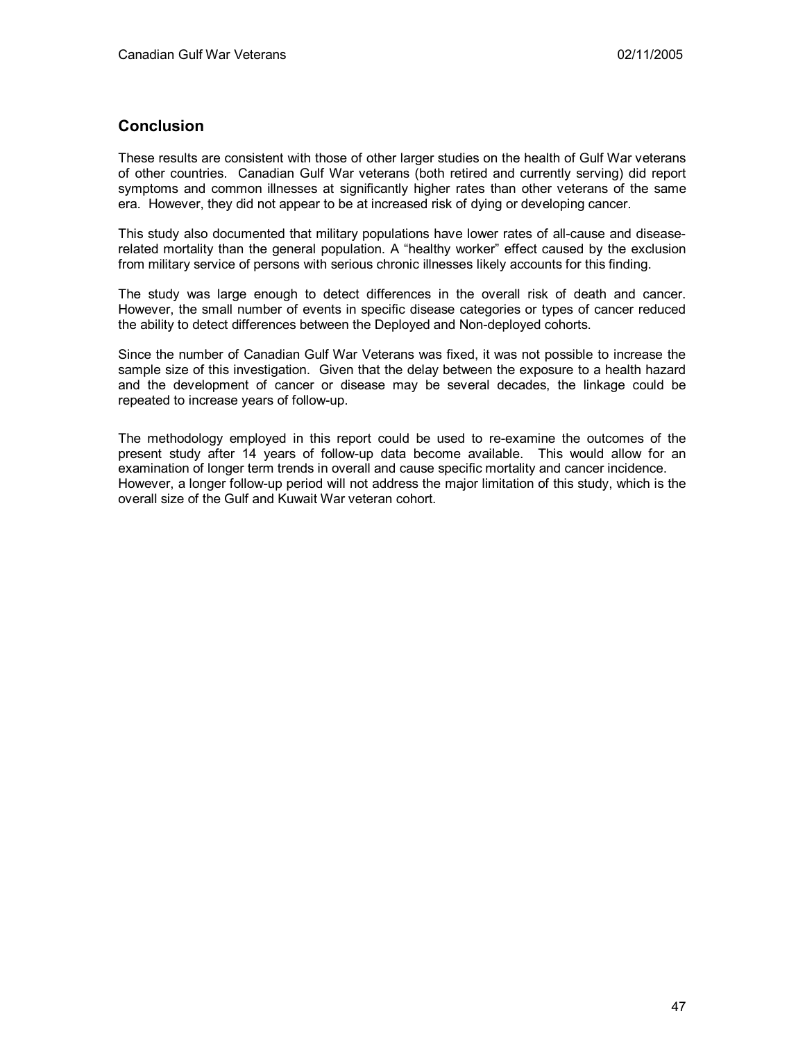## Conclusion

These results are consistent with those of other larger studies on the health of Gulf War veterans of other countries. Canadian Gulf War veterans (both retired and currently serving) did report symptoms and common illnesses at significantly higher rates than other veterans of the same era. However, they did not appear to be at increased risk of dying or developing cancer.

This study also documented that military populations have lower rates of all-cause and disease-related mortality than the general population. A "healthy worker" effect caused by the exclusion from military service of persons with serious chronic illnesses likely accounts for this finding.

The study was large enough to detect differences in the overall risk of death and cancer. However, the small number of events in specific disease categories or types of cancer reduced the ability to detect differences between the Deployed and Non-deployed cohorts.

Since the number of Canadian Gulf War Veterans was fixed, it was not possible to increase the sample size of this investigation. Given that the delay between the exposure to a health hazard and the development of cancer or disease may be several decades, the linkage could be repeated to increase years of follow-up.

The methodology employed in this report could be used to re-examine the outcomes of the present study after 14 years of follow-up data become available. This would allow for an examination of longer term trends in overall and cause specific mortality and cancer incidence. However, a longer follow-up period will not address the major limitation of this study, which is the overall size of the Gulf and Kuwait War veteran cohort.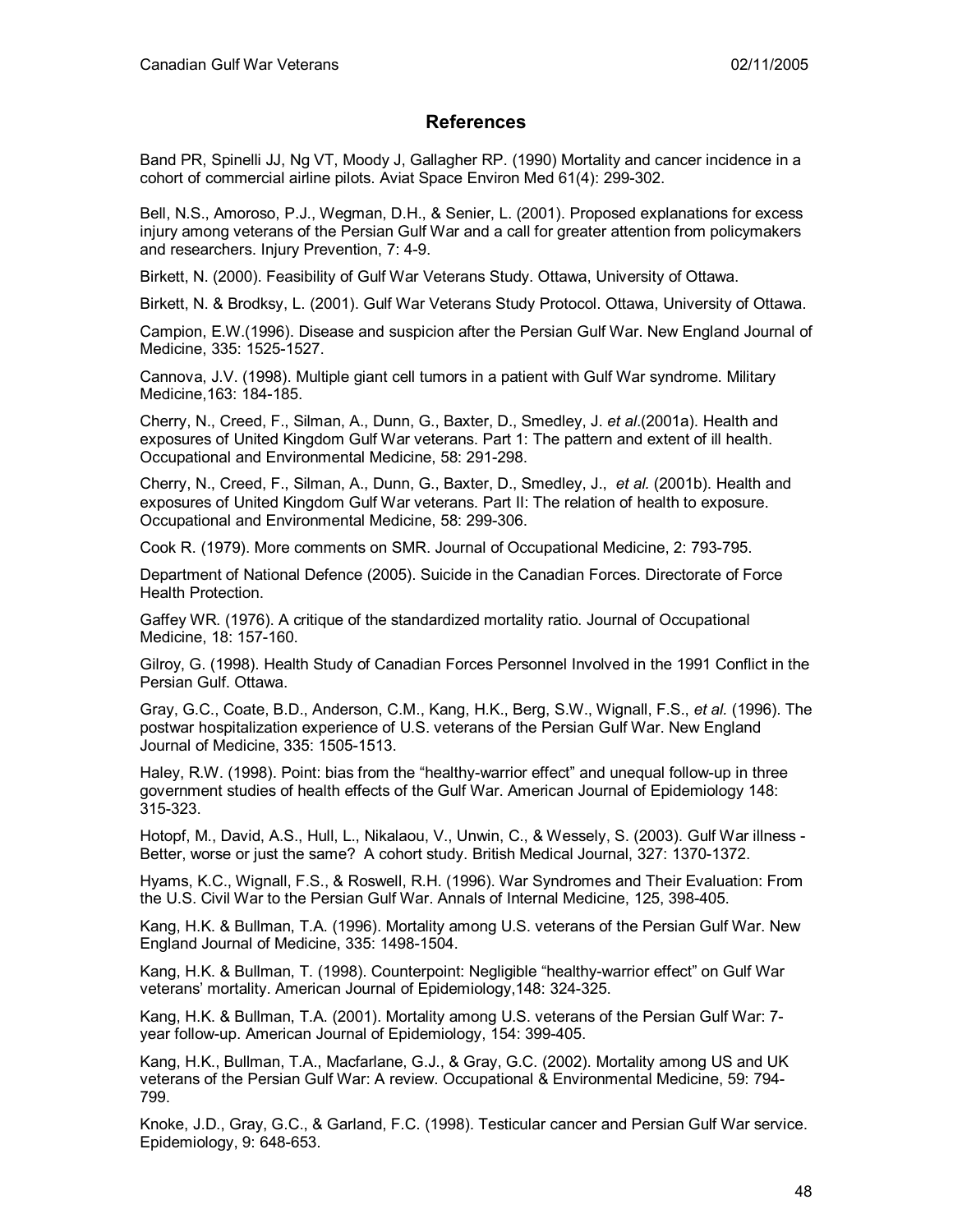## References

Band PR, Spinelli JJ, Ng VT, Moody J, Gallagher RP. (1990) Mortality and cancer incidence in a cohort of commercial airline pilots. Aviat Space Environ Med 61(4): 299-302.

Bell, N.S., Amoroso, P.J., Wegman, D.H., & Senier, L. (2001). Proposed explanations for excess injury among veterans of the Persian Gulf War and a call for greater attention from policymakers and researchers. Injury Prevention, 7: 4-9.

Birkett, N. (2000). Feasibility of Gulf War Veterans Study. Ottawa, University of Ottawa.

Birkett, N. & Brodksy, L. (2001). Gulf War Veterans Study Protocol. Ottawa, University of Ottawa.

Campion, E.W.(1996). Disease and suspicion after the Persian Gulf War. New England Journal of Medicine, 335: 1525-1527.

Cannova, J.V. (1998). Multiple giant cell tumors in a patient with Gulf War syndrome. Military Medicine,163: 184-185.

Cherry, N., Creed, F., Silman, A., Dunn, G., Baxter, D., Smedley, J. *et al*.(2001a). Health and exposures of United Kingdom Gulf War veterans. Part 1: The pattern and extent of ill health. Occupational and Environmental Medicine, 58: 291-298.

Cherry, N., Creed, F., Silman, A., Dunn, G., Baxter, D., Smedley, J., *et al.* (2001b). Health and exposures of United Kingdom Gulf War veterans. Part II: The relation of health to exposure. Occupational and Environmental Medicine, 58: 299-306.

Cook R. (1979). More comments on SMR. Journal of Occupational Medicine, 2: 793-795.

Department of National Defence (2005). Suicide in the Canadian Forces. Directorate of Force Health Protection.

Gaffey WR. (1976). A critique of the standardized mortality ratio. Journal of Occupational Medicine, 18: 157-160.

Gilroy, G. (1998). Health Study of Canadian Forces Personnel Involved in the 1991 Conflict in the Persian Gulf. Ottawa.

Gray, G.C., Coate, B.D., Anderson, C.M., Kang, H.K., Berg, S.W., Wignall, F.S., *et al.* (1996). The postwar hospitalization experience of U.S. veterans of the Persian Gulf War. New England Journal of Medicine, 335: 1505-1513.

Haley, R.W. (1998). Point: bias from the “healthy-warrior effect” and unequal follow-up in three government studies of health effects of the Gulf War. American Journal of Epidemiology 148: 315-323.

Hotopf, M., David, A.S., Hull, L., Nikalaou, V., Unwin, C., & Wessely, S. (2003). Gulf War illness - Better, worse or just the same? A cohort study. British Medical Journal, 327: 1370-1372.

Hyams, K.C., Wignall, F.S., & Roswell, R.H. (1996). War Syndromes and Their Evaluation: From the U.S. Civil War to the Persian Gulf War. Annals of Internal Medicine, 125, 398-405.

Kang, H.K. & Bullman, T.A. (1996). Mortality among U.S. veterans of the Persian Gulf War. New England Journal of Medicine, 335: 1498-1504.

Kang, H.K. & Bullman, T. (1998). Counterpoint: Negligible “healthy-warrior effect” on Gulf War veterans’ mortality. American Journal of Epidemiology,148: 324-325.

Kang, H.K. & Bullman, T.A. (2001). Mortality among U.S. veterans of the Persian Gulf War: 7-year follow-up. American Journal of Epidemiology, 154: 399-405.

Kang, H.K., Bullman, T.A., Macfarlane, G.J., & Gray, G.C. (2002). Mortality among US and UK veterans of the Persian Gulf War: A review. Occupational & Environmental Medicine, 59: 794-799.

Knoke, J.D., Gray, G.C., & Garland, F.C. (1998). Testicular cancer and Persian Gulf War service. Epidemiology, 9: 648-653.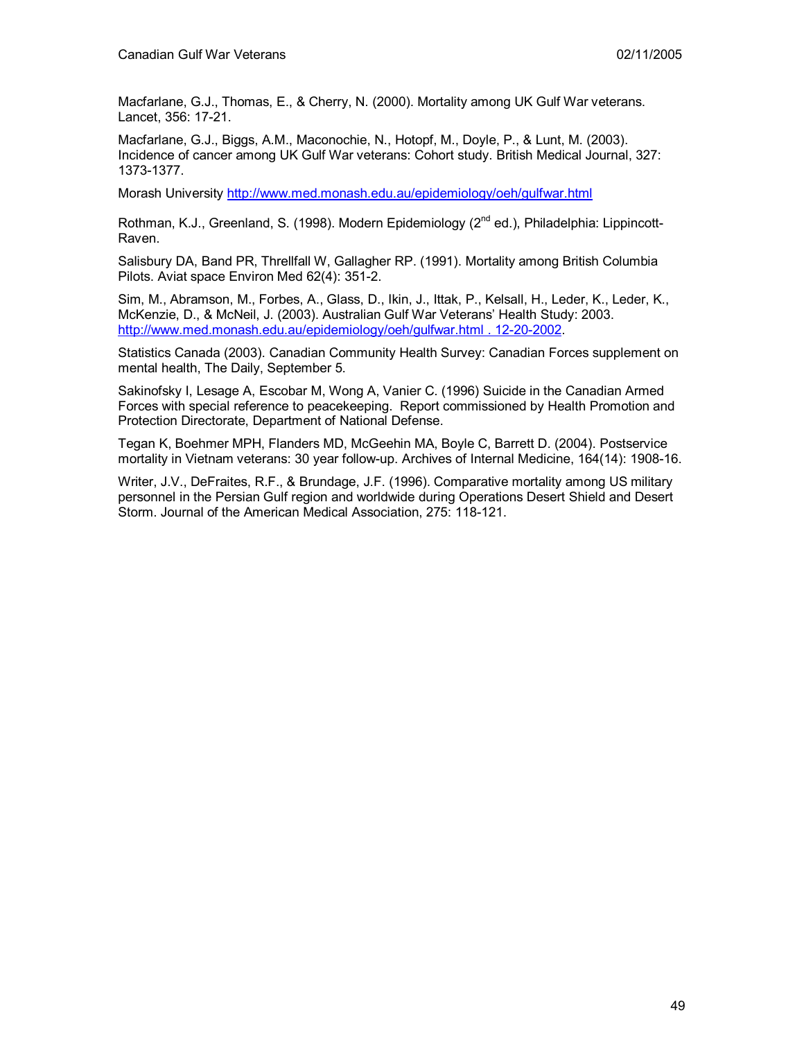Macfarlane, G.J., Thomas, E., & Cherry, N. (2000). Mortality among UK Gulf War veterans. Lancet, 356: 17-21.

Macfarlane, G.J., Biggs, A.M., Maconochie, N., Hotopf, M., Doyle, P., & Lunt, M. (2003). Incidence of cancer among UK Gulf War veterans: Cohort study. British Medical Journal, 327: 1373-1377.

Morash University http://www.med.monash.edu.au/epidemiology/oeh/gulfwar.html

Rothman, K.J., Greenland, S. (1998). Modern Epidemiology (2nd ed.), Philadelphia: Lippincott-Raven.

Salisbury DA, Band PR, Threllfall W, Gallagher RP. (1991). Mortality among British Columbia Pilots. Aviat space Environ Med 62(4): 351-2.

Sim, M., Abramson, M., Forbes, A., Glass, D., Ikin, J., Ittak, P., Kelsall, H., Leder, K., Leder, K., McKenzie, D., & McNeil, J. (2003). Australian Gulf War Veterans' Health Study: 2003. http://www.med.monash.edu.au/epidemiology/oeh/gulfwar.html . 12-20-2002.

Statistics Canada (2003). Canadian Community Health Survey: Canadian Forces supplement on mental health, The Daily, September 5.

Sakinofsky I, Lesage A, Escobar M, Wong A, Vanier C. (1996) Suicide in the Canadian Armed Forces with special reference to peacekeeping. Report commissioned by Health Promotion and Protection Directorate, Department of National Defense.

Tegan K, Boehmer MPH, Flanders MD, McGeehin MA, Boyle C, Barrett D. (2004). Postservice mortality in Vietnam veterans: 30 year follow-up. Archives of Internal Medicine, 164(14): 1908-16.

Writer, J.V., DeFraites, R.F., & Brundage, J.F. (1996). Comparative mortality among US military personnel in the Persian Gulf region and worldwide during Operations Desert Shield and Desert Storm. Journal of the American Medical Association, 275: 118-121.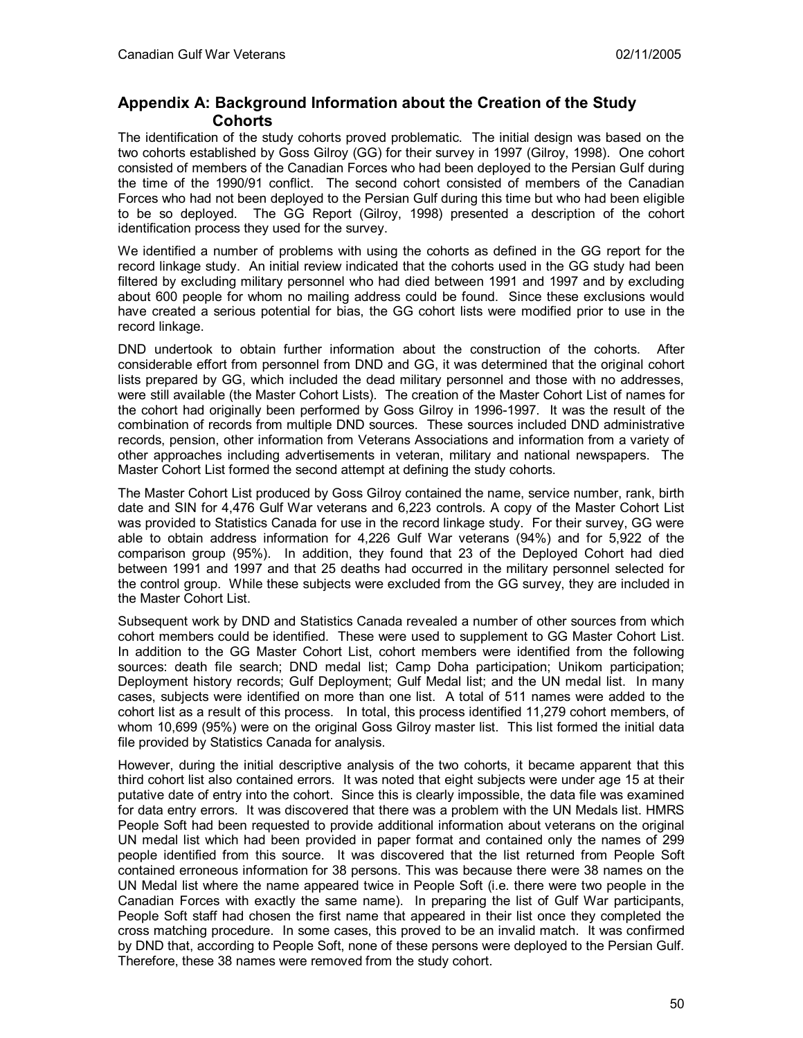## Appendix A: Background Information about the Creation of the Study Cohorts

The identification of the study cohorts proved problematic. The initial design was based on the two cohorts established by Goss Gilroy (GG) for their survey in 1997 (Gilroy, 1998). One cohort consisted of members of the Canadian Forces who had been deployed to the Persian Gulf during the time of the 1990/91 conflict. The second cohort consisted of members of the Canadian Forces who had not been deployed to the Persian Gulf during this time but who had been eligible to be so deployed. The GG Report (Gilroy, 1998) presented a description of the cohort identification process they used for the survey.

We identified a number of problems with using the cohorts as defined in the GG report for the record linkage study. An initial review indicated that the cohorts used in the GG study had been filtered by excluding military personnel who had died between 1991 and 1997 and by excluding about 600 people for whom no mailing address could be found. Since these exclusions would have created a serious potential for bias, the GG cohort lists were modified prior to use in the record linkage.

DND undertook to obtain further information about the construction of the cohorts. After considerable effort from personnel from DND and GG, it was determined that the original cohort lists prepared by GG, which included the dead military personnel and those with no addresses, were still available (the Master Cohort Lists). The creation of the Master Cohort List of names for the cohort had originally been performed by Goss Gilroy in 1996-1997. It was the result of the combination of records from multiple DND sources. These sources included DND administrative records, pension, other information from Veterans Associations and information from a variety of other approaches including advertisements in veteran, military and national newspapers. The Master Cohort List formed the second attempt at defining the study cohorts.

The Master Cohort List produced by Goss Gilroy contained the name, service number, rank, birth date and SIN for 4,476 Gulf War veterans and 6,223 controls. A copy of the Master Cohort List was provided to Statistics Canada for use in the record linkage study. For their survey, GG were able to obtain address information for 4,226 Gulf War veterans (94%) and for 5,922 of the comparison group (95%). In addition, they found that 23 of the Deployed Cohort had died between 1991 and 1997 and that 25 deaths had occurred in the military personnel selected for the control group. While these subjects were excluded from the GG survey, they are included in the Master Cohort List.

Subsequent work by DND and Statistics Canada revealed a number of other sources from which cohort members could be identified. These were used to supplement to GG Master Cohort List. In addition to the GG Master Cohort List, cohort members were identified from the following sources: death file search; DND medal list; Camp Doha participation; Unikom participation; Deployment history records; Gulf Deployment; Gulf Medal list; and the UN medal list. In many cases, subjects were identified on more than one list. A total of 511 names were added to the cohort list as a result of this process. In total, this process identified 11,279 cohort members, of whom 10,699 (95%) were on the original Goss Gilroy master list. This list formed the initial data file provided by Statistics Canada for analysis.

However, during the initial descriptive analysis of the two cohorts, it became apparent that this third cohort list also contained errors. It was noted that eight subjects were under age 15 at their putative date of entry into the cohort. Since this is clearly impossible, the data file was examined for data entry errors. It was discovered that there was a problem with the UN Medals list. HMRS People Soft had been requested to provide additional information about veterans on the original UN medal list which had been provided in paper format and contained only the names of 299 people identified from this source. It was discovered that the list returned from People Soft contained erroneous information for 38 persons. This was because there were 38 names on the UN Medal list where the name appeared twice in People Soft (i.e. there were two people in the Canadian Forces with exactly the same name). In preparing the list of Gulf War participants, People Soft staff had chosen the first name that appeared in their list once they completed the cross matching procedure. In some cases, this proved to be an invalid match. It was confirmed by DND that, according to People Soft, none of these persons were deployed to the Persian Gulf. Therefore, these 38 names were removed from the study cohort.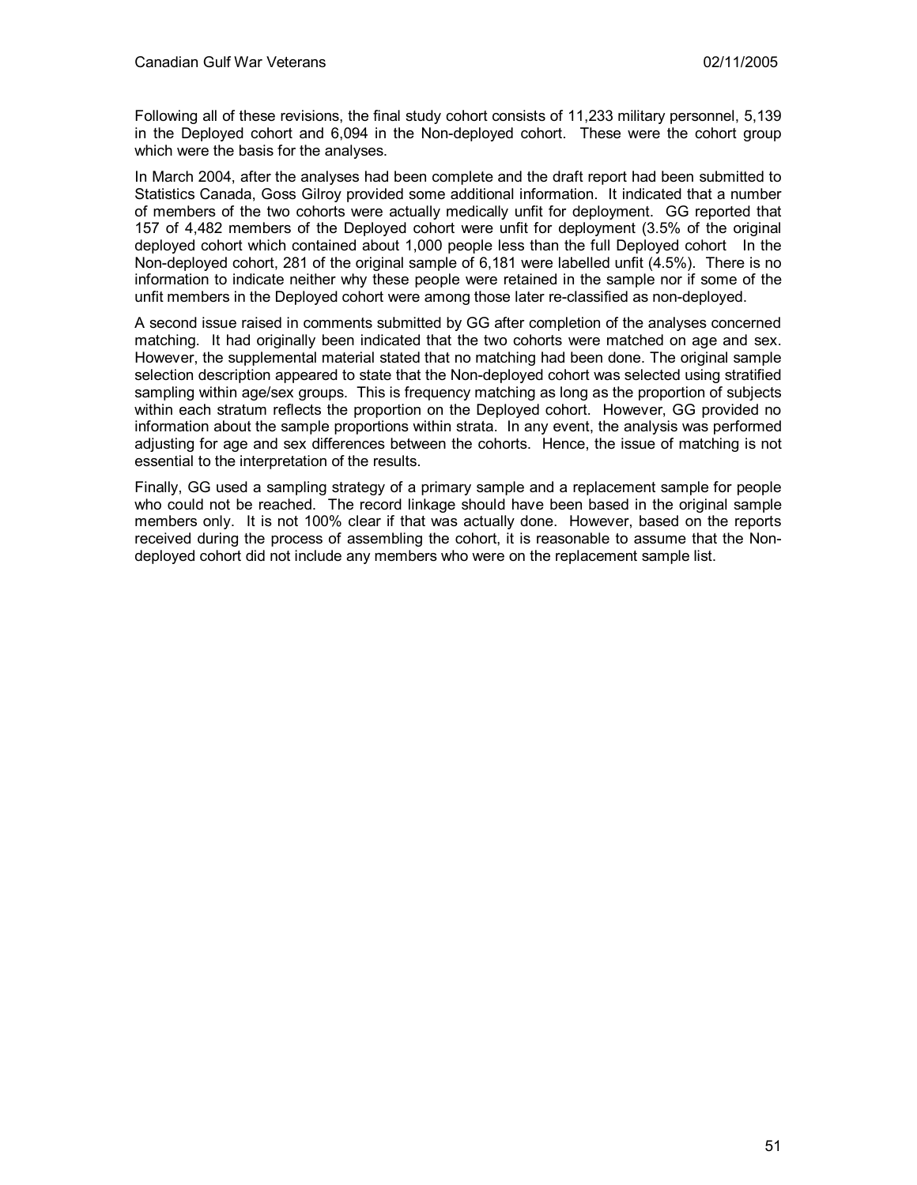Following all of these revisions, the final study cohort consists of 11,233 military personnel, 5,139 in the Deployed cohort and 6,094 in the Non-deployed cohort. These were the cohort group which were the basis for the analyses.

In March 2004, after the analyses had been complete and the draft report had been submitted to Statistics Canada, Goss Gilroy provided some additional information. It indicated that a number of members of the two cohorts were actually medically unfit for deployment. GG reported that 157 of 4,482 members of the Deployed cohort were unfit for deployment (3.5% of the original deployed cohort which contained about 1,000 people less than the full Deployed cohort In the Non-deployed cohort, 281 of the original sample of 6,181 were labelled unfit (4.5%). There is no information to indicate neither why these people were retained in the sample nor if some of the unfit members in the Deployed cohort were among those later re-classified as non-deployed.

A second issue raised in comments submitted by GG after completion of the analyses concerned matching. It had originally been indicated that the two cohorts were matched on age and sex. However, the supplemental material stated that no matching had been done. The original sample selection description appeared to state that the Non-deployed cohort was selected using stratified sampling within age/sex groups. This is frequency matching as long as the proportion of subjects within each stratum reflects the proportion on the Deployed cohort. However, GG provided no information about the sample proportions within strata. In any event, the analysis was performed adjusting for age and sex differences between the cohorts. Hence, the issue of matching is not essential to the interpretation of the results.

Finally, GG used a sampling strategy of a primary sample and a replacement sample for people who could not be reached. The record linkage should have been based in the original sample members only. It is not 100% clear if that was actually done. However, based on the reports received during the process of assembling the cohort, it is reasonable to assume that the Non-deployed cohort did not include any members who were on the replacement sample list.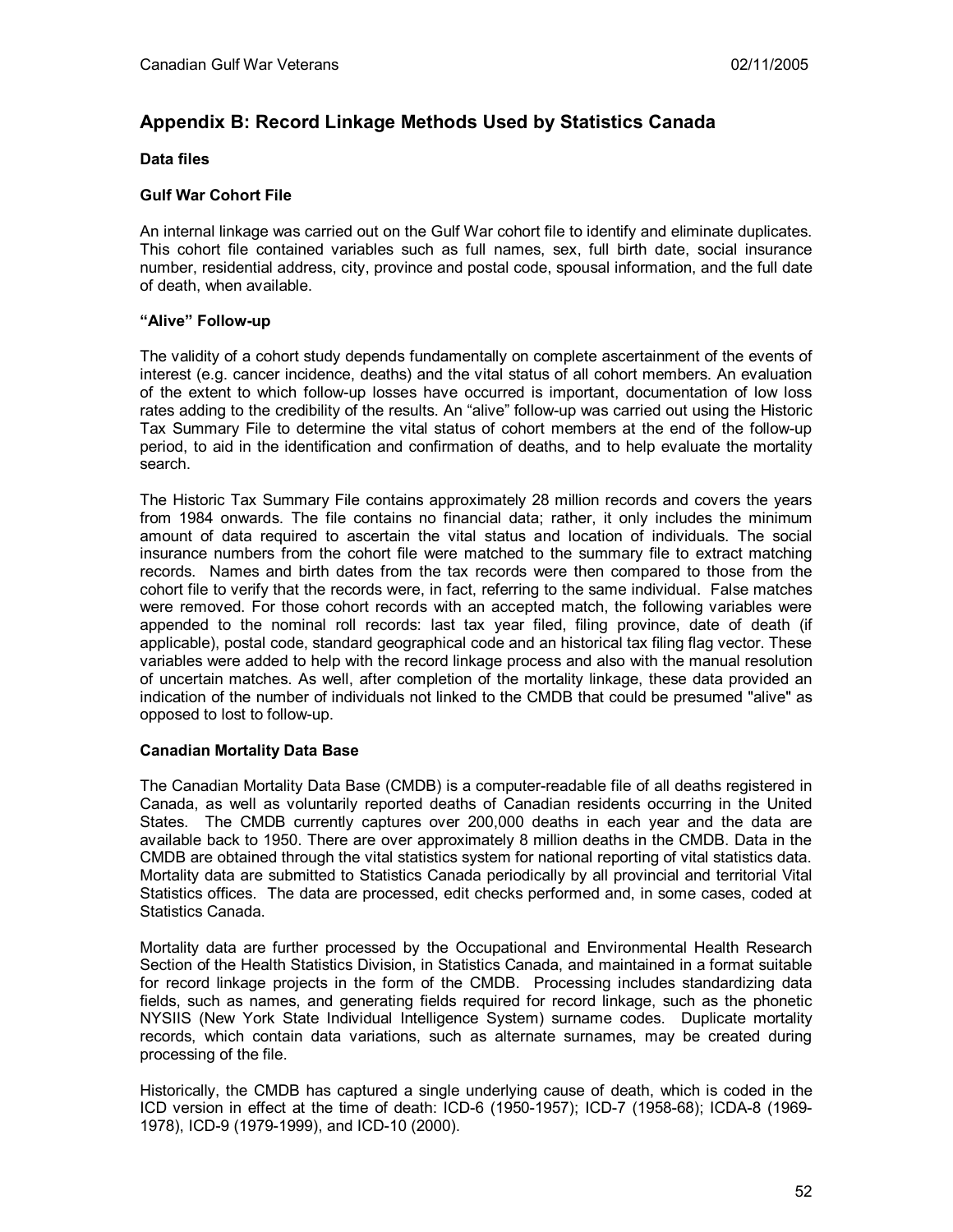## Appendix B: Record Linkage Methods Used by Statistics Canada

**Data files**

**Gulf War Cohort File**

An internal linkage was carried out on the Gulf War cohort file to identify and eliminate duplicates. This cohort file contained variables such as full names, sex, full birth date, social insurance number, residential address, city, province and postal code, spousal information, and the full date of death, when available.

**"Alive" Follow-up**

The validity of a cohort study depends fundamentally on complete ascertainment of the events of interest (e.g. cancer incidence, deaths) and the vital status of all cohort members. An evaluation of the extent to which follow-up losses have occurred is important, documentation of low loss rates adding to the credibility of the results. An "alive" follow-up was carried out using the Historic Tax Summary File to determine the vital status of cohort members at the end of the follow-up period, to aid in the identification and confirmation of deaths, and to help evaluate the mortality search.

The Historic Tax Summary File contains approximately 28 million records and covers the years from 1984 onwards. The file contains no financial data; rather, it only includes the minimum amount of data required to ascertain the vital status and location of individuals. The social insurance numbers from the cohort file were matched to the summary file to extract matching records. Names and birth dates from the tax records were then compared to those from the cohort file to verify that the records were, in fact, referring to the same individual. False matches were removed. For those cohort records with an accepted match, the following variables were appended to the nominal roll records: last tax year filed, filing province, date of death (if applicable), postal code, standard geographical code and an historical tax filing flag vector. These variables were added to help with the record linkage process and also with the manual resolution of uncertain matches. As well, after completion of the mortality linkage, these data provided an indication of the number of individuals not linked to the CMDB that could be presumed "alive" as opposed to lost to follow-up.

**Canadian Mortality Data Base**

The Canadian Mortality Data Base (CMDB) is a computer-readable file of all deaths registered in Canada, as well as voluntarily reported deaths of Canadian residents occurring in the United States. The CMDB currently captures over 200,000 deaths in each year and the data are available back to 1950. There are over approximately 8 million deaths in the CMDB. Data in the CMDB are obtained through the vital statistics system for national reporting of vital statistics data. Mortality data are submitted to Statistics Canada periodically by all provincial and territorial Vital Statistics offices. The data are processed, edit checks performed and, in some cases, coded at Statistics Canada.

Mortality data are further processed by the Occupational and Environmental Health Research Section of the Health Statistics Division, in Statistics Canada, and maintained in a format suitable for record linkage projects in the form of the CMDB. Processing includes standardizing data fields, such as names, and generating fields required for record linkage, such as the phonetic NYSIIS (New York State Individual Intelligence System) surname codes. Duplicate mortality records, which contain data variations, such as alternate surnames, may be created during processing of the file.

Historically, the CMDB has captured a single underlying cause of death, which is coded in the ICD version in effect at the time of death: ICD-6 (1950-1957); ICD-7 (1958-68); ICDA-8 (1969-1978), ICD-9 (1979-1999), and ICD-10 (2000).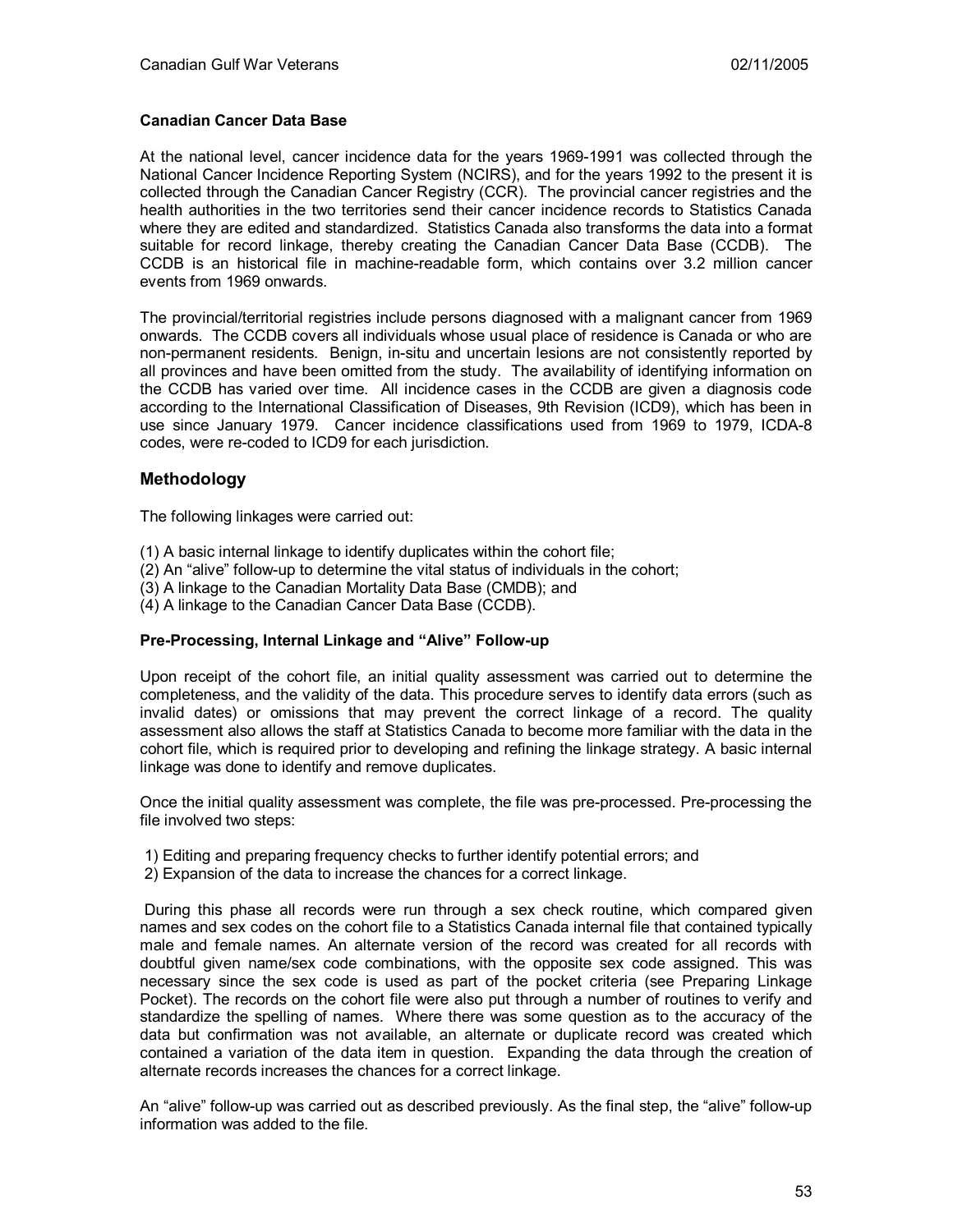### Canadian Cancer Data Base

At the national level, cancer incidence data for the years 1969-1991 was collected through the National Cancer Incidence Reporting System (NCIRS), and for the years 1992 to the present it is collected through the Canadian Cancer Registry (CCR). The provincial cancer registries and the health authorities in the two territories send their cancer incidence records to Statistics Canada where they are edited and standardized. Statistics Canada also transforms the data into a format suitable for record linkage, thereby creating the Canadian Cancer Data Base (CCDB). The CCDB is an historical file in machine-readable form, which contains over 3.2 million cancer events from 1969 onwards.

The provincial/territorial registries include persons diagnosed with a malignant cancer from 1969 onwards. The CCDB covers all individuals whose usual place of residence is Canada or who are non-permanent residents. Benign, in-situ and uncertain lesions are not consistently reported by all provinces and have been omitted from the study. The availability of identifying information on the CCDB has varied over time. All incidence cases in the CCDB are given a diagnosis code according to the International Classification of Diseases, 9th Revision (ICD9), which has been in use since January 1979. Cancer incidence classifications used from 1969 to 1979, ICDA-8 codes, were re-coded to ICD9 for each jurisdiction.

## Methodology

The following linkages were carried out:

(1) A basic internal linkage to identify duplicates within the cohort file;
(2) An "alive" follow-up to determine the vital status of individuals in the cohort;
(3) A linkage to the Canadian Mortality Data Base (CMDB); and
(4) A linkage to the Canadian Cancer Data Base (CCDB).

### Pre-Processing, Internal Linkage and "Alive" Follow-up

Upon receipt of the cohort file, an initial quality assessment was carried out to determine the completeness, and the validity of the data. This procedure serves to identify data errors (such as invalid dates) or omissions that may prevent the correct linkage of a record. The quality assessment also allows the staff at Statistics Canada to become more familiar with the data in the cohort file, which is required prior to developing and refining the linkage strategy. A basic internal linkage was done to identify and remove duplicates.

Once the initial quality assessment was complete, the file was pre-processed. Pre-processing the file involved two steps:

1) Editing and preparing frequency checks to further identify potential errors; and
2) Expansion of the data to increase the chances for a correct linkage.

During this phase all records were run through a sex check routine, which compared given names and sex codes on the cohort file to a Statistics Canada internal file that contained typically male and female names. An alternate version of the record was created for all records with doubtful given name/sex code combinations, with the opposite sex code assigned. This was necessary since the sex code is used as part of the pocket criteria (see Preparing Linkage Pocket). The records on the cohort file were also put through a number of routines to verify and standardize the spelling of names. Where there was some question as to the accuracy of the data but confirmation was not available, an alternate or duplicate record was created which contained a variation of the data item in question. Expanding the data through the creation of alternate records increases the chances for a correct linkage.

An "alive" follow-up was carried out as described previously. As the final step, the "alive" follow-up information was added to the file.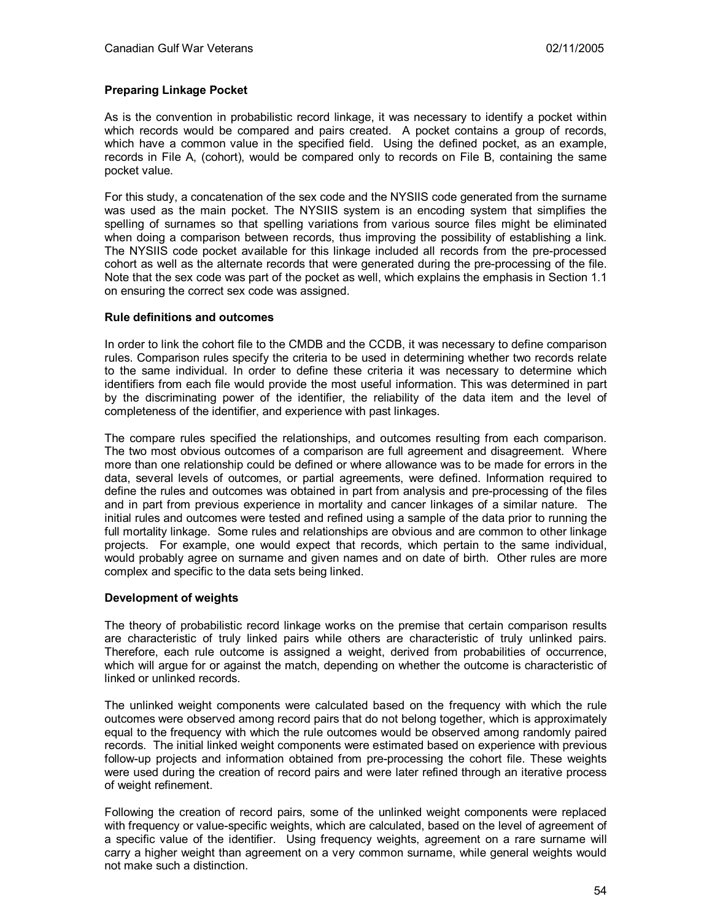### Preparing Linkage Pocket

As is the convention in probabilistic record linkage, it was necessary to identify a pocket within which records would be compared and pairs created. A pocket contains a group of records, which have a common value in the specified field. Using the defined pocket, as an example, records in File A, (cohort), would be compared only to records on File B, containing the same pocket value.

For this study, a concatenation of the sex code and the NYSIIS code generated from the surname was used as the main pocket. The NYSIIS system is an encoding system that simplifies the spelling of surnames so that spelling variations from various source files might be eliminated when doing a comparison between records, thus improving the possibility of establishing a link. The NYSIIS code pocket available for this linkage included all records from the pre-processed cohort as well as the alternate records that were generated during the pre-processing of the file. Note that the sex code was part of the pocket as well, which explains the emphasis in Section 1.1 on ensuring the correct sex code was assigned.

### Rule definitions and outcomes

In order to link the cohort file to the CMDB and the CCDB, it was necessary to define comparison rules. Comparison rules specify the criteria to be used in determining whether two records relate to the same individual. In order to define these criteria it was necessary to determine which identifiers from each file would provide the most useful information. This was determined in part by the discriminating power of the identifier, the reliability of the data item and the level of completeness of the identifier, and experience with past linkages.

The compare rules specified the relationships, and outcomes resulting from each comparison. The two most obvious outcomes of a comparison are full agreement and disagreement. Where more than one relationship could be defined or where allowance was to be made for errors in the data, several levels of outcomes, or partial agreements, were defined. Information required to define the rules and outcomes was obtained in part from analysis and pre-processing of the files and in part from previous experience in mortality and cancer linkages of a similar nature. The initial rules and outcomes were tested and refined using a sample of the data prior to running the full mortality linkage. Some rules and relationships are obvious and are common to other linkage projects. For example, one would expect that records, which pertain to the same individual, would probably agree on surname and given names and on date of birth. Other rules are more complex and specific to the data sets being linked.

### Development of weights

The theory of probabilistic record linkage works on the premise that certain comparison results are characteristic of truly linked pairs while others are characteristic of truly unlinked pairs. Therefore, each rule outcome is assigned a weight, derived from probabilities of occurrence, which will argue for or against the match, depending on whether the outcome is characteristic of linked or unlinked records.

The unlinked weight components were calculated based on the frequency with which the rule outcomes were observed among record pairs that do not belong together, which is approximately equal to the frequency with which the rule outcomes would be observed among randomly paired records. The initial linked weight components were estimated based on experience with previous follow-up projects and information obtained from pre-processing the cohort file. These weights were used during the creation of record pairs and were later refined through an iterative process of weight refinement.

Following the creation of record pairs, some of the unlinked weight components were replaced with frequency or value-specific weights, which are calculated, based on the level of agreement of a specific value of the identifier. Using frequency weights, agreement on a rare surname will carry a higher weight than agreement on a very common surname, while general weights would not make such a distinction.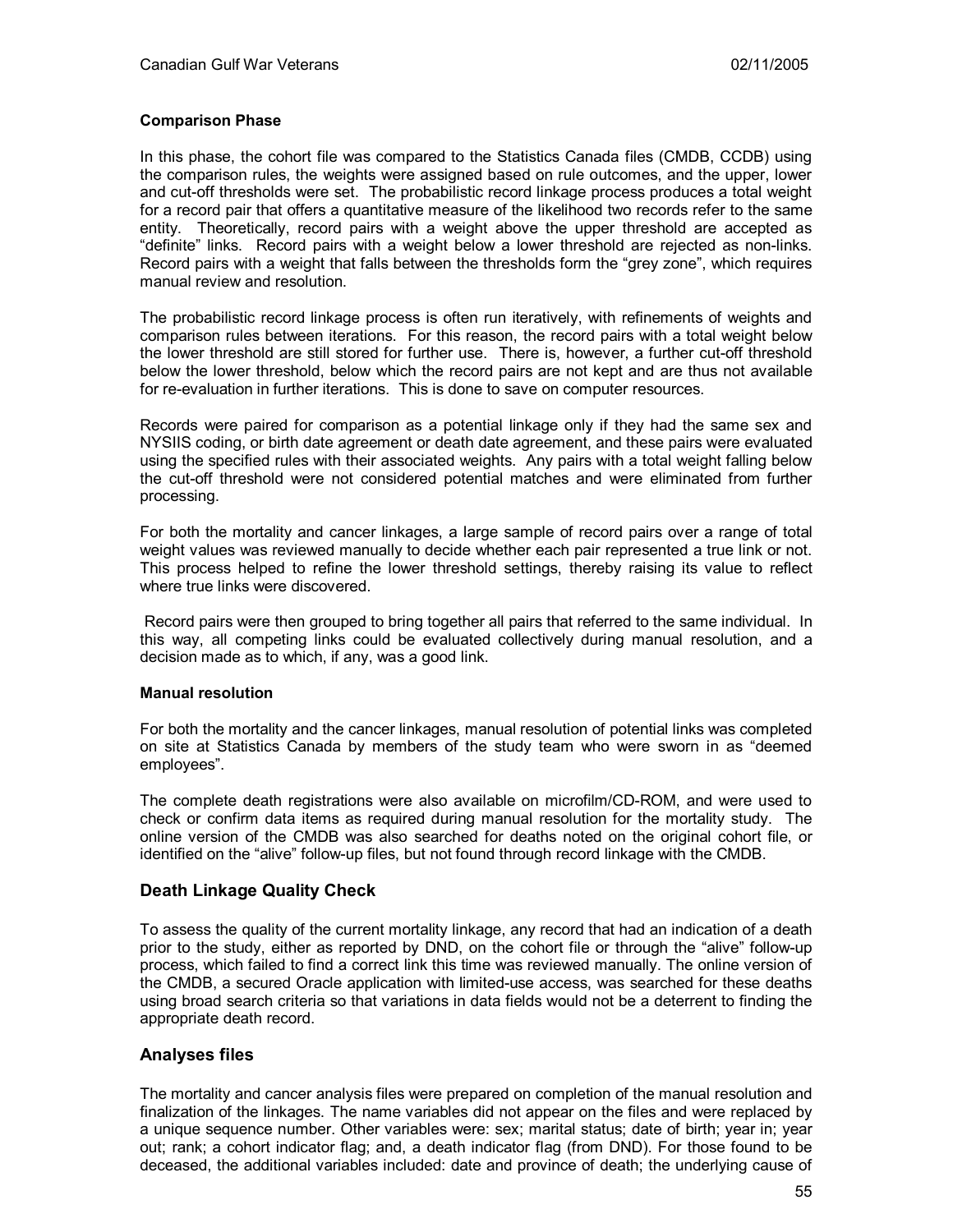**Comparison Phase**

In this phase, the cohort file was compared to the Statistics Canada files (CMDB, CCDB) using the comparison rules, the weights were assigned based on rule outcomes, and the upper, lower and cut-off thresholds were set. The probabilistic record linkage process produces a total weight for a record pair that offers a quantitative measure of the likelihood two records refer to the same entity. Theoretically, record pairs with a weight above the upper threshold are accepted as "definite" links. Record pairs with a weight below a lower threshold are rejected as non-links. Record pairs with a weight that falls between the thresholds form the "grey zone", which requires manual review and resolution.

The probabilistic record linkage process is often run iteratively, with refinements of weights and comparison rules between iterations. For this reason, the record pairs with a total weight below the lower threshold are still stored for further use. There is, however, a further cut-off threshold below the lower threshold, below which the record pairs are not kept and are thus not available for re-evaluation in further iterations. This is done to save on computer resources.

Records were paired for comparison as a potential linkage only if they had the same sex and NYSIIS coding, or birth date agreement or death date agreement, and these pairs were evaluated using the specified rules with their associated weights. Any pairs with a total weight falling below the cut-off threshold were not considered potential matches and were eliminated from further processing.

For both the mortality and cancer linkages, a large sample of record pairs over a range of total weight values was reviewed manually to decide whether each pair represented a true link or not. This process helped to refine the lower threshold settings, thereby raising its value to reflect where true links were discovered.

Record pairs were then grouped to bring together all pairs that referred to the same individual. In this way, all competing links could be evaluated collectively during manual resolution, and a decision made as to which, if any, was a good link.

**Manual resolution**

For both the mortality and the cancer linkages, manual resolution of potential links was completed on site at Statistics Canada by members of the study team who were sworn in as "deemed employees".

The complete death registrations were also available on microfilm/CD-ROM, and were used to check or confirm data items as required during manual resolution for the mortality study. The online version of the CMDB was also searched for deaths noted on the original cohort file, or identified on the "alive" follow-up files, but not found through record linkage with the CMDB.

## Death Linkage Quality Check

To assess the quality of the current mortality linkage, any record that had an indication of a death prior to the study, either as reported by DND, on the cohort file or through the "alive" follow-up process, which failed to find a correct link this time was reviewed manually. The online version of the CMDB, a secured Oracle application with limited-use access, was searched for these deaths using broad search criteria so that variations in data fields would not be a deterrent to finding the appropriate death record.

## Analyses files

The mortality and cancer analysis files were prepared on completion of the manual resolution and finalization of the linkages. The name variables did not appear on the files and were replaced by a unique sequence number. Other variables were: sex; marital status; date of birth; year in; year out; rank; a cohort indicator flag; and, a death indicator flag (from DND). For those found to be deceased, the additional variables included: date and province of death; the underlying cause of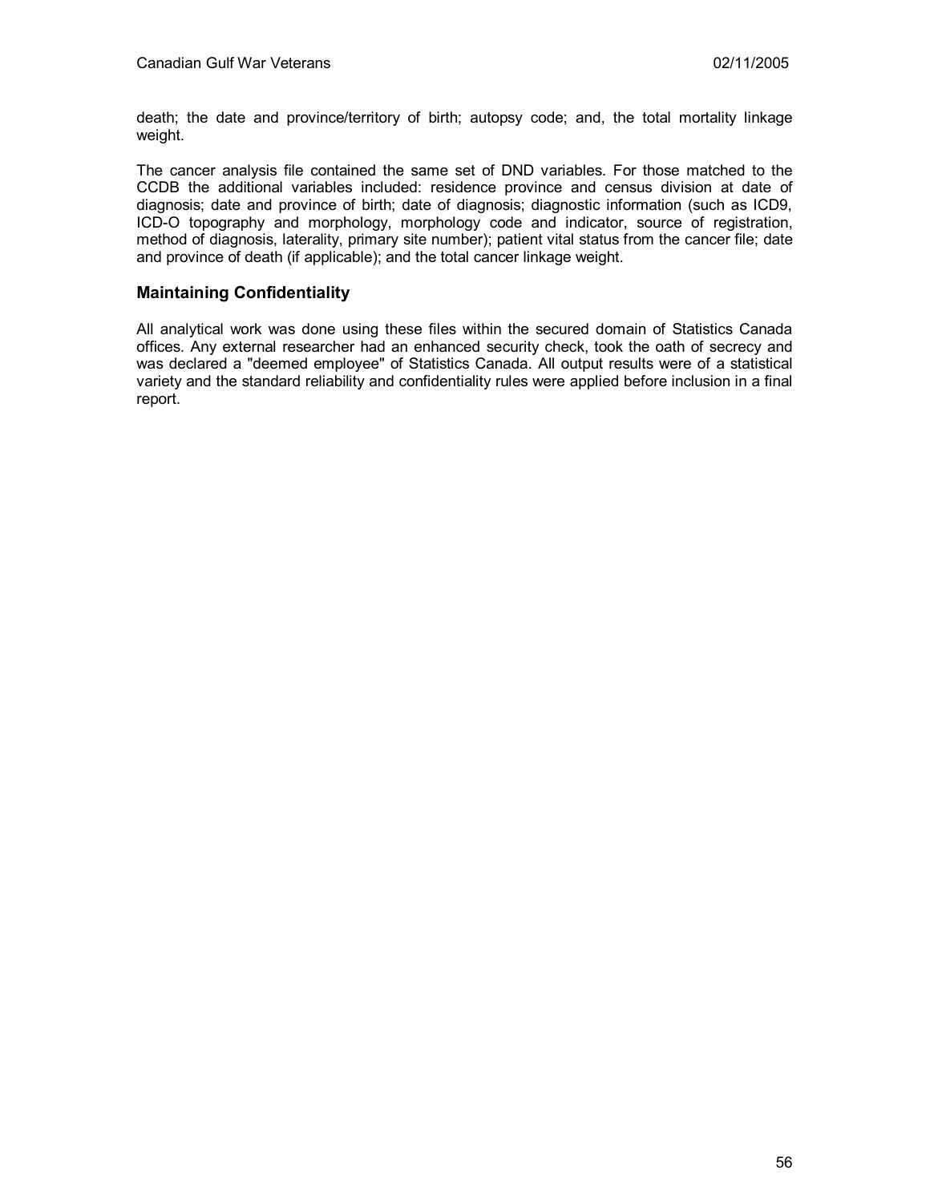death; the date and province/territory of birth; autopsy code; and, the total mortality linkage weight.

The cancer analysis file contained the same set of DND variables. For those matched to the CCDB the additional variables included: residence province and census division at date of diagnosis; date and province of birth; date of diagnosis; diagnostic information (such as ICD9, ICD-O topography and morphology, morphology code and indicator, source of registration, method of diagnosis, laterality, primary site number); patient vital status from the cancer file; date and province of death (if applicable); and the total cancer linkage weight.

### Maintaining Confidentiality

All analytical work was done using these files within the secured domain of Statistics Canada offices. Any external researcher had an enhanced security check, took the oath of secrecy and was declared a "deemed employee" of Statistics Canada. All output results were of a statistical variety and the standard reliability and confidentiality rules were applied before inclusion in a final report.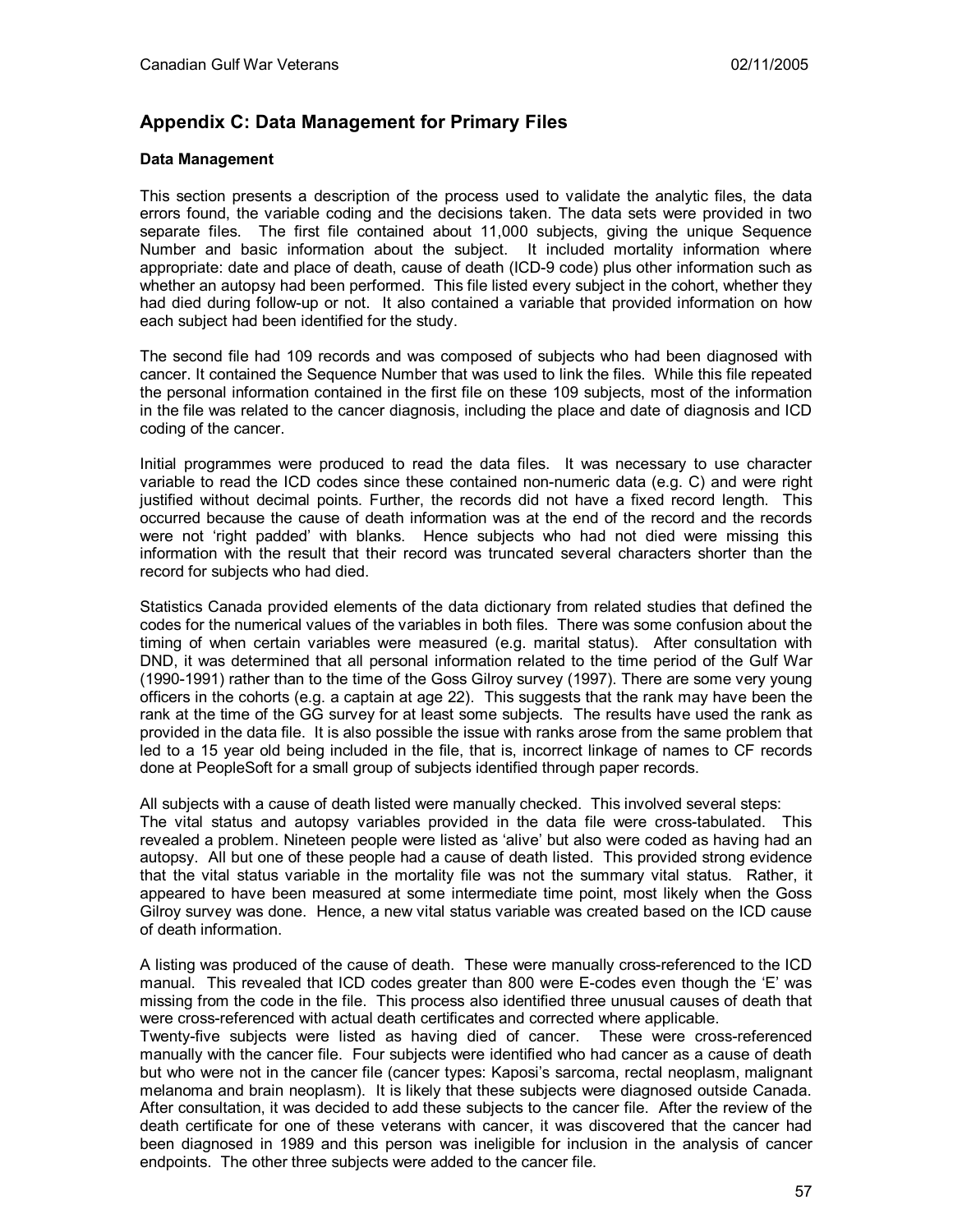## Appendix C: Data Management for Primary Files

**Data Management**

This section presents a description of the process used to validate the analytic files, the data errors found, the variable coding and the decisions taken. The data sets were provided in two separate files. The first file contained about 11,000 subjects, giving the unique Sequence Number and basic information about the subject. It included mortality information where appropriate: date and place of death, cause of death (ICD-9 code) plus other information such as whether an autopsy had been performed. This file listed every subject in the cohort, whether they had died during follow-up or not. It also contained a variable that provided information on how each subject had been identified for the study.

The second file had 109 records and was composed of subjects who had been diagnosed with cancer. It contained the Sequence Number that was used to link the files. While this file repeated the personal information contained in the first file on these 109 subjects, most of the information in the file was related to the cancer diagnosis, including the place and date of diagnosis and ICD coding of the cancer.

Initial programmes were produced to read the data files. It was necessary to use character variable to read the ICD codes since these contained non-numeric data (e.g. C) and were right justified without decimal points. Further, the records did not have a fixed record length. This occurred because the cause of death information was at the end of the record and the records were not 'right padded' with blanks. Hence subjects who had not died were missing this information with the result that their record was truncated several characters shorter than the record for subjects who had died.

Statistics Canada provided elements of the data dictionary from related studies that defined the codes for the numerical values of the variables in both files. There was some confusion about the timing of when certain variables were measured (e.g. marital status). After consultation with DND, it was determined that all personal information related to the time period of the Gulf War (1990-1991) rather than to the time of the Goss Gilroy survey (1997). There are some very young officers in the cohorts (e.g. a captain at age 22). This suggests that the rank may have been the rank at the time of the GG survey for at least some subjects. The results have used the rank as provided in the data file. It is also possible the issue with ranks arose from the same problem that led to a 15 year old being included in the file, that is, incorrect linkage of names to CF records done at PeopleSoft for a small group of subjects identified through paper records.

All subjects with a cause of death listed were manually checked. This involved several steps:
The vital status and autopsy variables provided in the data file were cross-tabulated. This revealed a problem. Nineteen people were listed as 'alive' but also were coded as having had an autopsy. All but one of these people had a cause of death listed. This provided strong evidence that the vital status variable in the mortality file was not the summary vital status. Rather, it appeared to have been measured at some intermediate time point, most likely when the Goss Gilroy survey was done. Hence, a new vital status variable was created based on the ICD cause of death information.

A listing was produced of the cause of death. These were manually cross-referenced to the ICD manual. This revealed that ICD codes greater than 800 were E-codes even though the 'E' was missing from the code in the file. This process also identified three unusual causes of death that were cross-referenced with actual death certificates and corrected where applicable.
Twenty-five subjects were listed as having died of cancer. These were cross-referenced manually with the cancer file. Four subjects were identified who had cancer as a cause of death but who were not in the cancer file (cancer types: Kaposi's sarcoma, rectal neoplasm, malignant melanoma and brain neoplasm). It is likely that these subjects were diagnosed outside Canada. After consultation, it was decided to add these subjects to the cancer file. After the review of the death certificate for one of these veterans with cancer, it was discovered that the cancer had been diagnosed in 1989 and this person was ineligible for inclusion in the analysis of cancer endpoints. The other three subjects were added to the cancer file.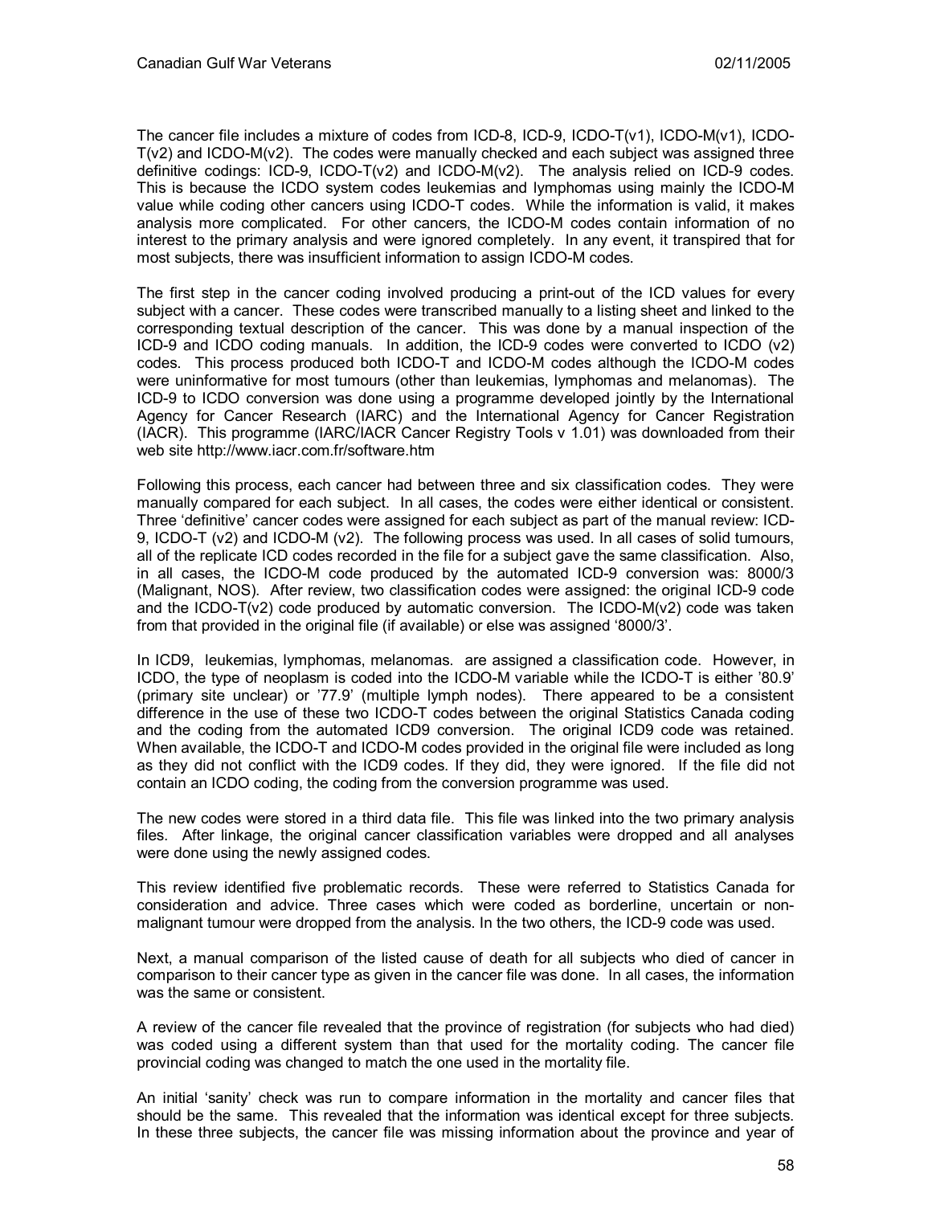The cancer file includes a mixture of codes from ICD-8, ICD-9, ICDO-T(v1), ICDO-M(v1), ICDO-T(v2) and ICDO-M(v2). The codes were manually checked and each subject was assigned three definitive codings: ICD-9, ICDO-T(v2) and ICDO-M(v2). The analysis relied on ICD-9 codes. This is because the ICDO system codes leukemias and lymphomas using mainly the ICDO-M value while coding other cancers using ICDO-T codes. While the information is valid, it makes analysis more complicated. For other cancers, the ICDO-M codes contain information of no interest to the primary analysis and were ignored completely. In any event, it transpired that for most subjects, there was insufficient information to assign ICDO-M codes.

The first step in the cancer coding involved producing a print-out of the ICD values for every subject with a cancer. These codes were transcribed manually to a listing sheet and linked to the corresponding textual description of the cancer. This was done by a manual inspection of the ICD-9 and ICDO coding manuals. In addition, the ICD-9 codes were converted to ICDO (v2) codes. This process produced both ICDO-T and ICDO-M codes although the ICDO-M codes were uninformative for most tumours (other than leukemias, lymphomas and melanomas). The ICD-9 to ICDO conversion was done using a programme developed jointly by the International Agency for Cancer Research (IARC) and the International Agency for Cancer Registration (IACR). This programme (IARC/IACR Cancer Registry Tools v 1.01) was downloaded from their web site http://www.iacr.com.fr/software.htm

Following this process, each cancer had between three and six classification codes. They were manually compared for each subject. In all cases, the codes were either identical or consistent. Three 'definitive' cancer codes were assigned for each subject as part of the manual review: ICD-9, ICDO-T (v2) and ICDO-M (v2). The following process was used. In all cases of solid tumours, all of the replicate ICD codes recorded in the file for a subject gave the same classification. Also, in all cases, the ICDO-M code produced by the automated ICD-9 conversion was: 8000/3 (Malignant, NOS). After review, two classification codes were assigned: the original ICD-9 code and the ICDO-T(v2) code produced by automatic conversion. The ICDO-M(v2) code was taken from that provided in the original file (if available) or else was assigned '8000/3'.

In ICD9, leukemias, lymphomas, melanomas. are assigned a classification code. However, in ICDO, the type of neoplasm is coded into the ICDO-M variable while the ICDO-T is either '80.9' (primary site unclear) or '77.9' (multiple lymph nodes). There appeared to be a consistent difference in the use of these two ICDO-T codes between the original Statistics Canada coding and the coding from the automated ICD9 conversion. The original ICD9 code was retained. When available, the ICDO-T and ICDO-M codes provided in the original file were included as long as they did not conflict with the ICD9 codes. If they did, they were ignored. If the file did not contain an ICDO coding, the coding from the conversion programme was used.

The new codes were stored in a third data file. This file was linked into the two primary analysis files. After linkage, the original cancer classification variables were dropped and all analyses were done using the newly assigned codes.

This review identified five problematic records. These were referred to Statistics Canada for consideration and advice. Three cases which were coded as borderline, uncertain or non-malignant tumour were dropped from the analysis. In the two others, the ICD-9 code was used.

Next, a manual comparison of the listed cause of death for all subjects who died of cancer in comparison to their cancer type as given in the cancer file was done. In all cases, the information was the same or consistent.

A review of the cancer file revealed that the province of registration (for subjects who had died) was coded using a different system than that used for the mortality coding. The cancer file provincial coding was changed to match the one used in the mortality file.

An initial 'sanity' check was run to compare information in the mortality and cancer files that should be the same. This revealed that the information was identical except for three subjects. In these three subjects, the cancer file was missing information about the province and year of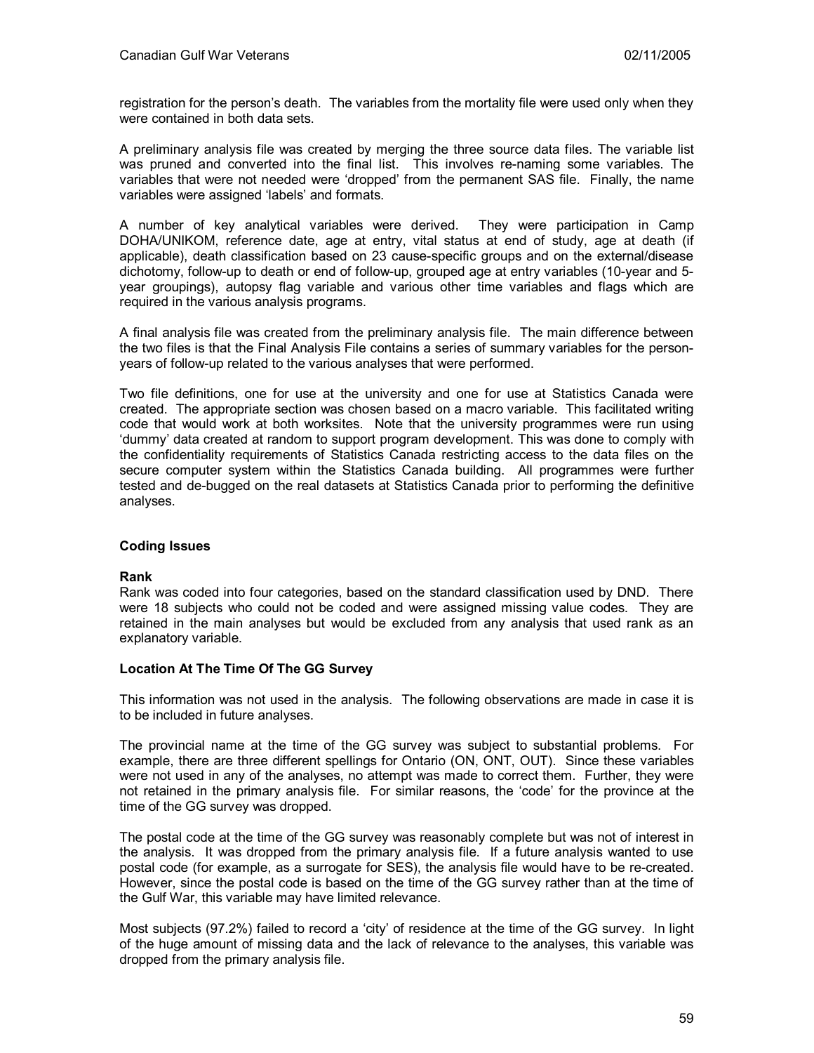registration for the person's death. The variables from the mortality file were used only when they were contained in both data sets.

A preliminary analysis file was created by merging the three source data files. The variable list was pruned and converted into the final list. This involves re-naming some variables. The variables that were not needed were 'dropped' from the permanent SAS file. Finally, the name variables were assigned 'labels' and formats.

A number of key analytical variables were derived. They were participation in Camp DOHA/UNIKOM, reference date, age at entry, vital status at end of study, age at death (if applicable), death classification based on 23 cause-specific groups and on the external/disease dichotomy, follow-up to death or end of follow-up, grouped age at entry variables (10-year and 5-year groupings), autopsy flag variable and various other time variables and flags which are required in the various analysis programs.

A final analysis file was created from the preliminary analysis file. The main difference between the two files is that the Final Analysis File contains a series of summary variables for the person-years of follow-up related to the various analyses that were performed.

Two file definitions, one for use at the university and one for use at Statistics Canada were created. The appropriate section was chosen based on a macro variable. This facilitated writing code that would work at both worksites. Note that the university programmes were run using 'dummy' data created at random to support program development. This was done to comply with the confidentiality requirements of Statistics Canada restricting access to the data files on the secure computer system within the Statistics Canada building. All programmes were further tested and de-bugged on the real datasets at Statistics Canada prior to performing the definitive analyses.

### Coding Issues

#### Rank

Rank was coded into four categories, based on the standard classification used by DND. There were 18 subjects who could not be coded and were assigned missing value codes. They are retained in the main analyses but would be excluded from any analysis that used rank as an explanatory variable.

#### Location At The Time Of The GG Survey

This information was not used in the analysis. The following observations are made in case it is to be included in future analyses.

The provincial name at the time of the GG survey was subject to substantial problems. For example, there are three different spellings for Ontario (ON, ONT, OUT). Since these variables were not used in any of the analyses, no attempt was made to correct them. Further, they were not retained in the primary analysis file. For similar reasons, the 'code' for the province at the time of the GG survey was dropped.

The postal code at the time of the GG survey was reasonably complete but was not of interest in the analysis. It was dropped from the primary analysis file. If a future analysis wanted to use postal code (for example, as a surrogate for SES), the analysis file would have to be re-created. However, since the postal code is based on the time of the GG survey rather than at the time of the Gulf War, this variable may have limited relevance.

Most subjects (97.2%) failed to record a 'city' of residence at the time of the GG survey. In light of the huge amount of missing data and the lack of relevance to the analyses, this variable was dropped from the primary analysis file.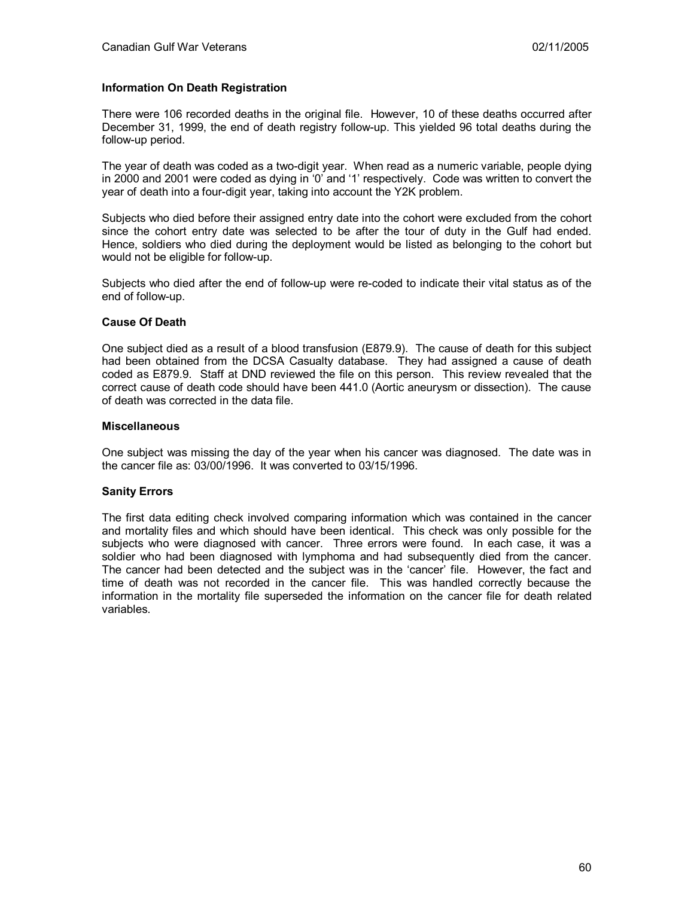### Information On Death Registration

There were 106 recorded deaths in the original file. However, 10 of these deaths occurred after December 31, 1999, the end of death registry follow-up. This yielded 96 total deaths during the follow-up period.

The year of death was coded as a two-digit year. When read as a numeric variable, people dying in 2000 and 2001 were coded as dying in '0' and '1' respectively. Code was written to convert the year of death into a four-digit year, taking into account the Y2K problem.

Subjects who died before their assigned entry date into the cohort were excluded from the cohort since the cohort entry date was selected to be after the tour of duty in the Gulf had ended. Hence, soldiers who died during the deployment would be listed as belonging to the cohort but would not be eligible for follow-up.

Subjects who died after the end of follow-up were re-coded to indicate their vital status as of the end of follow-up.

### Cause Of Death

One subject died as a result of a blood transfusion (E879.9). The cause of death for this subject had been obtained from the DCSA Casualty database. They had assigned a cause of death coded as E879.9. Staff at DND reviewed the file on this person. This review revealed that the correct cause of death code should have been 441.0 (Aortic aneurysm or dissection). The cause of death was corrected in the data file.

### Miscellaneous

One subject was missing the day of the year when his cancer was diagnosed. The date was in the cancer file as: 03/00/1996. It was converted to 03/15/1996.

### Sanity Errors

The first data editing check involved comparing information which was contained in the cancer and mortality files and which should have been identical. This check was only possible for the subjects who were diagnosed with cancer. Three errors were found. In each case, it was a soldier who had been diagnosed with lymphoma and had subsequently died from the cancer. The cancer had been detected and the subject was in the 'cancer' file. However, the fact and time of death was not recorded in the cancer file. This was handled correctly because the information in the mortality file superseded the information on the cancer file for death related variables.